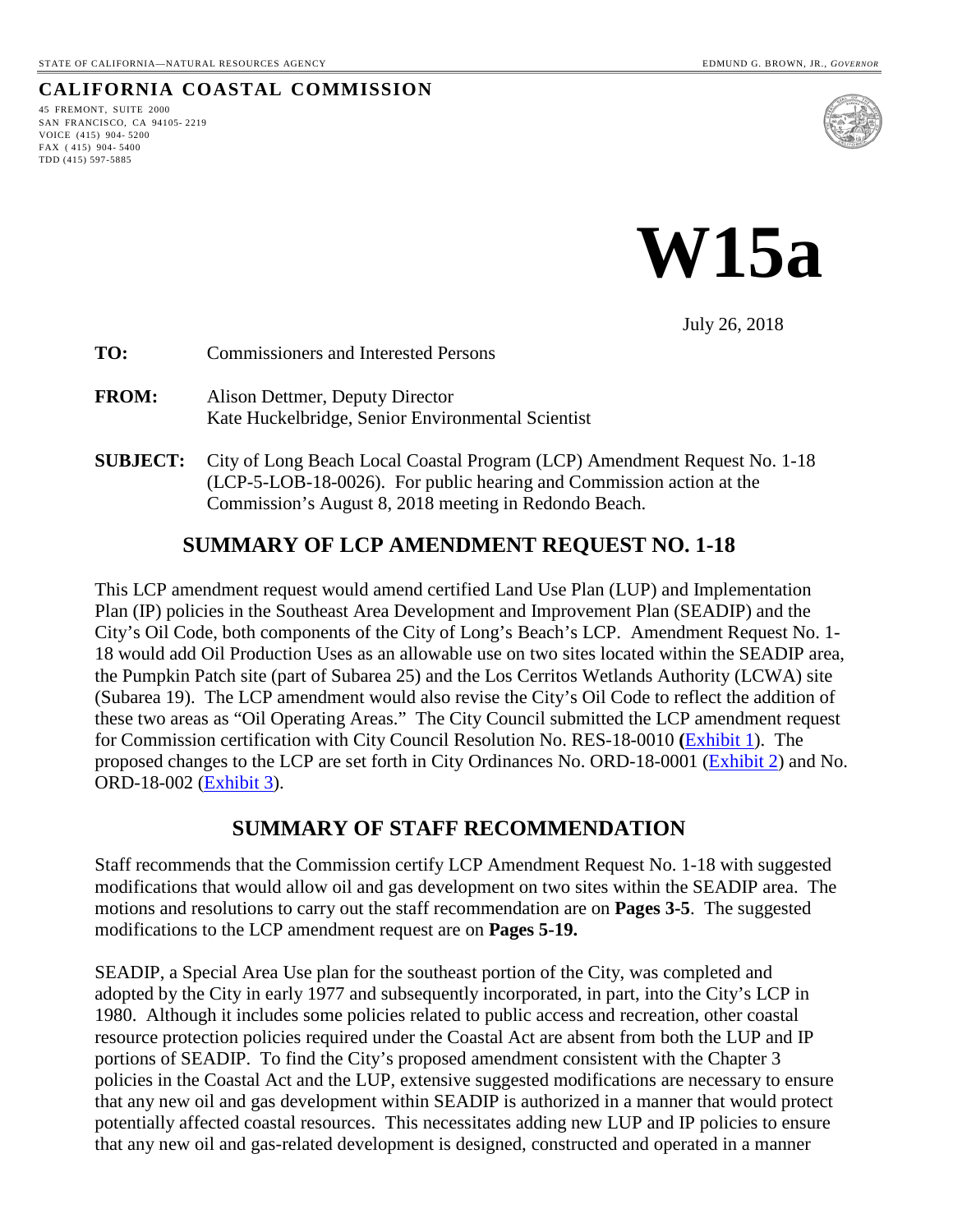STATE OF CALIFORNIA—NATURAL RESOURCES AGENCY

EDMUND G. BROWN, JR., *GOVERNOR*

**CALIFORNIA COASTAL COMMISSION**

45 FREMONT, SUITE 2000
SAN FRANCISCO, CA 94105- 2219
VOICE (415) 904- 5200
FAX ( 415) 904- 5400
TDD (415) 597-5885

# W15a

July 26, 2018

**TO:** Commissioners and Interested Persons

**FROM:** Alison Dettmer, Deputy Director
Kate Huckelbridge, Senior Environmental Scientist

**SUBJECT:** City of Long Beach Local Coastal Program (LCP) Amendment Request No. 1-18 (LCP-5-LOB-18-0026). For public hearing and Commission action at the Commission's August 8, 2018 meeting in Redondo Beach.

## SUMMARY OF LCP AMENDMENT REQUEST NO. 1-18

This LCP amendment request would amend certified Land Use Plan (LUP) and Implementation Plan (IP) policies in the Southeast Area Development and Improvement Plan (SEADIP) and the City's Oil Code, both components of the City of Long's Beach's LCP. Amendment Request No. 1-18 would add Oil Production Uses as an allowable use on two sites located within the SEADIP area, the Pumpkin Patch site (part of Subarea 25) and the Los Cerritos Wetlands Authority (LCWA) site (Subarea 19). The LCP amendment would also revise the City's Oil Code to reflect the addition of these two areas as "Oil Operating Areas." The City Council submitted the LCP amendment request for Commission certification with City Council Resolution No. RES-18-0010 (Exhibit 1). The proposed changes to the LCP are set forth in City Ordinances No. ORD-18-0001 (Exhibit 2) and No. ORD-18-002 (Exhibit 3).

## SUMMARY OF STAFF RECOMMENDATION

Staff recommends that the Commission certify LCP Amendment Request No. 1-18 with suggested modifications that would allow oil and gas development on two sites within the SEADIP area. The motions and resolutions to carry out the staff recommendation are on **Pages 3-5**. The suggested modifications to the LCP amendment request are on **Pages 5-19.**

SEADIP, a Special Area Use plan for the southeast portion of the City, was completed and adopted by the City in early 1977 and subsequently incorporated, in part, into the City's LCP in 1980. Although it includes some policies related to public access and recreation, other coastal resource protection policies required under the Coastal Act are absent from both the LUP and IP portions of SEADIP. To find the City's proposed amendment consistent with the Chapter 3 policies in the Coastal Act and the LUP, extensive suggested modifications are necessary to ensure that any new oil and gas development within SEADIP is authorized in a manner that would protect potentially affected coastal resources. This necessitates adding new LUP and IP policies to ensure that any new oil and gas-related development is designed, constructed and operated in a manner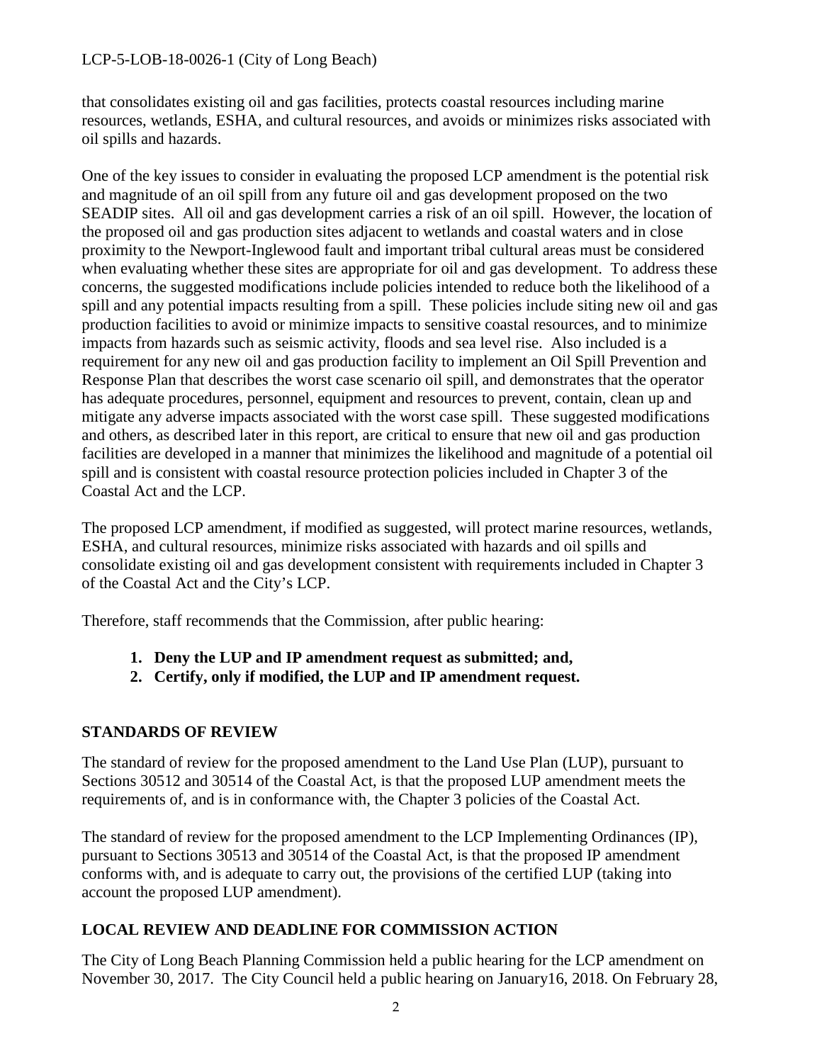that consolidates existing oil and gas facilities, protects coastal resources including marine resources, wetlands, ESHA, and cultural resources, and avoids or minimizes risks associated with oil spills and hazards.

One of the key issues to consider in evaluating the proposed LCP amendment is the potential risk and magnitude of an oil spill from any future oil and gas development proposed on the two SEADIP sites. All oil and gas development carries a risk of an oil spill. However, the location of the proposed oil and gas production sites adjacent to wetlands and coastal waters and in close proximity to the Newport-Inglewood fault and important tribal cultural areas must be considered when evaluating whether these sites are appropriate for oil and gas development. To address these concerns, the suggested modifications include policies intended to reduce both the likelihood of a spill and any potential impacts resulting from a spill. These policies include siting new oil and gas production facilities to avoid or minimize impacts to sensitive coastal resources, and to minimize impacts from hazards such as seismic activity, floods and sea level rise. Also included is a requirement for any new oil and gas production facility to implement an Oil Spill Prevention and Response Plan that describes the worst case scenario oil spill, and demonstrates that the operator has adequate procedures, personnel, equipment and resources to prevent, contain, clean up and mitigate any adverse impacts associated with the worst case spill. These suggested modifications and others, as described later in this report, are critical to ensure that new oil and gas production facilities are developed in a manner that minimizes the likelihood and magnitude of a potential oil spill and is consistent with coastal resource protection policies included in Chapter 3 of the Coastal Act and the LCP.

The proposed LCP amendment, if modified as suggested, will protect marine resources, wetlands, ESHA, and cultural resources, minimize risks associated with hazards and oil spills and consolidate existing oil and gas development consistent with requirements included in Chapter 3 of the Coastal Act and the City's LCP.

Therefore, staff recommends that the Commission, after public hearing:

1. **Deny the LUP and IP amendment request as submitted; and,**
2. **Certify, only if modified, the LUP and IP amendment request.**

## STANDARDS OF REVIEW

The standard of review for the proposed amendment to the Land Use Plan (LUP), pursuant to Sections 30512 and 30514 of the Coastal Act, is that the proposed LUP amendment meets the requirements of, and is in conformance with, the Chapter 3 policies of the Coastal Act.

The standard of review for the proposed amendment to the LCP Implementing Ordinances (IP), pursuant to Sections 30513 and 30514 of the Coastal Act, is that the proposed IP amendment conforms with, and is adequate to carry out, the provisions of the certified LUP (taking into account the proposed LUP amendment).

## LOCAL REVIEW AND DEADLINE FOR COMMISSION ACTION

The City of Long Beach Planning Commission held a public hearing for the LCP amendment on November 30, 2017. The City Council held a public hearing on January16, 2018. On February 28,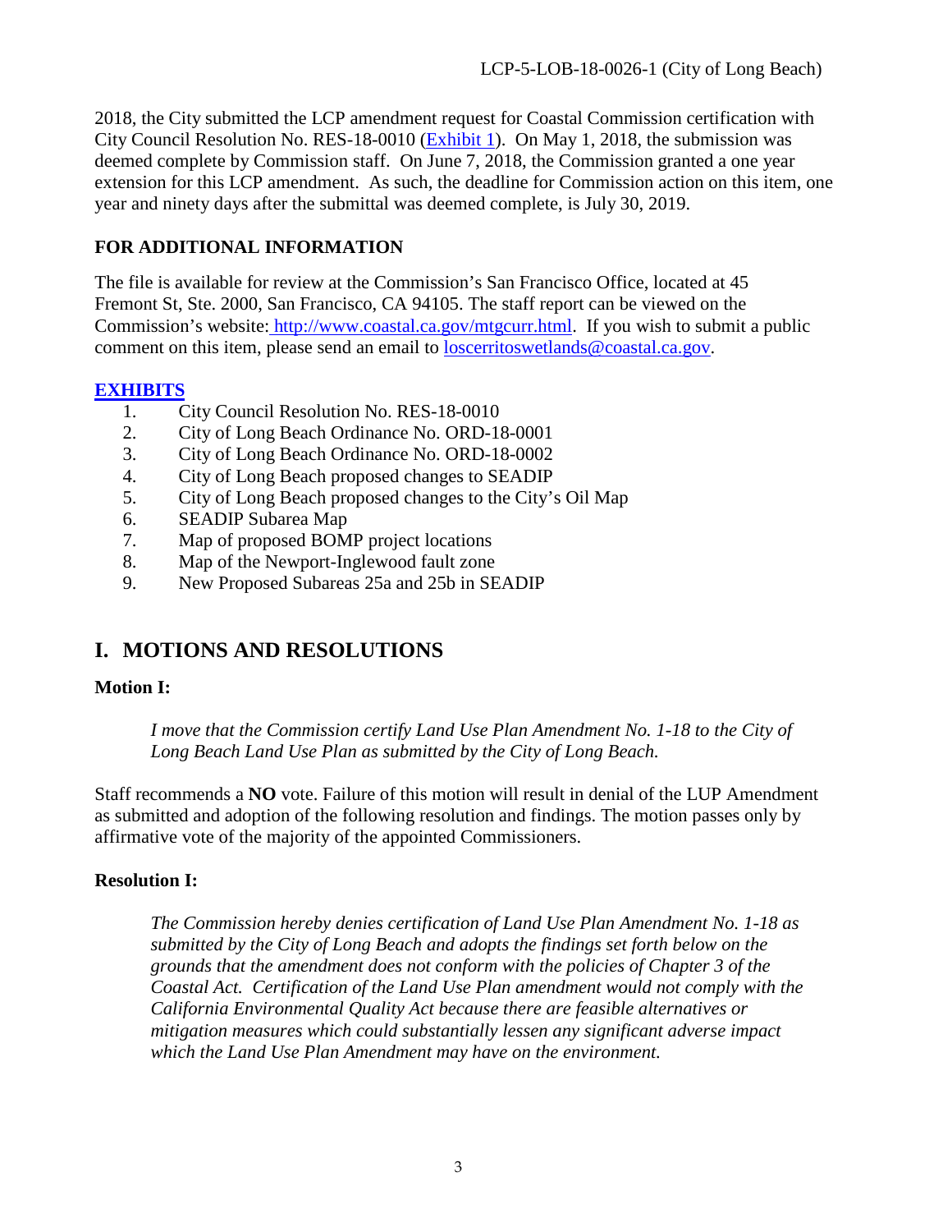2018, the City submitted the LCP amendment request for Coastal Commission certification with City Council Resolution No. RES-18-0010 ([Exhibit 1](#)). On May 1, 2018, the submission was deemed complete by Commission staff. On June 7, 2018, the Commission granted a one year extension for this LCP amendment. As such, the deadline for Commission action on this item, one year and ninety days after the submittal was deemed complete, is July 30, 2019.

**FOR ADDITIONAL INFORMATION**

The file is available for review at the Commission's San Francisco Office, located at 45 Fremont St, Ste. 2000, San Francisco, CA 94105. The staff report can be viewed on the Commission's website: [http://www.coastal.ca.gov/mtgcurr.html](http://www.coastal.ca.gov/mtgcurr.html). If you wish to submit a public comment on this item, please send an email to [loscerritoswetlands@coastal.ca.gov](mailto:loscerritoswetlands@coastal.ca.gov).

**[EXHIBITS](#)**

1. City Council Resolution No. RES-18-0010
2. City of Long Beach Ordinance No. ORD-18-0001
3. City of Long Beach Ordinance No. ORD-18-0002
4. City of Long Beach proposed changes to SEADIP
5. City of Long Beach proposed changes to the City's Oil Map
6. SEADIP Subarea Map
7. Map of proposed BOMP project locations
8. Map of the Newport-Inglewood fault zone
9. New Proposed Subareas 25a and 25b in SEADIP

## I. MOTIONS AND RESOLUTIONS

**Motion I:**

*I move that the Commission certify Land Use Plan Amendment No. 1-18 to the City of Long Beach Land Use Plan as submitted by the City of Long Beach.*

Staff recommends a **NO** vote. Failure of this motion will result in denial of the LUP Amendment as submitted and adoption of the following resolution and findings. The motion passes only by affirmative vote of the majority of the appointed Commissioners.

**Resolution I:**

*The Commission hereby denies certification of Land Use Plan Amendment No. 1-18 as submitted by the City of Long Beach and adopts the findings set forth below on the grounds that the amendment does not conform with the policies of Chapter 3 of the Coastal Act. Certification of the Land Use Plan amendment would not comply with the California Environmental Quality Act because there are feasible alternatives or mitigation measures which could substantially lessen any significant adverse impact which the Land Use Plan Amendment may have on the environment.*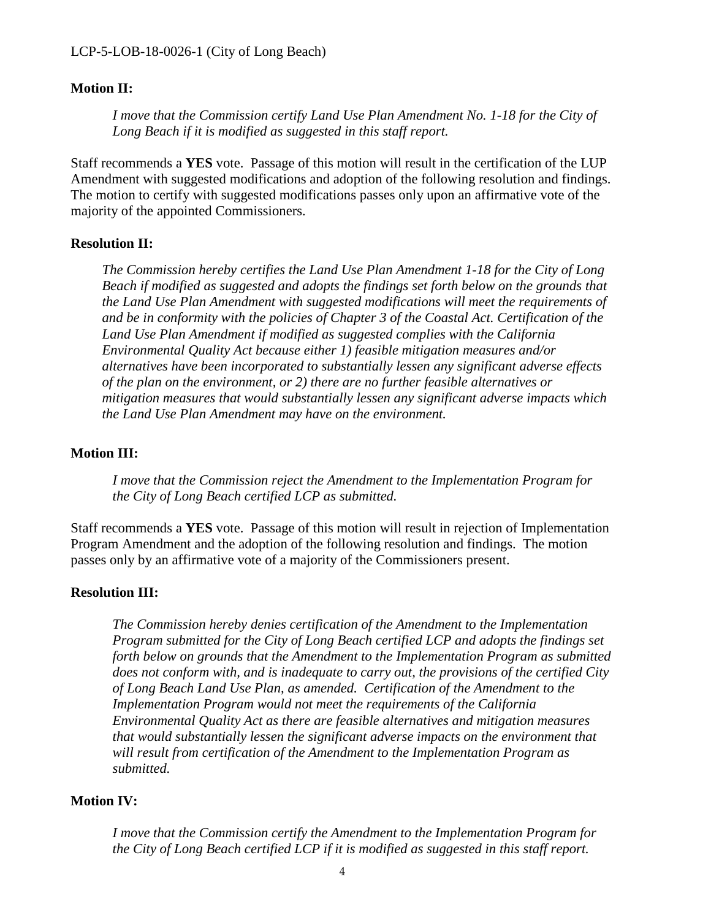**Motion II:**

> *I move that the Commission certify Land Use Plan Amendment No. 1-18 for the City of Long Beach if it is modified as suggested in this staff report.*

Staff recommends a **YES** vote. Passage of this motion will result in the certification of the LUP Amendment with suggested modifications and adoption of the following resolution and findings. The motion to certify with suggested modifications passes only upon an affirmative vote of the majority of the appointed Commissioners.

**Resolution II:**

> *The Commission hereby certifies the Land Use Plan Amendment 1-18 for the City of Long Beach if modified as suggested and adopts the findings set forth below on the grounds that the Land Use Plan Amendment with suggested modifications will meet the requirements of and be in conformity with the policies of Chapter 3 of the Coastal Act. Certification of the Land Use Plan Amendment if modified as suggested complies with the California Environmental Quality Act because either 1) feasible mitigation measures and/or alternatives have been incorporated to substantially lessen any significant adverse effects of the plan on the environment, or 2) there are no further feasible alternatives or mitigation measures that would substantially lessen any significant adverse impacts which the Land Use Plan Amendment may have on the environment.*

**Motion III:**

> *I move that the Commission reject the Amendment to the Implementation Program for the City of Long Beach certified LCP as submitted.*

Staff recommends a **YES** vote. Passage of this motion will result in rejection of Implementation Program Amendment and the adoption of the following resolution and findings. The motion passes only by an affirmative vote of a majority of the Commissioners present.

**Resolution III:**

> *The Commission hereby denies certification of the Amendment to the Implementation Program submitted for the City of Long Beach certified LCP and adopts the findings set forth below on grounds that the Amendment to the Implementation Program as submitted does not conform with, and is inadequate to carry out, the provisions of the certified City of Long Beach Land Use Plan, as amended. Certification of the Amendment to the Implementation Program would not meet the requirements of the California Environmental Quality Act as there are feasible alternatives and mitigation measures that would substantially lessen the significant adverse impacts on the environment that will result from certification of the Amendment to the Implementation Program as submitted.*

**Motion IV:**

> *I move that the Commission certify the Amendment to the Implementation Program for the City of Long Beach certified LCP if it is modified as suggested in this staff report.*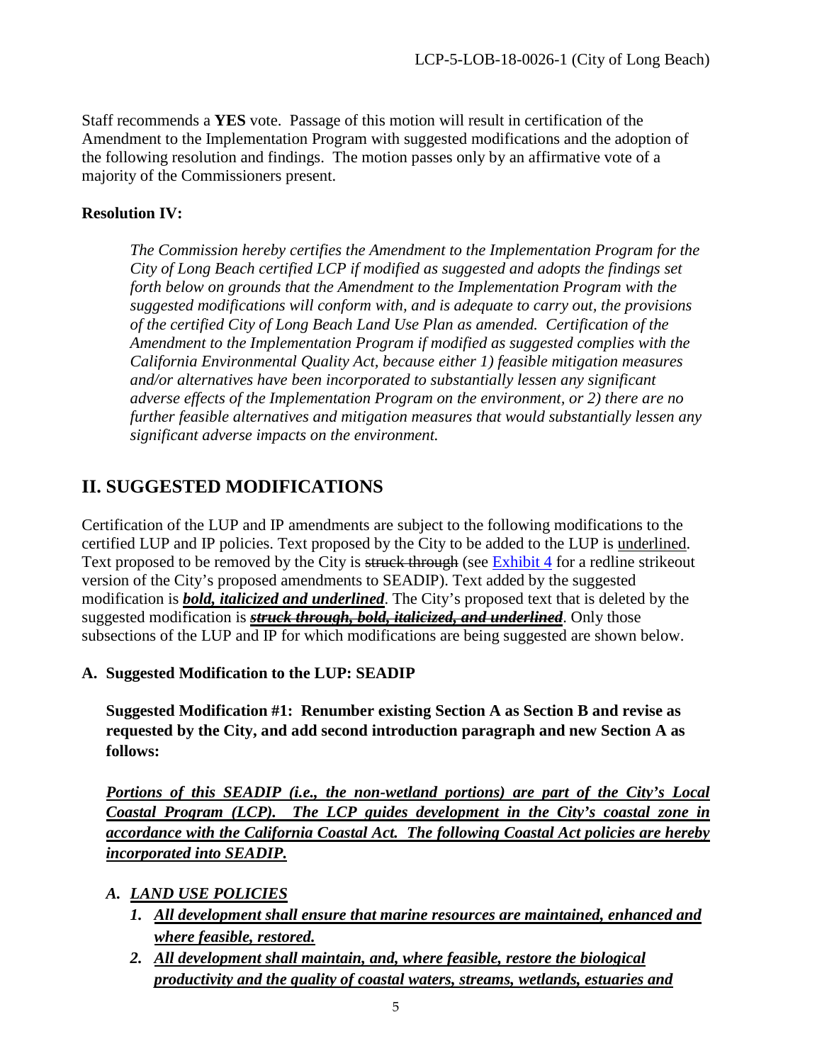Staff recommends a **YES** vote. Passage of this motion will result in certification of the Amendment to the Implementation Program with suggested modifications and the adoption of the following resolution and findings. The motion passes only by an affirmative vote of a majority of the Commissioners present.

**Resolution IV:**

> *The Commission hereby certifies the Amendment to the Implementation Program for the City of Long Beach certified LCP if modified as suggested and adopts the findings set forth below on grounds that the Amendment to the Implementation Program with the suggested modifications will conform with, and is adequate to carry out, the provisions of the certified City of Long Beach Land Use Plan as amended. Certification of the Amendment to the Implementation Program if modified as suggested complies with the California Environmental Quality Act, because either 1) feasible mitigation measures and/or alternatives have been incorporated to substantially lessen any significant adverse effects of the Implementation Program on the environment, or 2) there are no further feasible alternatives and mitigation measures that would substantially lessen any significant adverse impacts on the environment.*

## II. SUGGESTED MODIFICATIONS

Certification of the LUP and IP amendments are subject to the following modifications to the certified LUP and IP policies. Text proposed by the City to be added to the LUP is <u>underlined</u>. Text proposed to be removed by the City is ~~struck through~~ (see Exhibit 4 for a redline strikeout version of the City's proposed amendments to SEADIP). Text added by the suggested modification is <u>***bold, italicized and underlined***</u>. The City's proposed text that is deleted by the suggested modification is ~~<u>***struck through, bold, italicized, and underlined***</u>~~. Only those subsections of the LUP and IP for which modifications are being suggested are shown below.

### A. Suggested Modification to the LUP: SEADIP

**Suggested Modification #1: Renumber existing Section A as Section B and revise as requested by the City, and add second introduction paragraph and new Section A as follows:**

<u>***Portions of this SEADIP (i.e., the non-wetland portions) are part of the City's Local Coastal Program (LCP). The LCP guides development in the City's coastal zone in accordance with the California Coastal Act. The following Coastal Act policies are hereby incorporated into SEADIP.***</u>

*A. <u>LAND USE POLICIES</u>*

1. <u>***All development shall ensure that marine resources are maintained, enhanced and where feasible, restored.***</u>
2. <u>***All development shall maintain, and, where feasible, restore the biological productivity and the quality of coastal waters, streams, wetlands, estuaries and***</u>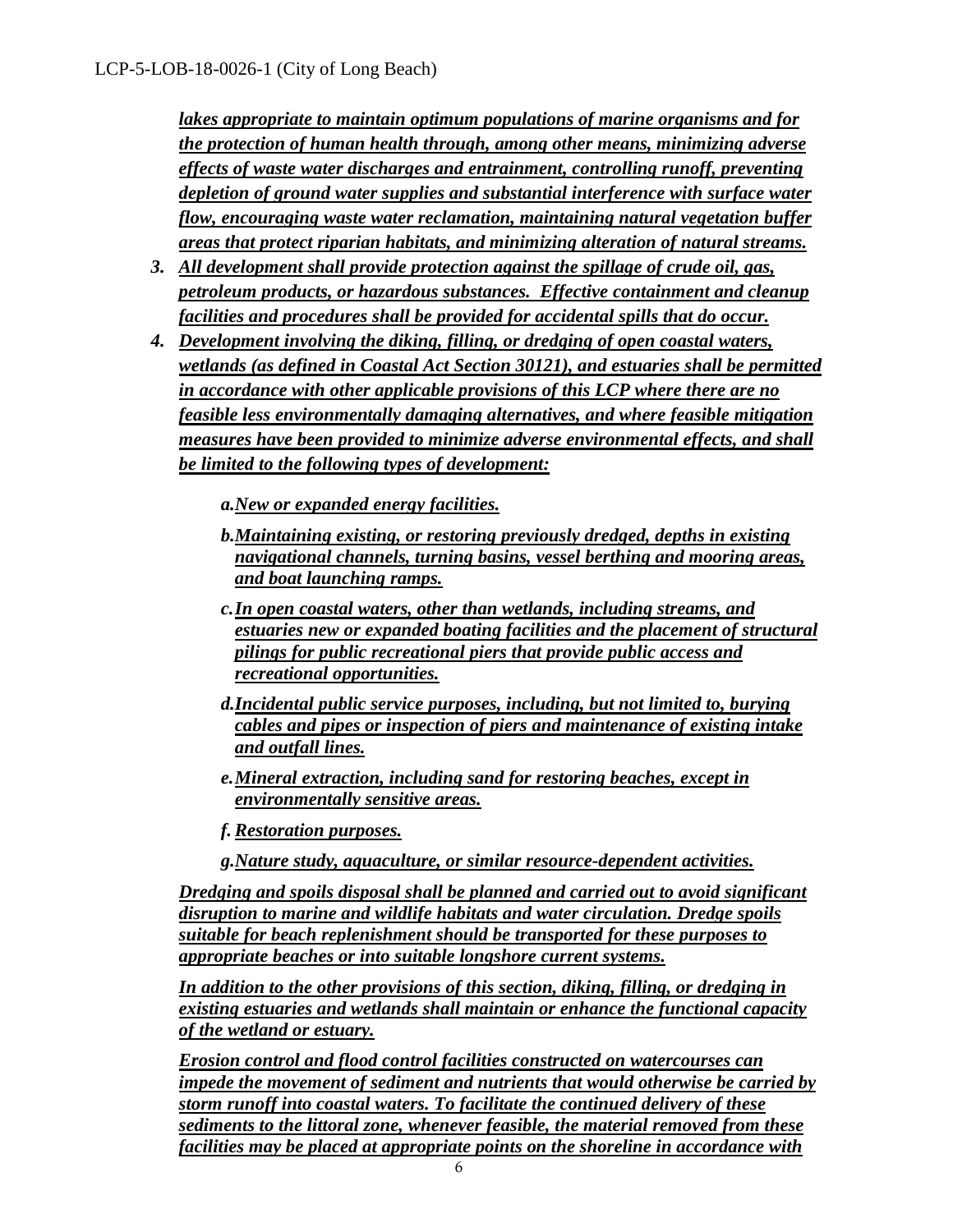***lakes appropriate to maintain optimum populations of marine organisms and for the protection of human health through, among other means, minimizing adverse effects of waste water discharges and entrainment, controlling runoff, preventing depletion of ground water supplies and substantial interference with surface water flow, encouraging waste water reclamation, maintaining natural vegetation buffer areas that protect riparian habitats, and minimizing alteration of natural streams.***

3. ***All development shall provide protection against the spillage of crude oil, gas, petroleum products, or hazardous substances. Effective containment and cleanup facilities and procedures shall be provided for accidental spills that do occur.***
4. ***Development involving the diking, filling, or dredging of open coastal waters, wetlands (as defined in Coastal Act Section 30121), and estuaries shall be permitted in accordance with other applicable provisions of this LCP where there are no feasible less environmentally damaging alternatives, and where feasible mitigation measures have been provided to minimize adverse environmental effects, and shall be limited to the following types of development:***

   a. ***New or expanded energy facilities.***

   b. ***Maintaining existing, or restoring previously dredged, depths in existing navigational channels, turning basins, vessel berthing and mooring areas, and boat launching ramps.***

   c. ***In open coastal waters, other than wetlands, including streams, and estuaries new or expanded boating facilities and the placement of structural pilings for public recreational piers that provide public access and recreational opportunities.***

   d. ***Incidental public service purposes, including, but not limited to, burying cables and pipes or inspection of piers and maintenance of existing intake and outfall lines.***

   e. ***Mineral extraction, including sand for restoring beaches, except in environmentally sensitive areas.***

   f. ***Restoration purposes.***

   g. ***Nature study, aquaculture, or similar resource-dependent activities.***

   ***Dredging and spoils disposal shall be planned and carried out to avoid significant disruption to marine and wildlife habitats and water circulation. Dredge spoils suitable for beach replenishment should be transported for these purposes to appropriate beaches or into suitable longshore current systems.***

   ***In addition to the other provisions of this section, diking, filling, or dredging in existing estuaries and wetlands shall maintain or enhance the functional capacity of the wetland or estuary.***

   ***Erosion control and flood control facilities constructed on watercourses can impede the movement of sediment and nutrients that would otherwise be carried by storm runoff into coastal waters. To facilitate the continued delivery of these sediments to the littoral zone, whenever feasible, the material removed from these facilities may be placed at appropriate points on the shoreline in accordance with***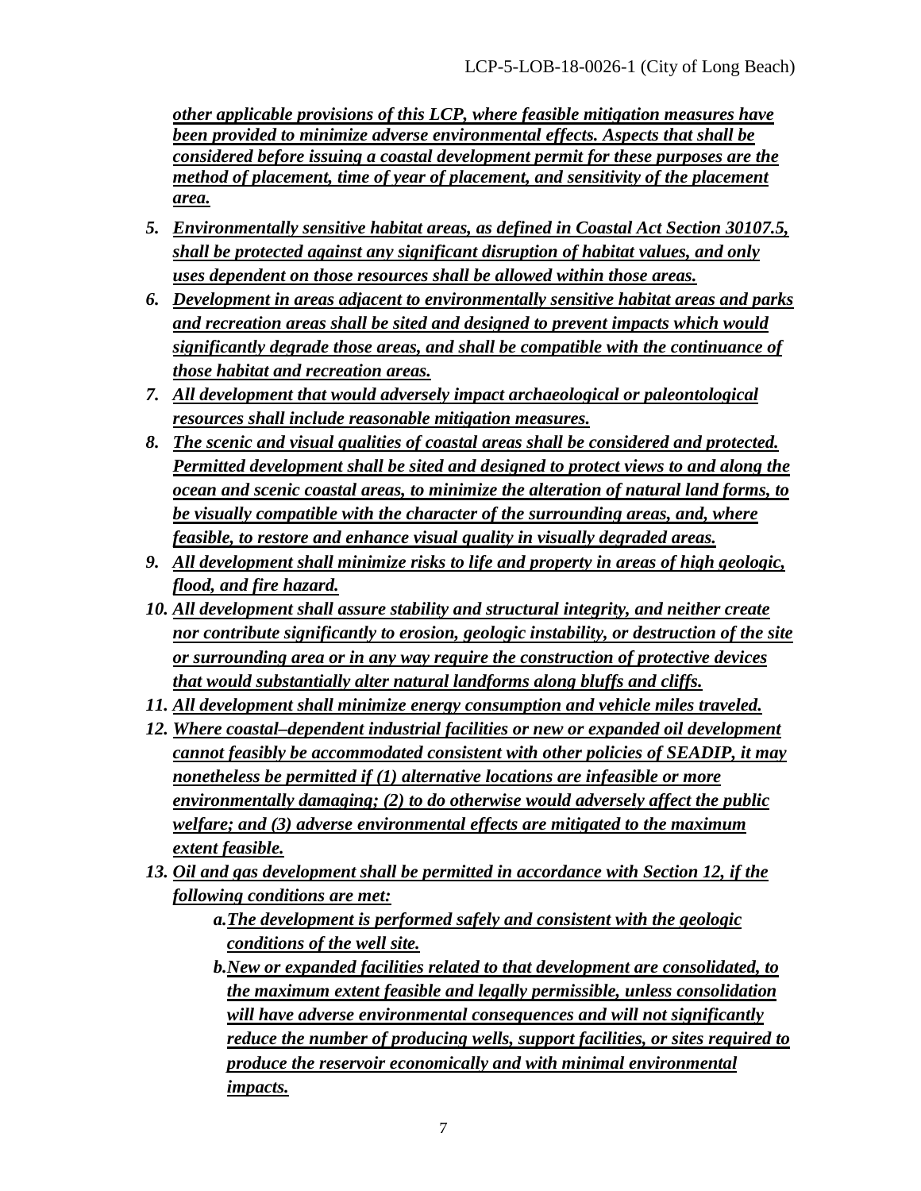***other applicable provisions of this LCP, where feasible mitigation measures have been provided to minimize adverse environmental effects. Aspects that shall be considered before issuing a coastal development permit for these purposes are the method of placement, time of year of placement, and sensitivity of the placement area.***

5. ***Environmentally sensitive habitat areas, as defined in Coastal Act Section 30107.5, shall be protected against any significant disruption of habitat values, and only uses dependent on those resources shall be allowed within those areas.***
6. ***Development in areas adjacent to environmentally sensitive habitat areas and parks and recreation areas shall be sited and designed to prevent impacts which would significantly degrade those areas, and shall be compatible with the continuance of those habitat and recreation areas.***
7. ***All development that would adversely impact archaeological or paleontological resources shall include reasonable mitigation measures.***
8. ***The scenic and visual qualities of coastal areas shall be considered and protected. Permitted development shall be sited and designed to protect views to and along the ocean and scenic coastal areas, to minimize the alteration of natural land forms, to be visually compatible with the character of the surrounding areas, and, where feasible, to restore and enhance visual quality in visually degraded areas.***
9. ***All development shall minimize risks to life and property in areas of high geologic, flood, and fire hazard.***
10. ***All development shall assure stability and structural integrity, and neither create nor contribute significantly to erosion, geologic instability, or destruction of the site or surrounding area or in any way require the construction of protective devices that would substantially alter natural landforms along bluffs and cliffs.***
11. ***All development shall minimize energy consumption and vehicle miles traveled.***
12. ***Where coastal–dependent industrial facilities or new or expanded oil development cannot feasibly be accommodated consistent with other policies of SEADIP, it may nonetheless be permitted if (1) alternative locations are infeasible or more environmentally damaging; (2) to do otherwise would adversely affect the public welfare; and (3) adverse environmental effects are mitigated to the maximum extent feasible.***
13. ***Oil and gas development shall be permitted in accordance with Section 12, if the following conditions are met:***
    a. ***The development is performed safely and consistent with the geologic conditions of the well site.***
    b. ***New or expanded facilities related to that development are consolidated, to the maximum extent feasible and legally permissible, unless consolidation will have adverse environmental consequences and will not significantly reduce the number of producing wells, support facilities, or sites required to produce the reservoir economically and with minimal environmental impacts.***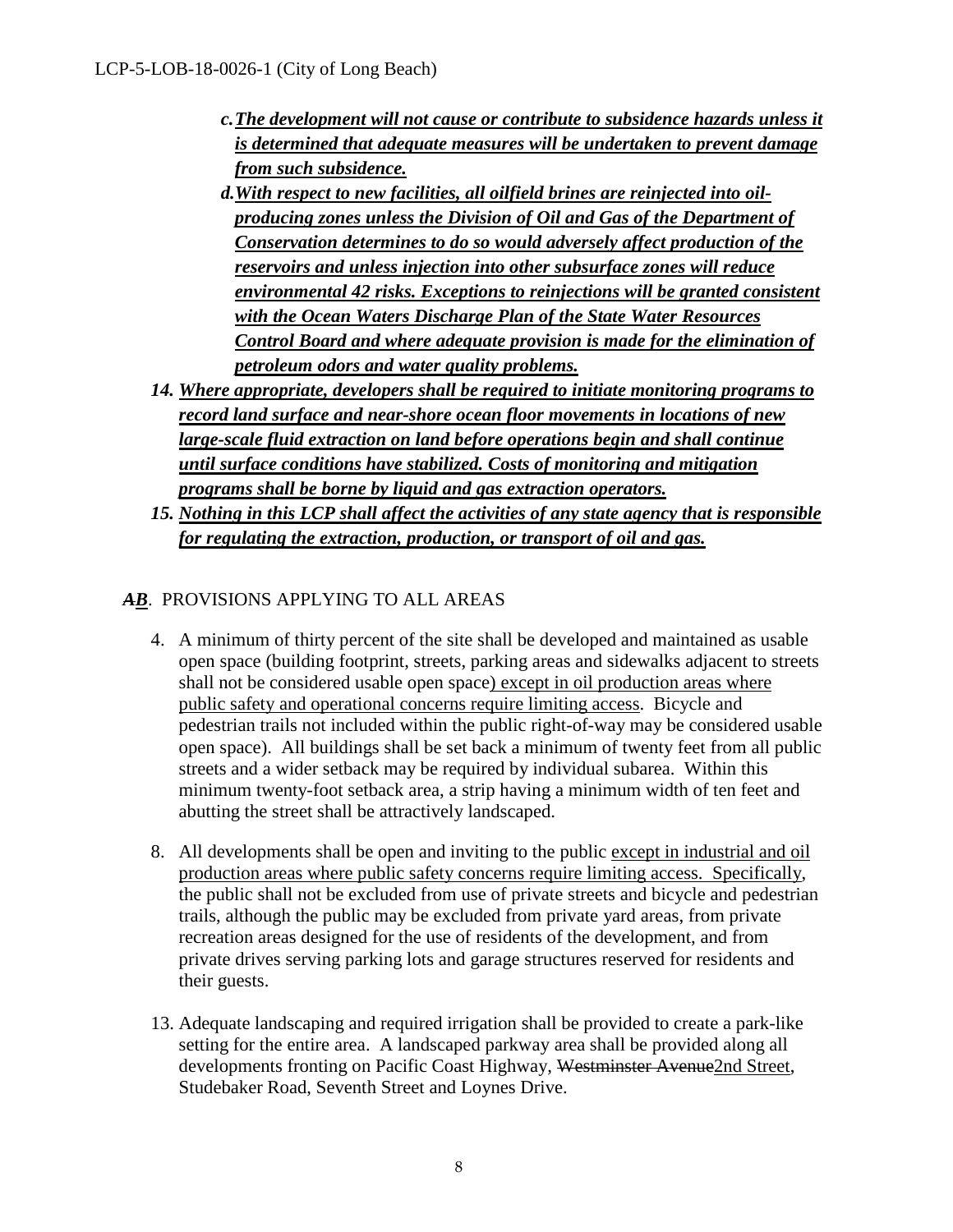c. ***The development will not cause or contribute to subsidence hazards unless it is determined that adequate measures will be undertaken to prevent damage from such subsidence.***

d. ***With respect to new facilities, all oilfield brines are reinjected into oil-producing zones unless the Division of Oil and Gas of the Department of Conservation determines to do so would adversely affect production of the reservoirs and unless injection into other subsurface zones will reduce environmental 42 risks. Exceptions to reinjections will be granted consistent with the Ocean Waters Discharge Plan of the State Water Resources Control Board and where adequate provision is made for the elimination of petroleum odors and water quality problems.***

14. ***Where appropriate, developers shall be required to initiate monitoring programs to record land surface and near-shore ocean floor movements in locations of new large-scale fluid extraction on land before operations begin and shall continue until surface conditions have stabilized. Costs of monitoring and mitigation programs shall be borne by liquid and gas extraction operators.***

15. ***Nothing in this LCP shall affect the activities of any state agency that is responsible for regulating the extraction, production, or transport of oil and gas.***

## ~~A~~***B***. PROVISIONS APPLYING TO ALL AREAS

4. A minimum of thirty percent of the site shall be developed and maintained as usable open space (building footprint, streets, parking areas and sidewalks adjacent to streets shall not be considered usable open space) except in oil production areas where public safety and operational concerns require limiting access. Bicycle and pedestrian trails not included within the public right-of-way may be considered usable open space). All buildings shall be set back a minimum of twenty feet from all public streets and a wider setback may be required by individual subarea. Within this minimum twenty-foot setback area, a strip having a minimum width of ten feet and abutting the street shall be attractively landscaped.

8. All developments shall be open and inviting to the public except in industrial and oil production areas where public safety concerns require limiting access. Specifically, the public shall not be excluded from use of private streets and bicycle and pedestrian trails, although the public may be excluded from private yard areas, from private recreation areas designed for the use of residents of the development, and from private drives serving parking lots and garage structures reserved for residents and their guests.

13. Adequate landscaping and required irrigation shall be provided to create a park-like setting for the entire area. A landscaped parkway area shall be provided along all developments fronting on Pacific Coast Highway, ~~Westminster Avenue~~2nd Street, Studebaker Road, Seventh Street and Loynes Drive.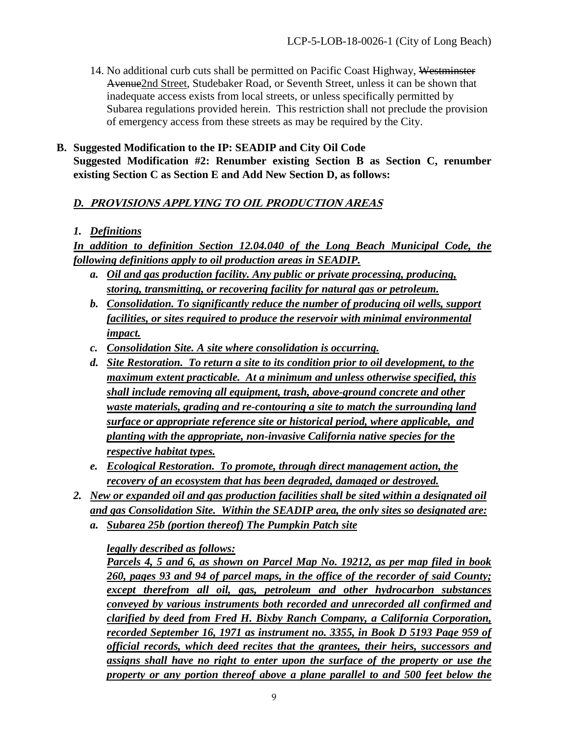14. No additional curb cuts shall be permitted on Pacific Coast Highway, ~~Westminster Avenue~~<u>2nd Street</u>, Studebaker Road, or Seventh Street, unless it can be shown that inadequate access exists from local streets, or unless specifically permitted by Subarea regulations provided herein. This restriction shall not preclude the provision of emergency access from these streets as may be required by the City.

**B. Suggested Modification to the IP: SEADIP and City Oil Code**

**Suggested Modification #2: Renumber existing Section B as Section C, renumber existing Section C as Section E and Add New Section D, as follows:**

***<u>D. PROVISIONS APPLYING TO OIL PRODUCTION AREAS</u>***

***<u>1. Definitions</u>***

***<u>In addition to definition Section 12.04.040 of the Long Beach Municipal Code, the following definitions apply to oil production areas in SEADIP.</u>***

- ***<u>a. Oil and gas production facility. Any public or private processing, producing, storing, transmitting, or recovering facility for natural gas or petroleum.</u>***
- ***<u>b. Consolidation. To significantly reduce the number of producing oil wells, support facilities, or sites required to produce the reservoir with minimal environmental impact.</u>***
- ***<u>c. Consolidation Site. A site where consolidation is occurring.</u>***
- ***<u>d. Site Restoration. To return a site to its condition prior to oil development, to the maximum extent practicable. At a minimum and unless otherwise specified, this shall include removing all equipment, trash, above-ground concrete and other waste materials, grading and re-contouring a site to match the surrounding land surface or appropriate reference site or historical period, where applicable, and planting with the appropriate, non-invasive California native species for the respective habitat types.</u>***
- ***<u>e. Ecological Restoration. To promote, through direct management action, the recovery of an ecosystem that has been degraded, damaged or destroyed.</u>***

***<u>2. New or expanded oil and gas production facilities shall be sited within a designated oil and gas Consolidation Site. Within the SEADIP area, the only sites so designated are:</u>***

- ***<u>a. Subarea 25b (portion thereof) The Pumpkin Patch site</u>***

  ***<u>legally described as follows:</u>***

  ***<u>Parcels 4, 5 and 6, as shown on Parcel Map No. 19212, as per map filed in book 260, pages 93 and 94 of parcel maps, in the office of the recorder of said County; except therefrom all oil, gas, petroleum and other hydrocarbon substances conveyed by various instruments both recorded and unrecorded all confirmed and clarified by deed from Fred H. Bixby Ranch Company, a California Corporation, recorded September 16, 1971 as instrument no. 3355, in Book D 5193 Page 959 of official records, which deed recites that the grantees, their heirs, successors and assigns shall have no right to enter upon the surface of the property or use the property or any portion thereof above a plane parallel to and 500 feet below the</u>***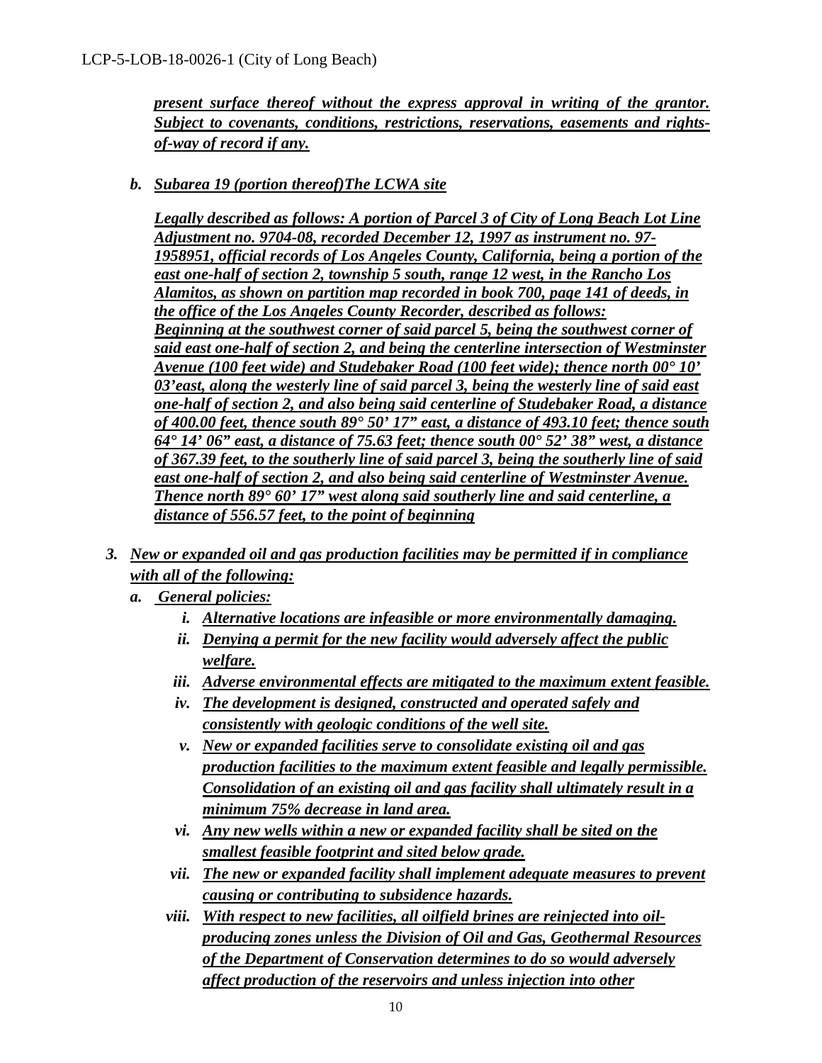***present surface thereof without the express approval in writing of the grantor. Subject to covenants, conditions, restrictions, reservations, easements and rights-of-way of record if any.***

b. ***Subarea 19 (portion thereof)The LCWA site***

***Legally described as follows: A portion of Parcel 3 of City of Long Beach Lot Line Adjustment no. 9704-08, recorded December 12, 1997 as instrument no. 97-1958951, official records of Los Angeles County, California, being a portion of the east one-half of section 2, township 5 south, range 12 west, in the Rancho Los Alamitos, as shown on partition map recorded in book 700, page 141 of deeds, in the office of the Los Angeles County Recorder, described as follows: Beginning at the southwest corner of said parcel 5, being the southwest corner of said east one-half of section 2, and being the centerline intersection of Westminster Avenue (100 feet wide) and Studebaker Road (100 feet wide); thence north 00° 10' 03'east, along the westerly line of said parcel 3, being the westerly line of said east one-half of section 2, and also being said centerline of Studebaker Road, a distance of 400.00 feet, thence south 89° 50' 17" east, a distance of 493.10 feet; thence south 64° 14' 06" east, a distance of 75.63 feet; thence south 00° 52' 38" west, a distance of 367.39 feet, to the southerly line of said parcel 3, being the southerly line of said east one-half of section 2, and also being said centerline of Westminster Avenue. Thence north 89° 60' 17" west along said southerly line and said centerline, a distance of 556.57 feet, to the point of beginning***

3. ***New or expanded oil and gas production facilities may be permitted if in compliance with all of the following:***
   a. ***General policies:***
      i. ***Alternative locations are infeasible or more environmentally damaging.***
      ii. ***Denying a permit for the new facility would adversely affect the public welfare.***
      iii. ***Adverse environmental effects are mitigated to the maximum extent feasible.***
      iv. ***The development is designed, constructed and operated safely and consistently with geologic conditions of the well site.***
      v. ***New or expanded facilities serve to consolidate existing oil and gas production facilities to the maximum extent feasible and legally permissible. Consolidation of an existing oil and gas facility shall ultimately result in a minimum 75% decrease in land area.***
      vi. ***Any new wells within a new or expanded facility shall be sited on the smallest feasible footprint and sited below grade.***
      vii. ***The new or expanded facility shall implement adequate measures to prevent causing or contributing to subsidence hazards.***
      viii. ***With respect to new facilities, all oilfield brines are reinjected into oil-producing zones unless the Division of Oil and Gas, Geothermal Resources of the Department of Conservation determines to do so would adversely affect production of the reservoirs and unless injection into other***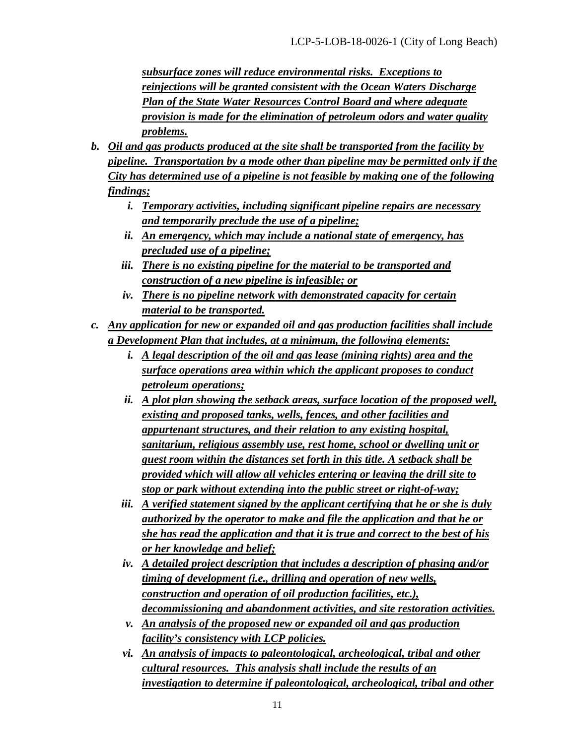***subsurface zones will reduce environmental risks. Exceptions to reinjections will be granted consistent with the Ocean Waters Discharge Plan of the State Water Resources Control Board and where adequate provision is made for the elimination of petroleum odors and water quality problems.***

b. ***Oil and gas products produced at the site shall be transported from the facility by pipeline. Transportation by a mode other than pipeline may be permitted only if the City has determined use of a pipeline is not feasible by making one of the following findings;***
   i. ***Temporary activities, including significant pipeline repairs are necessary and temporarily preclude the use of a pipeline;***
   ii. ***An emergency, which may include a national state of emergency, has precluded use of a pipeline;***
   iii. ***There is no existing pipeline for the material to be transported and construction of a new pipeline is infeasible; or***
   iv. ***There is no pipeline network with demonstrated capacity for certain material to be transported.***

c. ***Any application for new or expanded oil and gas production facilities shall include a Development Plan that includes, at a minimum, the following elements:***
   i. ***A legal description of the oil and gas lease (mining rights) area and the surface operations area within which the applicant proposes to conduct petroleum operations;***
   ii. ***A plot plan showing the setback areas, surface location of the proposed well, existing and proposed tanks, wells, fences, and other facilities and appurtenant structures, and their relation to any existing hospital, sanitarium, religious assembly use, rest home, school or dwelling unit or guest room within the distances set forth in this title. A setback shall be provided which will allow all vehicles entering or leaving the drill site to stop or park without extending into the public street or right-of-way;***
   iii. ***A verified statement signed by the applicant certifying that he or she is duly authorized by the operator to make and file the application and that he or she has read the application and that it is true and correct to the best of his or her knowledge and belief;***
   iv. ***A detailed project description that includes a description of phasing and/or timing of development (i.e., drilling and operation of new wells, construction and operation of oil production facilities, etc.), decommissioning and abandonment activities, and site restoration activities.***
   v. ***An analysis of the proposed new or expanded oil and gas production facility's consistency with LCP policies.***
   vi. ***An analysis of impacts to paleontological, archeological, tribal and other cultural resources. This analysis shall include the results of an investigation to determine if paleontological, archeological, tribal and other***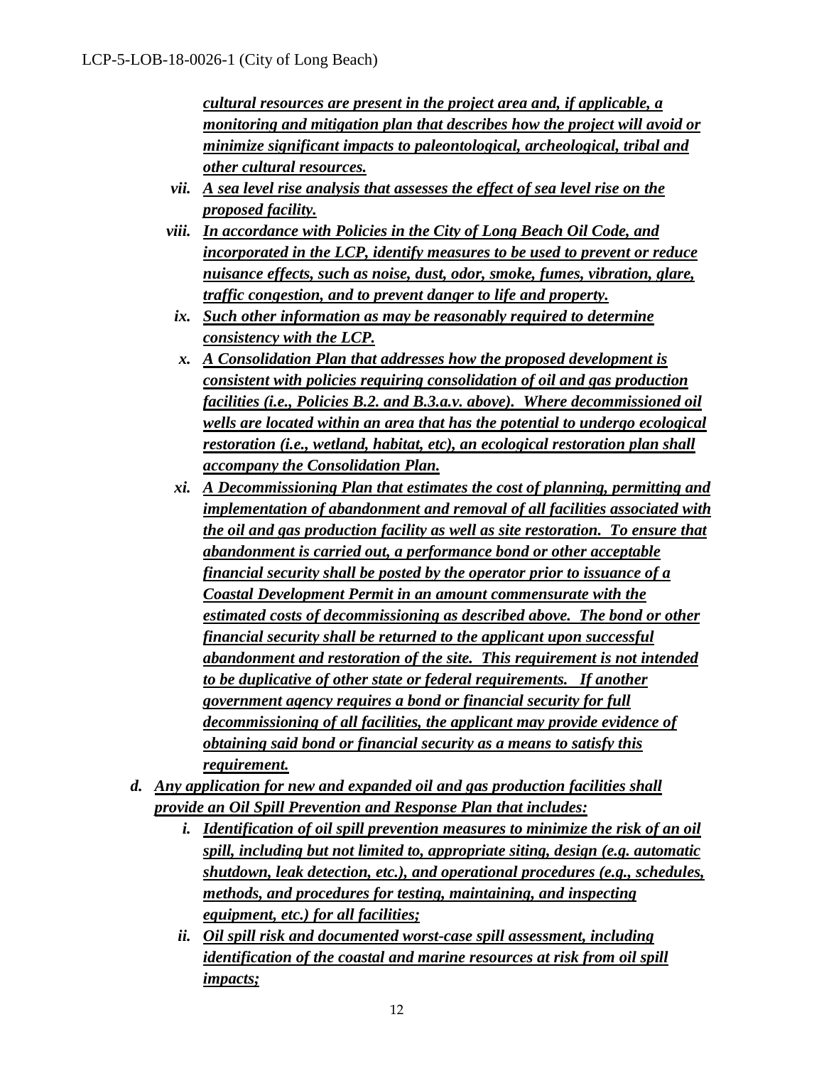***cultural resources are present in the project area and, if applicable, a monitoring and mitigation plan that describes how the project will avoid or minimize significant impacts to paleontological, archeological, tribal and other cultural resources.***

- *vii.* ***A sea level rise analysis that assesses the effect of sea level rise on the proposed facility.***
- *viii.* ***In accordance with Policies in the City of Long Beach Oil Code, and incorporated in the LCP, identify measures to be used to prevent or reduce nuisance effects, such as noise, dust, odor, smoke, fumes, vibration, glare, traffic congestion, and to prevent danger to life and property.***
- *ix.* ***Such other information as may be reasonably required to determine consistency with the LCP.***
- *x.* ***A Consolidation Plan that addresses how the proposed development is consistent with policies requiring consolidation of oil and gas production facilities (i.e., Policies B.2. and B.3.a.v. above). Where decommissioned oil wells are located within an area that has the potential to undergo ecological restoration (i.e., wetland, habitat, etc), an ecological restoration plan shall accompany the Consolidation Plan.***
- *xi.* ***A Decommissioning Plan that estimates the cost of planning, permitting and implementation of abandonment and removal of all facilities associated with the oil and gas production facility as well as site restoration. To ensure that abandonment is carried out, a performance bond or other acceptable financial security shall be posted by the operator prior to issuance of a Coastal Development Permit in an amount commensurate with the estimated costs of decommissioning as described above. The bond or other financial security shall be returned to the applicant upon successful abandonment and restoration of the site. This requirement is not intended to be duplicative of other state or federal requirements. If another government agency requires a bond or financial security for full decommissioning of all facilities, the applicant may provide evidence of obtaining said bond or financial security as a means to satisfy this requirement.***

*d.* ***Any application for new and expanded oil and gas production facilities shall provide an Oil Spill Prevention and Response Plan that includes:***

- *i.* ***Identification of oil spill prevention measures to minimize the risk of an oil spill, including but not limited to, appropriate siting, design (e.g. automatic shutdown, leak detection, etc.), and operational procedures (e.g., schedules, methods, and procedures for testing, maintaining, and inspecting equipment, etc.) for all facilities;***
- *ii.* ***Oil spill risk and documented worst-case spill assessment, including identification of the coastal and marine resources at risk from oil spill impacts;***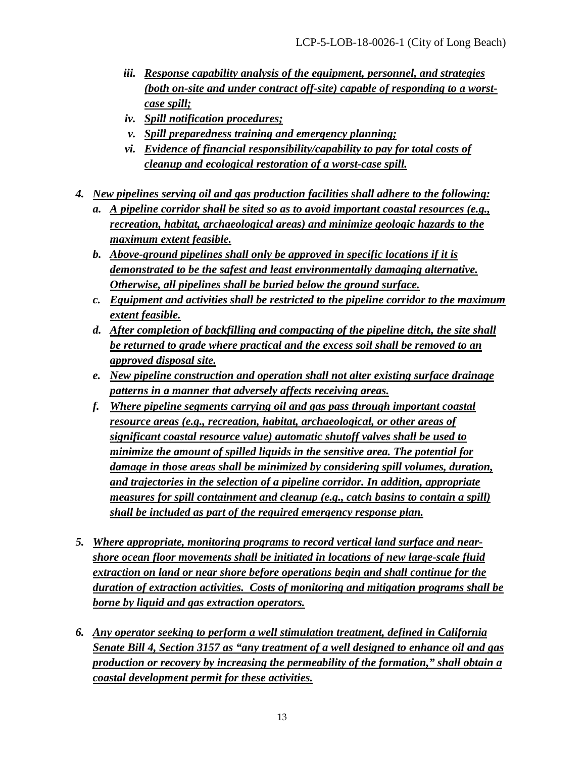iii. ***Response capability analysis of the equipment, personnel, and strategies (both on-site and under contract off-site) capable of responding to a worst-case spill;***

iv. ***Spill notification procedures;***

v. ***Spill preparedness training and emergency planning;***

vi. ***Evidence of financial responsibility/capability to pay for total costs of cleanup and ecological restoration of a worst-case spill.***

4. ***New pipelines serving oil and gas production facilities shall adhere to the following:***
   a. ***A pipeline corridor shall be sited so as to avoid important coastal resources (e.g., recreation, habitat, archaeological areas) and minimize geologic hazards to the maximum extent feasible.***
   b. ***Above-ground pipelines shall only be approved in specific locations if it is demonstrated to be the safest and least environmentally damaging alternative. Otherwise, all pipelines shall be buried below the ground surface.***
   c. ***Equipment and activities shall be restricted to the pipeline corridor to the maximum extent feasible.***
   d. ***After completion of backfilling and compacting of the pipeline ditch, the site shall be returned to grade where practical and the excess soil shall be removed to an approved disposal site.***
   e. ***New pipeline construction and operation shall not alter existing surface drainage patterns in a manner that adversely affects receiving areas.***
   f. ***Where pipeline segments carrying oil and gas pass through important coastal resource areas (e.g., recreation, habitat, archaeological, or other areas of significant coastal resource value) automatic shutoff valves shall be used to minimize the amount of spilled liquids in the sensitive area. The potential for damage in those areas shall be minimized by considering spill volumes, duration, and trajectories in the selection of a pipeline corridor. In addition, appropriate measures for spill containment and cleanup (e.g., catch basins to contain a spill) shall be included as part of the required emergency response plan.***

5. ***Where appropriate, monitoring programs to record vertical land surface and near-shore ocean floor movements shall be initiated in locations of new large-scale fluid extraction on land or near shore before operations begin and shall continue for the duration of extraction activities. Costs of monitoring and mitigation programs shall be borne by liquid and gas extraction operators.***

6. ***Any operator seeking to perform a well stimulation treatment, defined in California Senate Bill 4, Section 3157 as "any treatment of a well designed to enhance oil and gas production or recovery by increasing the permeability of the formation," shall obtain a coastal development permit for these activities.***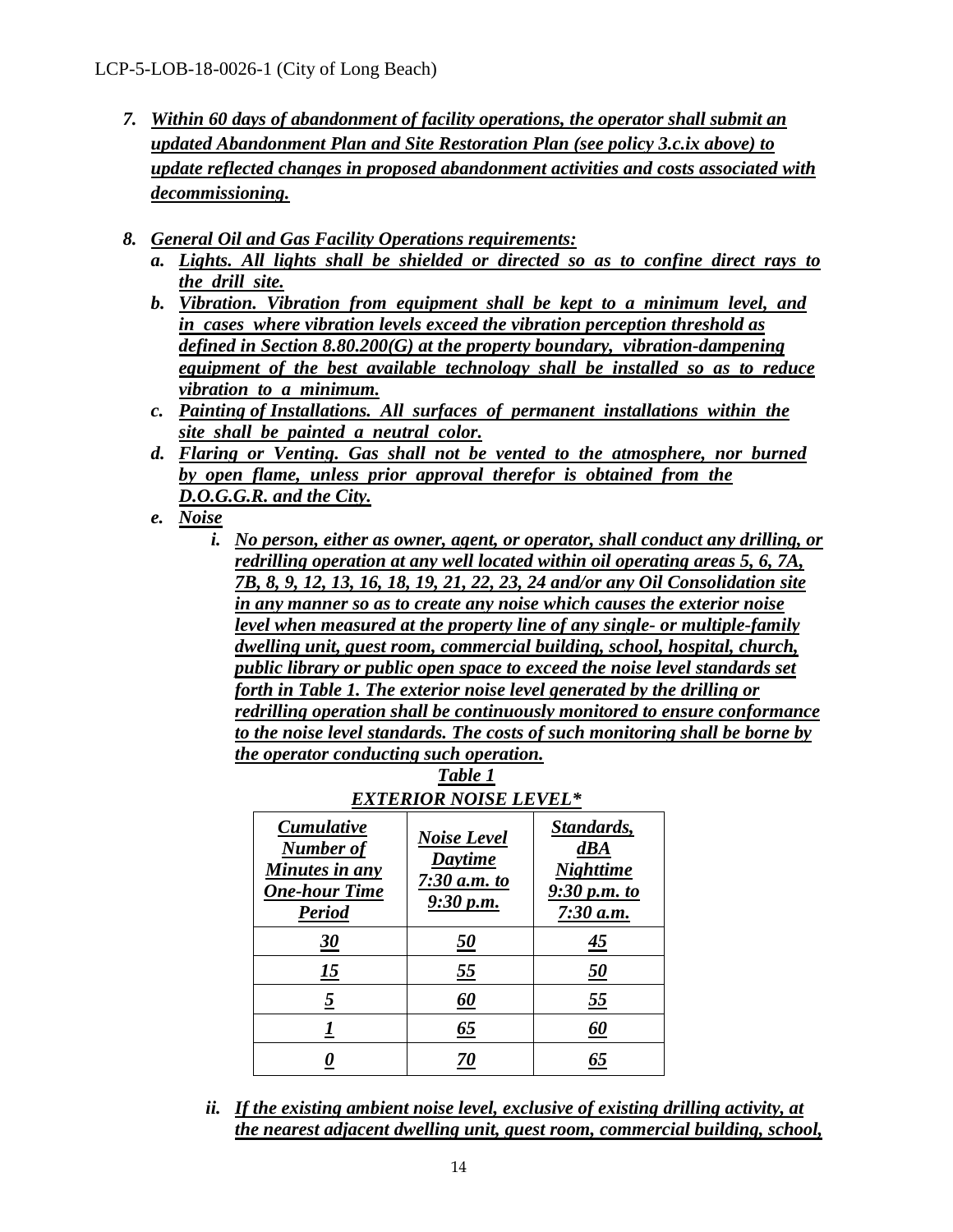7. ***Within 60 days of abandonment of facility operations, the operator shall submit an updated Abandonment Plan and Site Restoration Plan (see policy 3.c.ix above) to update reflected changes in proposed abandonment activities and costs associated with decommissioning.***

8. ***General Oil and Gas Facility Operations requirements:***
   a. ***Lights. All lights shall be shielded or directed so as to confine direct rays to the drill site.***
   b. ***Vibration. Vibration from equipment shall be kept to a minimum level, and in cases where vibration levels exceed the vibration perception threshold as defined in Section 8.80.200(G) at the property boundary, vibration-dampening equipment of the best available technology shall be installed so as to reduce vibration to a minimum.***
   c. ***Painting of Installations. All surfaces of permanent installations within the site shall be painted a neutral color.***
   d. ***Flaring or Venting. Gas shall not be vented to the atmosphere, nor burned by open flame, unless prior approval therefor is obtained from the D.O.G.G.R. and the City.***
   e. ***Noise***
      i. ***No person, either as owner, agent, or operator, shall conduct any drilling, or redrilling operation at any well located within oil operating areas 5, 6, 7A, 7B, 8, 9, 12, 13, 16, 18, 19, 21, 22, 23, 24 and/or any Oil Consolidation site in any manner so as to create any noise which causes the exterior noise level when measured at the property line of any single- or multiple-family dwelling unit, guest room, commercial building, school, hospital, church, public library or public open space to exceed the noise level standards set forth in Table 1. The exterior noise level generated by the drilling or redrilling operation shall be continuously monitored to ensure conformance to the noise level standards. The costs of such monitoring shall be borne by the operator conducting such operation.***

***Table 1***

***EXTERIOR NOISE LEVEL****

| *Cumulative Number of Minutes in any One-hour Time Period* | *Noise Level Daytime 7:30 a.m. to 9:30 p.m.* | *Standards, dBA Nighttime 9:30 p.m. to 7:30 a.m.* |
|---|---|---|
| *30* | *50* | *45* |
| *15* | *55* | *50* |
| *5* | *60* | *55* |
| *1* | *65* | *60* |
| *0* | *70* | *65* |

      ii. ***If the existing ambient noise level, exclusive of existing drilling activity, at the nearest adjacent dwelling unit, guest room, commercial building, school,***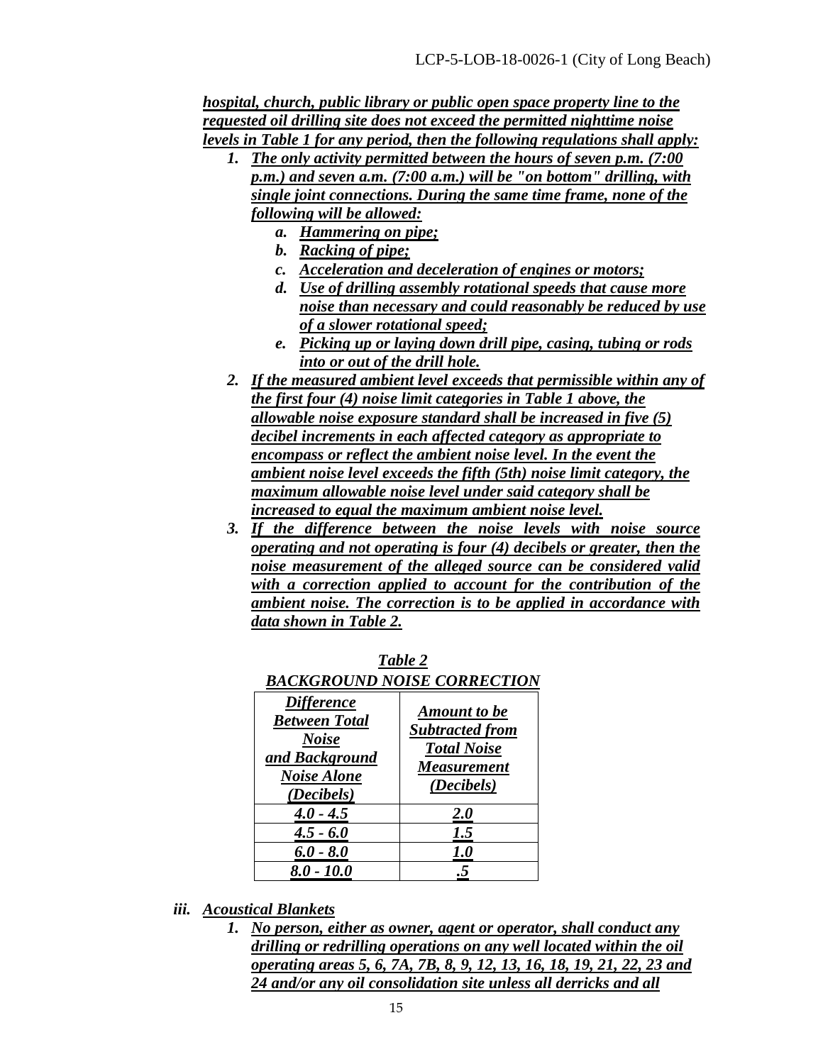***hospital, church, public library or public open space property line to the requested oil drilling site does not exceed the permitted nighttime noise levels in Table 1 for any period, then the following regulations shall apply:***

1. ***The only activity permitted between the hours of seven p.m. (7:00 p.m.) and seven a.m. (7:00 a.m.) will be "on bottom" drilling, with single joint connections. During the same time frame, none of the following will be allowed:***
   a. ***Hammering on pipe;***
   b. ***Racking of pipe;***
   c. ***Acceleration and deceleration of engines or motors;***
   d. ***Use of drilling assembly rotational speeds that cause more noise than necessary and could reasonably be reduced by use of a slower rotational speed;***
   e. ***Picking up or laying down drill pipe, casing, tubing or rods into or out of the drill hole.***
2. ***If the measured ambient level exceeds that permissible within any of the first four (4) noise limit categories in Table 1 above, the allowable noise exposure standard shall be increased in five (5) decibel increments in each affected category as appropriate to encompass or reflect the ambient noise level. In the event the ambient noise level exceeds the fifth (5th) noise limit category, the maximum allowable noise level under said category shall be increased to equal the maximum ambient noise level.***
3. ***If the difference between the noise levels with noise source operating and not operating is four (4) decibels or greater, then the noise measurement of the alleged source can be considered valid with a correction applied to account for the contribution of the ambient noise. The correction is to be applied in accordance with data shown in Table 2.***

***Table 2***
***BACKGROUND NOISE CORRECTION***

| ***Difference Between Total Noise and Background Noise Alone (Decibels)*** | ***Amount to be Subtracted from Total Noise Measurement (Decibels)*** |
|---|---|
| ***4.0 - 4.5*** | ***2.0*** |
| ***4.5 - 6.0*** | ***1.5*** |
| ***6.0 - 8.0*** | ***1.0*** |
| ***8.0 - 10.0*** | ***.5*** |

iii. ***Acoustical Blankets***

1. ***No person, either as owner, agent or operator, shall conduct any drilling or redrilling operations on any well located within the oil operating areas 5, 6, 7A, 7B, 8, 9, 12, 13, 16, 18, 19, 21, 22, 23 and 24 and/or any oil consolidation site unless all derricks and all***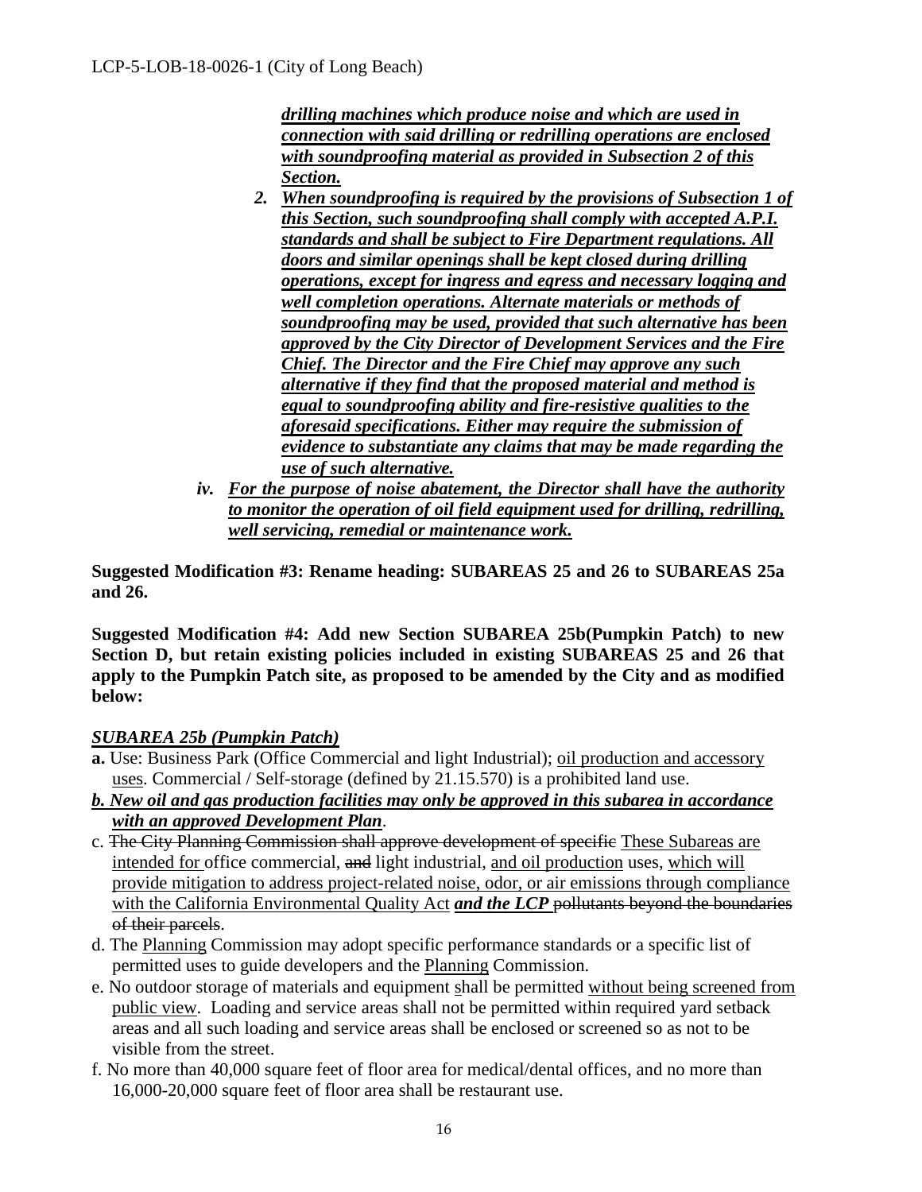***drilling machines which produce noise and which are used in connection with said drilling or redrilling operations are enclosed with soundproofing material as provided in Subsection 2 of this Section.***

2. ***When soundproofing is required by the provisions of Subsection 1 of this Section, such soundproofing shall comply with accepted A.P.I. standards and shall be subject to Fire Department regulations. All doors and similar openings shall be kept closed during drilling operations, except for ingress and egress and necessary logging and well completion operations. Alternate materials or methods of soundproofing may be used, provided that such alternative has been approved by the City Director of Development Services and the Fire Chief. The Director and the Fire Chief may approve any such alternative if they find that the proposed material and method is equal to soundproofing ability and fire-resistive qualities to the aforesaid specifications. Either may require the submission of evidence to substantiate any claims that may be made regarding the use of such alternative.***

iv. ***For the purpose of noise abatement, the Director shall have the authority to monitor the operation of oil field equipment used for drilling, redrilling, well servicing, remedial or maintenance work.***

**Suggested Modification #3: Rename heading: SUBAREAS 25 and 26 to SUBAREAS 25a and 26.**

**Suggested Modification #4: Add new Section SUBAREA 25b(Pumpkin Patch) to new Section D, but retain existing policies included in existing SUBAREAS 25 and 26 that apply to the Pumpkin Patch site, as proposed to be amended by the City and as modified below:**

***SUBAREA 25b (Pumpkin Patch)***

**a.** Use: Business Park (Office Commercial and light Industrial); oil production and accessory uses. Commercial / Self-storage (defined by 21.15.570) is a prohibited land use.

***b. New oil and gas production facilities may only be approved in this subarea in accordance with an approved Development Plan***.

c. ~~The City Planning Commission shall approve development of specific~~ These Subareas are intended for office commercial, ~~and~~ light industrial, and oil production uses, which will provide mitigation to address project-related noise, odor, or air emissions through compliance with the California Environmental Quality Act ***and the LCP*** ~~pollutants beyond the boundaries of their parcels~~.

d. The Planning Commission may adopt specific performance standards or a specific list of permitted uses to guide developers and the Planning Commission.

e. No outdoor storage of materials and equipment shall be permitted without being screened from public view. Loading and service areas shall not be permitted within required yard setback areas and all such loading and service areas shall be enclosed or screened so as not to be visible from the street.

f. No more than 40,000 square feet of floor area for medical/dental offices, and no more than 16,000-20,000 square feet of floor area shall be restaurant use.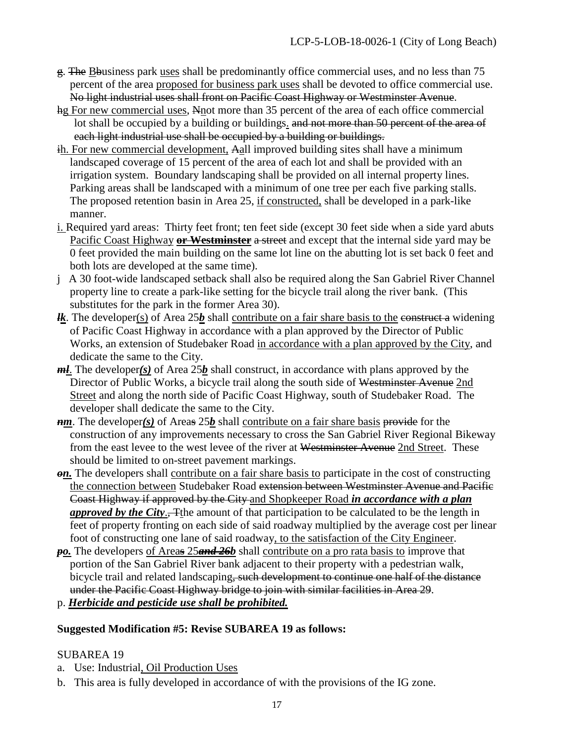~~g~~. ~~The~~ <u>B</u>~~b~~usiness park <u>uses</u> shall be predominantly office commercial uses, and no less than 75 percent of the area <u>proposed for business park uses</u> shall be devoted to office commercial use. ~~No light industrial uses shall front on Pacific Coast Highway or Westminster Avenue~~.

~~h~~<u>g For new commercial uses</u>, ~~N~~<u>n</u>ot more than 35 percent of the area of each office commercial lot shall be occupied by a building or buildings<u>.</u> ~~and not more than 50 percent of the area of each light industrial use shall be occupied by a building or buildings.~~

~~i~~<u>h. For new commercial development,</u> ~~A~~<u>a</u>ll improved building sites shall have a minimum landscaped coverage of 15 percent of the area of each lot and shall be provided with an irrigation system. Boundary landscaping shall be provided on all internal property lines. Parking areas shall be landscaped with a minimum of one tree per each five parking stalls. The proposed retention basin in Area 25, <u>if constructed,</u> shall be developed in a park-like manner.

<u>i.</u> Required yard areas: Thirty feet front; ten feet side (except 30 feet side when a side yard abuts <u>Pacific Coast Highway</u> <u>~~**or Westminster**~~</u> ~~a street~~ and except that the internal side yard may be 0 feet provided the main building on the same lot line on the abutting lot is set back 0 feet and both lots are developed at the same time).

j A 30 foot-wide landscaped setback shall also be required along the San Gabriel River Channel property line to create a park-like setting for the bicycle trail along the river bank. (This substitutes for the park in the former Area 30).

~~***l***~~<u>*k*</u>. The developer<u>(s)</u> of Area 25<u>***b***</u> shall <u>contribute on a fair share basis to the</u> ~~construct a~~ widening of Pacific Coast Highway in accordance with a plan approved by the Director of Public Works, an extension of Studebaker Road <u>in accordance with a plan approved by the City</u>, and dedicate the same to the City.

~~***m***~~<u>***l***.</u> The developer<u>***(s)***</u> of Area 25<u>***b***</u> shall construct, in accordance with plans approved by the Director of Public Works, a bicycle trail along the south side of ~~Westminster Avenue~~ <u>2nd Street</u> and along the north side of Pacific Coast Highway, south of Studebaker Road. The developer shall dedicate the same to the City.

~~***n***~~<u>***m***</u>. The developer<u>***(s)***</u> of Area~~s~~ 25<u>***b***</u> shall <u>contribute on a fair share basis</u> ~~provide~~ for the construction of any improvements necessary to cross the San Gabriel River Regional Bikeway from the east levee to the west levee of the river at ~~Westminster Avenue~~ <u>2nd Street</u>. These should be limited to on-street pavement markings.

~~***o***~~<u>***n.***</u> The developers shall <u>contribute on a fair share basis to</u> participate in the cost of constructing <u>the connection between</u> Studebaker Road ~~extension between Westminster Avenue and Pacific Coast Highway if approved by the City~~ <u>and Shopkeeper Road</u> <u>***in accordance with a plan approved by the City***</u><u>.</u>~~,~~ ~~T~~<u>t</u>he amount of that participation to be calculated to be the length in feet of property fronting on each side of said roadway multiplied by the average cost per linear foot of constructing one lane of said roadway<u>, to the satisfaction of the City Engineer</u>.

~~***p***~~<u>***o.***</u> The developers <u>of Area</u>~~s~~ <u>25</u><u>~~***and 26b***~~</u> shall <u>contribute on a pro rata basis to</u> improve that portion of the San Gabriel River bank adjacent to their property with a pedestrian walk, bicycle trail and related landscaping~~, such development to continue one half of the distance under the Pacific Coast Highway bridge to join with similar facilities in Area 29~~.

p. <u>***Herbicide and pesticide use shall be prohibited.***</u>

**Suggested Modification #5: Revise SUBAREA 19 as follows:**

SUBAREA 19

a. Use: Industrial<u>, Oil Production Uses</u>

b. This area is fully developed in accordance of with the provisions of the IG zone.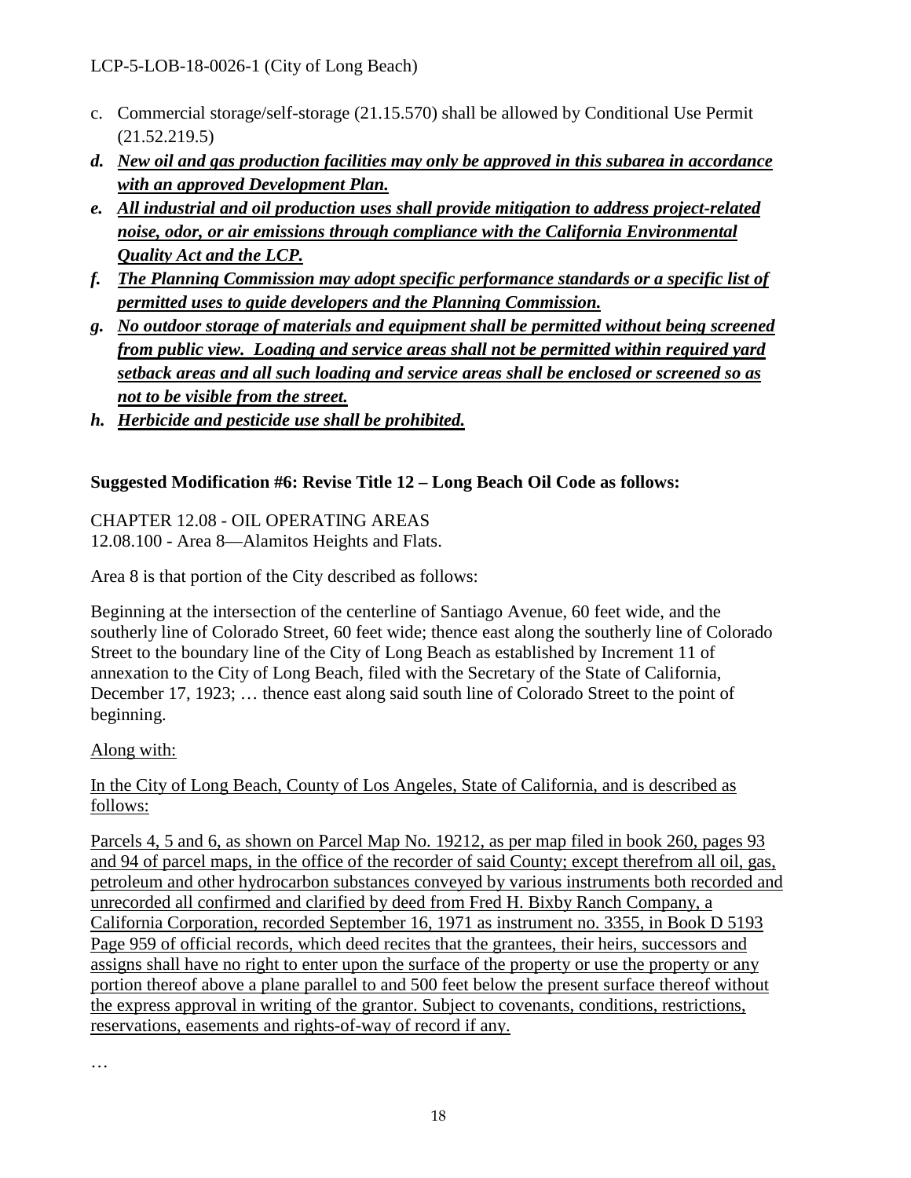c. Commercial storage/self-storage (21.15.570) shall be allowed by Conditional Use Permit (21.52.219.5)

***d. <u>New oil and gas production facilities may only be approved in this subarea in accordance with an approved Development Plan.</u>***

***e. <u>All industrial and oil production uses shall provide mitigation to address project-related noise, odor, or air emissions through compliance with the California Environmental Quality Act and the LCP.</u>***

***f. <u>The Planning Commission may adopt specific performance standards or a specific list of permitted uses to guide developers and the Planning Commission.</u>***

***g. <u>No outdoor storage of materials and equipment shall be permitted without being screened from public view. Loading and service areas shall not be permitted within required yard setback areas and all such loading and service areas shall be enclosed or screened so as not to be visible from the street.</u>***

***h. <u>Herbicide and pesticide use shall be prohibited.</u>***

**Suggested Modification #6: Revise Title 12 – Long Beach Oil Code as follows:**

CHAPTER 12.08 - OIL OPERATING AREAS
12.08.100 - Area 8—Alamitos Heights and Flats.

Area 8 is that portion of the City described as follows:

Beginning at the intersection of the centerline of Santiago Avenue, 60 feet wide, and the southerly line of Colorado Street, 60 feet wide; thence east along the southerly line of Colorado Street to the boundary line of the City of Long Beach as established by Increment 11 of annexation to the City of Long Beach, filed with the Secretary of the State of California, December 17, 1923; … thence east along said south line of Colorado Street to the point of beginning.

<u>Along with:</u>

<u>In the City of Long Beach, County of Los Angeles, State of California, and is described as follows:</u>

<u>Parcels 4, 5 and 6, as shown on Parcel Map No. 19212, as per map filed in book 260, pages 93 and 94 of parcel maps, in the office of the recorder of said County; except therefrom all oil, gas, petroleum and other hydrocarbon substances conveyed by various instruments both recorded and unrecorded all confirmed and clarified by deed from Fred H. Bixby Ranch Company, a California Corporation, recorded September 16, 1971 as instrument no. 3355, in Book D 5193 Page 959 of official records, which deed recites that the grantees, their heirs, successors and assigns shall have no right to enter upon the surface of the property or use the property or any portion thereof above a plane parallel to and 500 feet below the present surface thereof without the express approval in writing of the grantor. Subject to covenants, conditions, restrictions, reservations, easements and rights-of-way of record if any.</u>

…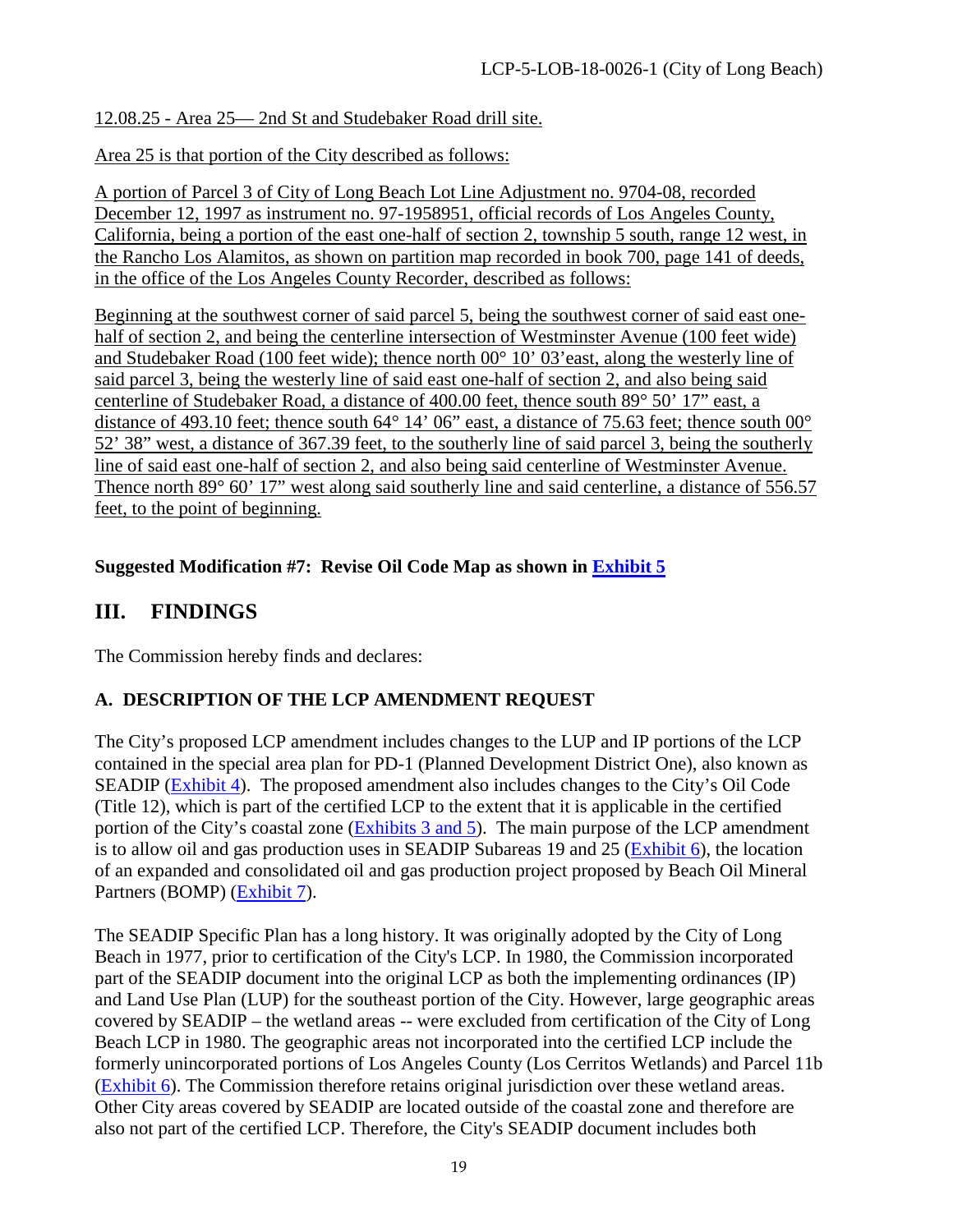12.08.25 - Area 25— 2nd St and Studebaker Road drill site.

Area 25 is that portion of the City described as follows:

A portion of Parcel 3 of City of Long Beach Lot Line Adjustment no. 9704-08, recorded December 12, 1997 as instrument no. 97-1958951, official records of Los Angeles County, California, being a portion of the east one-half of section 2, township 5 south, range 12 west, in the Rancho Los Alamitos, as shown on partition map recorded in book 700, page 141 of deeds, in the office of the Los Angeles County Recorder, described as follows:

Beginning at the southwest corner of said parcel 5, being the southwest corner of said east one-half of section 2, and being the centerline intersection of Westminster Avenue (100 feet wide) and Studebaker Road (100 feet wide); thence north 00° 10' 03'east, along the westerly line of said parcel 3, being the westerly line of said east one-half of section 2, and also being said centerline of Studebaker Road, a distance of 400.00 feet, thence south 89° 50' 17" east, a distance of 493.10 feet; thence south 64° 14' 06" east, a distance of 75.63 feet; thence south 00° 52' 38" west, a distance of 367.39 feet, to the southerly line of said parcel 3, being the southerly line of said east one-half of section 2, and also being said centerline of Westminster Avenue. Thence north 89° 60' 17" west along said southerly line and said centerline, a distance of 556.57 feet, to the point of beginning.

**Suggested Modification #7: Revise Oil Code Map as shown in Exhibit 5**

## III. FINDINGS

The Commission hereby finds and declares:

### A. DESCRIPTION OF THE LCP AMENDMENT REQUEST

The City's proposed LCP amendment includes changes to the LUP and IP portions of the LCP contained in the special area plan for PD-1 (Planned Development District One), also known as SEADIP (Exhibit 4). The proposed amendment also includes changes to the City's Oil Code (Title 12), which is part of the certified LCP to the extent that it is applicable in the certified portion of the City's coastal zone (Exhibits 3 and 5). The main purpose of the LCP amendment is to allow oil and gas production uses in SEADIP Subareas 19 and 25 (Exhibit 6), the location of an expanded and consolidated oil and gas production project proposed by Beach Oil Mineral Partners (BOMP) (Exhibit 7).

The SEADIP Specific Plan has a long history. It was originally adopted by the City of Long Beach in 1977, prior to certification of the City's LCP. In 1980, the Commission incorporated part of the SEADIP document into the original LCP as both the implementing ordinances (IP) and Land Use Plan (LUP) for the southeast portion of the City. However, large geographic areas covered by SEADIP – the wetland areas -- were excluded from certification of the City of Long Beach LCP in 1980. The geographic areas not incorporated into the certified LCP include the formerly unincorporated portions of Los Angeles County (Los Cerritos Wetlands) and Parcel 11b (Exhibit 6). The Commission therefore retains original jurisdiction over these wetland areas. Other City areas covered by SEADIP are located outside of the coastal zone and therefore are also not part of the certified LCP. Therefore, the City's SEADIP document includes both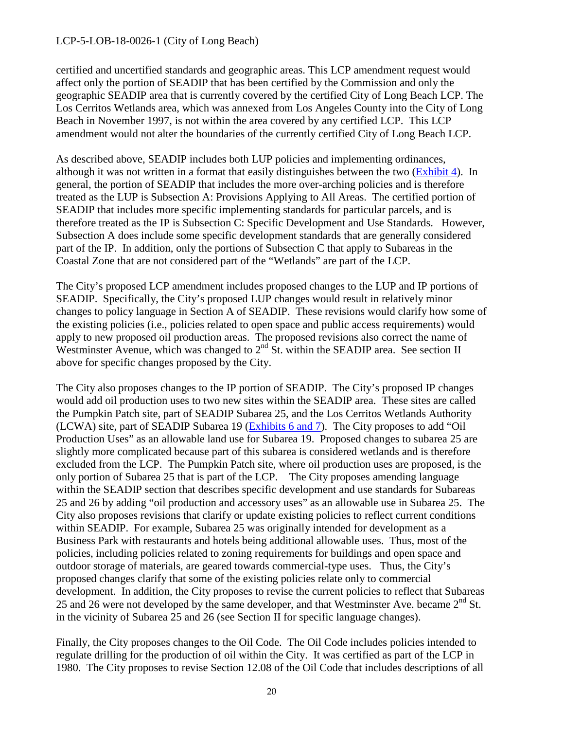certified and uncertified standards and geographic areas. This LCP amendment request would affect only the portion of SEADIP that has been certified by the Commission and only the geographic SEADIP area that is currently covered by the certified City of Long Beach LCP. The Los Cerritos Wetlands area, which was annexed from Los Angeles County into the City of Long Beach in November 1997, is not within the area covered by any certified LCP. This LCP amendment would not alter the boundaries of the currently certified City of Long Beach LCP.

As described above, SEADIP includes both LUP policies and implementing ordinances, although it was not written in a format that easily distinguishes between the two (Exhibit 4). In general, the portion of SEADIP that includes the more over-arching policies and is therefore treated as the LUP is Subsection A: Provisions Applying to All Areas. The certified portion of SEADIP that includes more specific implementing standards for particular parcels, and is therefore treated as the IP is Subsection C: Specific Development and Use Standards. However, Subsection A does include some specific development standards that are generally considered part of the IP. In addition, only the portions of Subsection C that apply to Subareas in the Coastal Zone that are not considered part of the "Wetlands" are part of the LCP.

The City's proposed LCP amendment includes proposed changes to the LUP and IP portions of SEADIP. Specifically, the City's proposed LUP changes would result in relatively minor changes to policy language in Section A of SEADIP. These revisions would clarify how some of the existing policies (i.e., policies related to open space and public access requirements) would apply to new proposed oil production areas. The proposed revisions also correct the name of Westminster Avenue, which was changed to 2nd St. within the SEADIP area. See section II above for specific changes proposed by the City.

The City also proposes changes to the IP portion of SEADIP. The City's proposed IP changes would add oil production uses to two new sites within the SEADIP area. These sites are called the Pumpkin Patch site, part of SEADIP Subarea 25, and the Los Cerritos Wetlands Authority (LCWA) site, part of SEADIP Subarea 19 (Exhibits 6 and 7). The City proposes to add "Oil Production Uses" as an allowable land use for Subarea 19. Proposed changes to subarea 25 are slightly more complicated because part of this subarea is considered wetlands and is therefore excluded from the LCP. The Pumpkin Patch site, where oil production uses are proposed, is the only portion of Subarea 25 that is part of the LCP. The City proposes amending language within the SEADIP section that describes specific development and use standards for Subareas 25 and 26 by adding "oil production and accessory uses" as an allowable use in Subarea 25. The City also proposes revisions that clarify or update existing policies to reflect current conditions within SEADIP. For example, Subarea 25 was originally intended for development as a Business Park with restaurants and hotels being additional allowable uses. Thus, most of the policies, including policies related to zoning requirements for buildings and open space and outdoor storage of materials, are geared towards commercial-type uses. Thus, the City's proposed changes clarify that some of the existing policies relate only to commercial development. In addition, the City proposes to revise the current policies to reflect that Subareas 25 and 26 were not developed by the same developer, and that Westminster Ave. became 2nd St. in the vicinity of Subarea 25 and 26 (see Section II for specific language changes).

Finally, the City proposes changes to the Oil Code. The Oil Code includes policies intended to regulate drilling for the production of oil within the City. It was certified as part of the LCP in 1980. The City proposes to revise Section 12.08 of the Oil Code that includes descriptions of all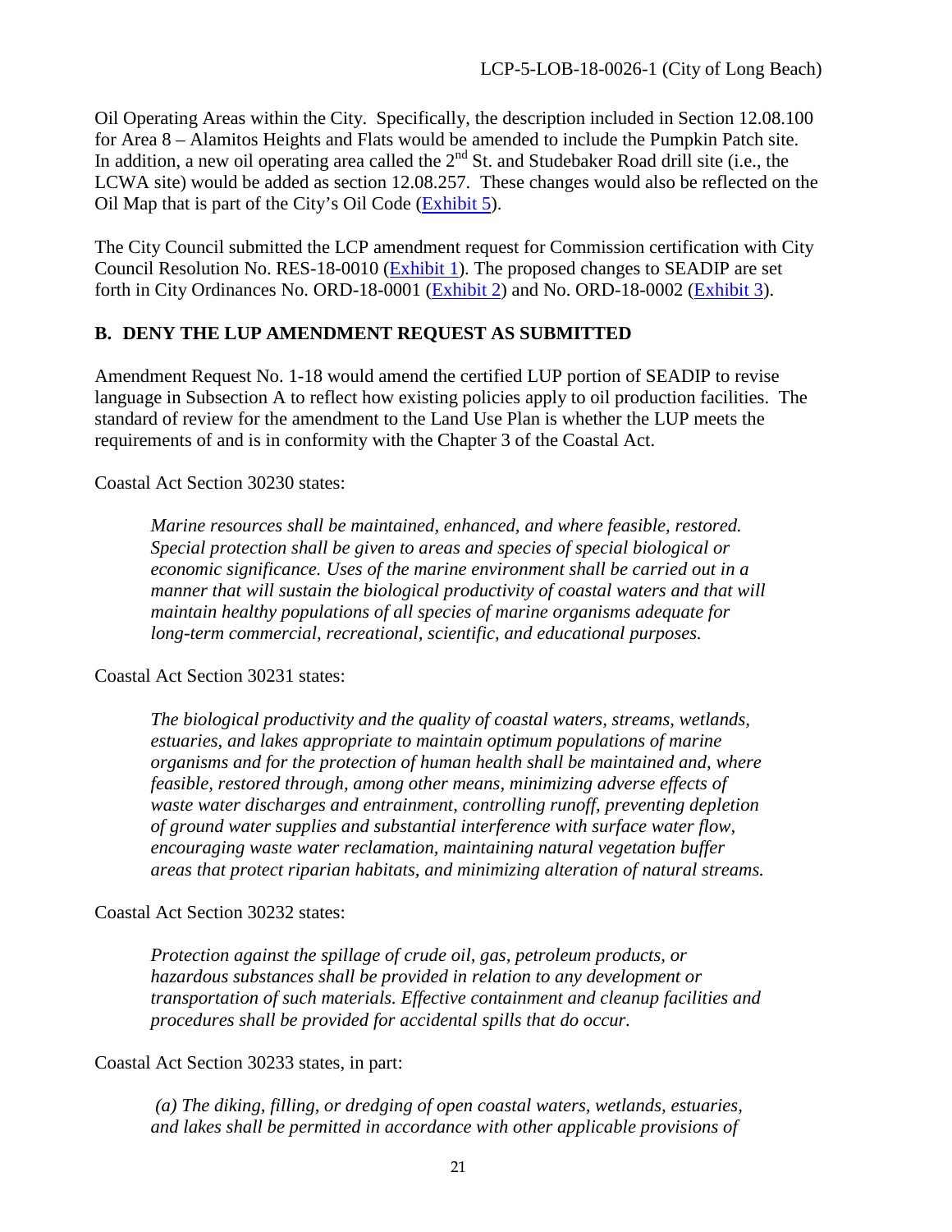Oil Operating Areas within the City. Specifically, the description included in Section 12.08.100 for Area 8 – Alamitos Heights and Flats would be amended to include the Pumpkin Patch site. In addition, a new oil operating area called the 2nd St. and Studebaker Road drill site (i.e., the LCWA site) would be added as section 12.08.257. These changes would also be reflected on the Oil Map that is part of the City's Oil Code (Exhibit 5).

The City Council submitted the LCP amendment request for Commission certification with City Council Resolution No. RES-18-0010 (Exhibit 1). The proposed changes to SEADIP are set forth in City Ordinances No. ORD-18-0001 (Exhibit 2) and No. ORD-18-0002 (Exhibit 3).

## B. DENY THE LUP AMENDMENT REQUEST AS SUBMITTED

Amendment Request No. 1-18 would amend the certified LUP portion of SEADIP to revise language in Subsection A to reflect how existing policies apply to oil production facilities. The standard of review for the amendment to the Land Use Plan is whether the LUP meets the requirements of and is in conformity with the Chapter 3 of the Coastal Act.

Coastal Act Section 30230 states:

> *Marine resources shall be maintained, enhanced, and where feasible, restored. Special protection shall be given to areas and species of special biological or economic significance. Uses of the marine environment shall be carried out in a manner that will sustain the biological productivity of coastal waters and that will maintain healthy populations of all species of marine organisms adequate for long-term commercial, recreational, scientific, and educational purposes.*

Coastal Act Section 30231 states:

> *The biological productivity and the quality of coastal waters, streams, wetlands, estuaries, and lakes appropriate to maintain optimum populations of marine organisms and for the protection of human health shall be maintained and, where feasible, restored through, among other means, minimizing adverse effects of waste water discharges and entrainment, controlling runoff, preventing depletion of ground water supplies and substantial interference with surface water flow, encouraging waste water reclamation, maintaining natural vegetation buffer areas that protect riparian habitats, and minimizing alteration of natural streams.*

Coastal Act Section 30232 states:

> *Protection against the spillage of crude oil, gas, petroleum products, or hazardous substances shall be provided in relation to any development or transportation of such materials. Effective containment and cleanup facilities and procedures shall be provided for accidental spills that do occur.*

Coastal Act Section 30233 states, in part:

> *(a) The diking, filling, or dredging of open coastal waters, wetlands, estuaries, and lakes shall be permitted in accordance with other applicable provisions of*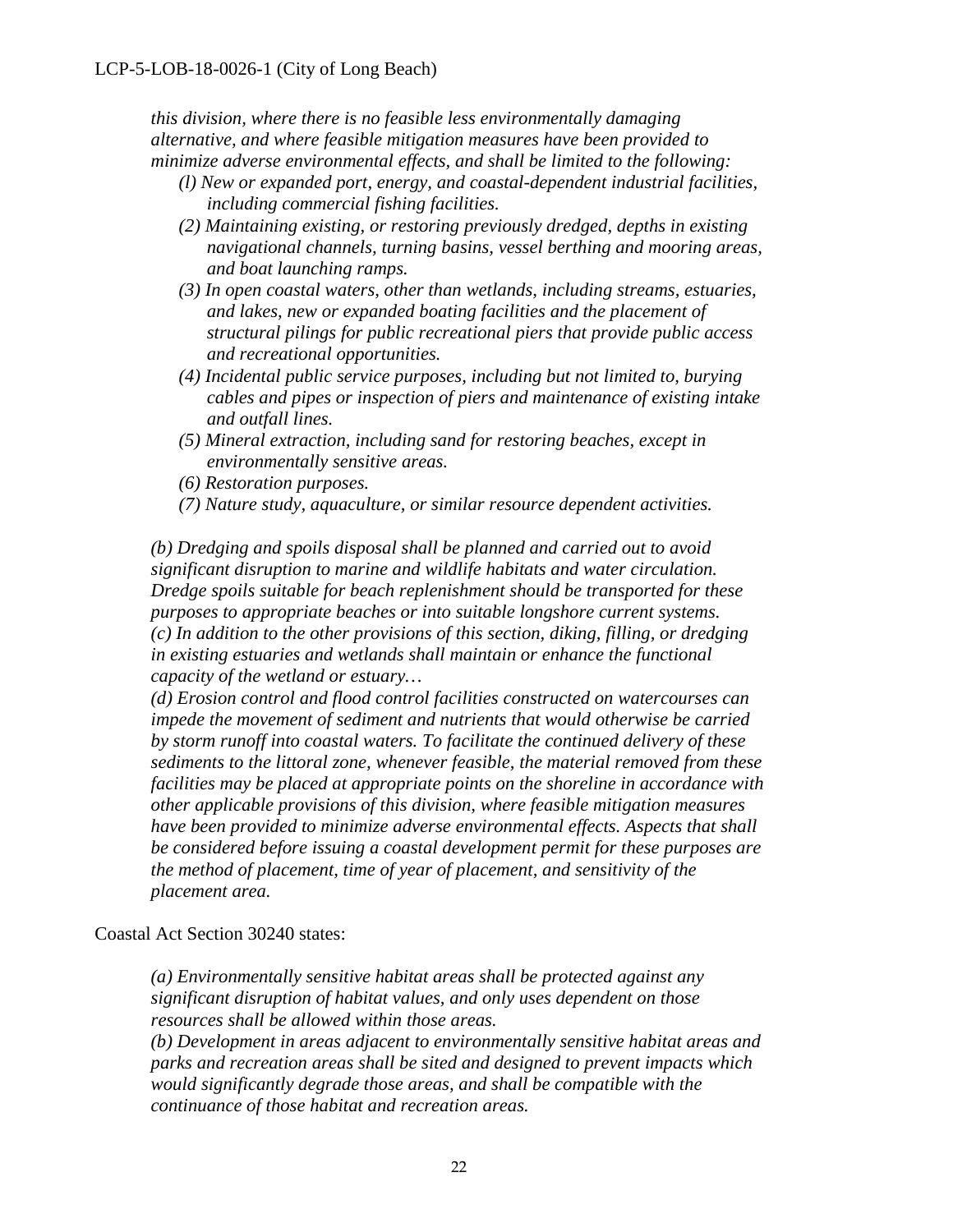*this division, where there is no feasible less environmentally damaging alternative, and where feasible mitigation measures have been provided to minimize adverse environmental effects, and shall be limited to the following:*

*(l) New or expanded port, energy, and coastal-dependent industrial facilities, including commercial fishing facilities.*

*(2) Maintaining existing, or restoring previously dredged, depths in existing navigational channels, turning basins, vessel berthing and mooring areas, and boat launching ramps.*

*(3) In open coastal waters, other than wetlands, including streams, estuaries, and lakes, new or expanded boating facilities and the placement of structural pilings for public recreational piers that provide public access and recreational opportunities.*

*(4) Incidental public service purposes, including but not limited to, burying cables and pipes or inspection of piers and maintenance of existing intake and outfall lines.*

*(5) Mineral extraction, including sand for restoring beaches, except in environmentally sensitive areas.*

*(6) Restoration purposes.*

*(7) Nature study, aquaculture, or similar resource dependent activities.*

*(b) Dredging and spoils disposal shall be planned and carried out to avoid significant disruption to marine and wildlife habitats and water circulation. Dredge spoils suitable for beach replenishment should be transported for these purposes to appropriate beaches or into suitable longshore current systems.*
*(c) In addition to the other provisions of this section, diking, filling, or dredging in existing estuaries and wetlands shall maintain or enhance the functional capacity of the wetland or estuary…*
*(d) Erosion control and flood control facilities constructed on watercourses can impede the movement of sediment and nutrients that would otherwise be carried by storm runoff into coastal waters. To facilitate the continued delivery of these sediments to the littoral zone, whenever feasible, the material removed from these facilities may be placed at appropriate points on the shoreline in accordance with other applicable provisions of this division, where feasible mitigation measures have been provided to minimize adverse environmental effects. Aspects that shall be considered before issuing a coastal development permit for these purposes are the method of placement, time of year of placement, and sensitivity of the placement area.*

Coastal Act Section 30240 states:

*(a) Environmentally sensitive habitat areas shall be protected against any significant disruption of habitat values, and only uses dependent on those resources shall be allowed within those areas.*
*(b) Development in areas adjacent to environmentally sensitive habitat areas and parks and recreation areas shall be sited and designed to prevent impacts which would significantly degrade those areas, and shall be compatible with the continuance of those habitat and recreation areas.*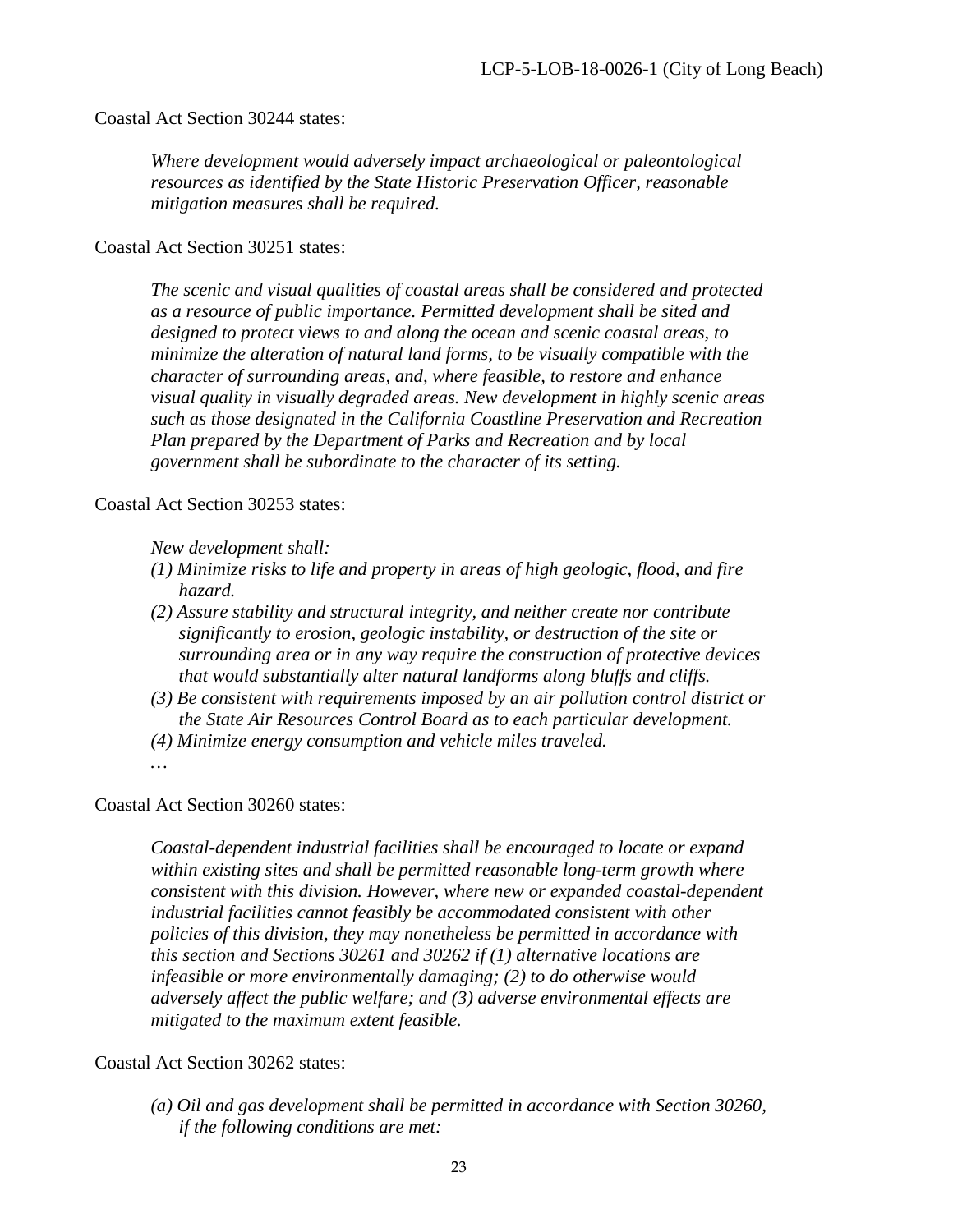Coastal Act Section 30244 states:

> *Where development would adversely impact archaeological or paleontological resources as identified by the State Historic Preservation Officer, reasonable mitigation measures shall be required.*

Coastal Act Section 30251 states:

> *The scenic and visual qualities of coastal areas shall be considered and protected as a resource of public importance. Permitted development shall be sited and designed to protect views to and along the ocean and scenic coastal areas, to minimize the alteration of natural land forms, to be visually compatible with the character of surrounding areas, and, where feasible, to restore and enhance visual quality in visually degraded areas. New development in highly scenic areas such as those designated in the California Coastline Preservation and Recreation Plan prepared by the Department of Parks and Recreation and by local government shall be subordinate to the character of its setting.*

Coastal Act Section 30253 states:

> *New development shall:*
>
> *(1) Minimize risks to life and property in areas of high geologic, flood, and fire hazard.*
>
> *(2) Assure stability and structural integrity, and neither create nor contribute significantly to erosion, geologic instability, or destruction of the site or surrounding area or in any way require the construction of protective devices that would substantially alter natural landforms along bluffs and cliffs.*
>
> *(3) Be consistent with requirements imposed by an air pollution control district or the State Air Resources Control Board as to each particular development.*
>
> *(4) Minimize energy consumption and vehicle miles traveled.*
>
> *…*

Coastal Act Section 30260 states:

> *Coastal-dependent industrial facilities shall be encouraged to locate or expand within existing sites and shall be permitted reasonable long-term growth where consistent with this division. However, where new or expanded coastal-dependent industrial facilities cannot feasibly be accommodated consistent with other policies of this division, they may nonetheless be permitted in accordance with this section and Sections 30261 and 30262 if (1) alternative locations are infeasible or more environmentally damaging; (2) to do otherwise would adversely affect the public welfare; and (3) adverse environmental effects are mitigated to the maximum extent feasible.*

Coastal Act Section 30262 states:

> *(a) Oil and gas development shall be permitted in accordance with Section 30260, if the following conditions are met:*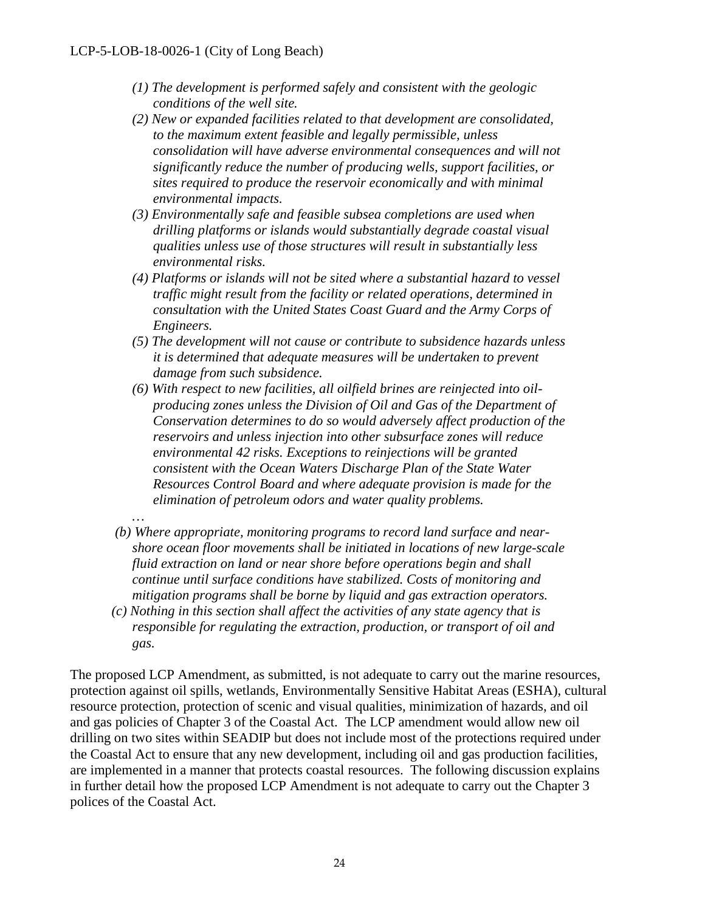*(1) The development is performed safely and consistent with the geologic conditions of the well site.*

*(2) New or expanded facilities related to that development are consolidated, to the maximum extent feasible and legally permissible, unless consolidation will have adverse environmental consequences and will not significantly reduce the number of producing wells, support facilities, or sites required to produce the reservoir economically and with minimal environmental impacts.*

*(3) Environmentally safe and feasible subsea completions are used when drilling platforms or islands would substantially degrade coastal visual qualities unless use of those structures will result in substantially less environmental risks.*

*(4) Platforms or islands will not be sited where a substantial hazard to vessel traffic might result from the facility or related operations, determined in consultation with the United States Coast Guard and the Army Corps of Engineers.*

*(5) The development will not cause or contribute to subsidence hazards unless it is determined that adequate measures will be undertaken to prevent damage from such subsidence.*

*(6) With respect to new facilities, all oilfield brines are reinjected into oil-producing zones unless the Division of Oil and Gas of the Department of Conservation determines to do so would adversely affect production of the reservoirs and unless injection into other subsurface zones will reduce environmental 42 risks. Exceptions to reinjections will be granted consistent with the Ocean Waters Discharge Plan of the State Water Resources Control Board and where adequate provision is made for the elimination of petroleum odors and water quality problems.*

*…*

*(b) Where appropriate, monitoring programs to record land surface and near-shore ocean floor movements shall be initiated in locations of new large-scale fluid extraction on land or near shore before operations begin and shall continue until surface conditions have stabilized. Costs of monitoring and mitigation programs shall be borne by liquid and gas extraction operators.*

*(c) Nothing in this section shall affect the activities of any state agency that is responsible for regulating the extraction, production, or transport of oil and gas.*

The proposed LCP Amendment, as submitted, is not adequate to carry out the marine resources, protection against oil spills, wetlands, Environmentally Sensitive Habitat Areas (ESHA), cultural resource protection, protection of scenic and visual qualities, minimization of hazards, and oil and gas policies of Chapter 3 of the Coastal Act. The LCP amendment would allow new oil drilling on two sites within SEADIP but does not include most of the protections required under the Coastal Act to ensure that any new development, including oil and gas production facilities, are implemented in a manner that protects coastal resources. The following discussion explains in further detail how the proposed LCP Amendment is not adequate to carry out the Chapter 3 polices of the Coastal Act.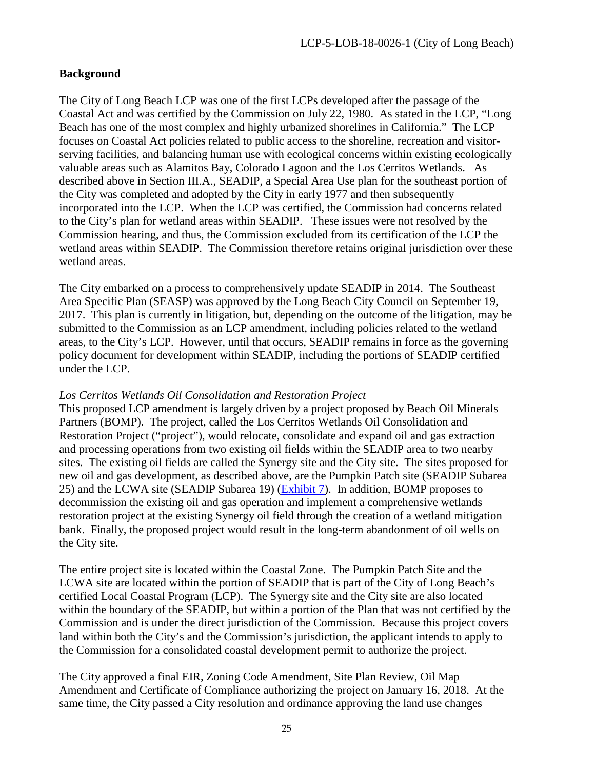**Background**

The City of Long Beach LCP was one of the first LCPs developed after the passage of the Coastal Act and was certified by the Commission on July 22, 1980. As stated in the LCP, "Long Beach has one of the most complex and highly urbanized shorelines in California." The LCP focuses on Coastal Act policies related to public access to the shoreline, recreation and visitor-serving facilities, and balancing human use with ecological concerns within existing ecologically valuable areas such as Alamitos Bay, Colorado Lagoon and the Los Cerritos Wetlands. As described above in Section III.A., SEADIP, a Special Area Use plan for the southeast portion of the City was completed and adopted by the City in early 1977 and then subsequently incorporated into the LCP. When the LCP was certified, the Commission had concerns related to the City's plan for wetland areas within SEADIP. These issues were not resolved by the Commission hearing, and thus, the Commission excluded from its certification of the LCP the wetland areas within SEADIP. The Commission therefore retains original jurisdiction over these wetland areas.

The City embarked on a process to comprehensively update SEADIP in 2014. The Southeast Area Specific Plan (SEASP) was approved by the Long Beach City Council on September 19, 2017. This plan is currently in litigation, but, depending on the outcome of the litigation, may be submitted to the Commission as an LCP amendment, including policies related to the wetland areas, to the City's LCP. However, until that occurs, SEADIP remains in force as the governing policy document for development within SEADIP, including the portions of SEADIP certified under the LCP.

*Los Cerritos Wetlands Oil Consolidation and Restoration Project*

This proposed LCP amendment is largely driven by a project proposed by Beach Oil Minerals Partners (BOMP). The project, called the Los Cerritos Wetlands Oil Consolidation and Restoration Project ("project"), would relocate, consolidate and expand oil and gas extraction and processing operations from two existing oil fields within the SEADIP area to two nearby sites. The existing oil fields are called the Synergy site and the City site. The sites proposed for new oil and gas development, as described above, are the Pumpkin Patch site (SEADIP Subarea 25) and the LCWA site (SEADIP Subarea 19) (Exhibit 7). In addition, BOMP proposes to decommission the existing oil and gas operation and implement a comprehensive wetlands restoration project at the existing Synergy oil field through the creation of a wetland mitigation bank. Finally, the proposed project would result in the long-term abandonment of oil wells on the City site.

The entire project site is located within the Coastal Zone. The Pumpkin Patch Site and the LCWA site are located within the portion of SEADIP that is part of the City of Long Beach's certified Local Coastal Program (LCP). The Synergy site and the City site are also located within the boundary of the SEADIP, but within a portion of the Plan that was not certified by the Commission and is under the direct jurisdiction of the Commission. Because this project covers land within both the City's and the Commission's jurisdiction, the applicant intends to apply to the Commission for a consolidated coastal development permit to authorize the project.

The City approved a final EIR, Zoning Code Amendment, Site Plan Review, Oil Map Amendment and Certificate of Compliance authorizing the project on January 16, 2018. At the same time, the City passed a City resolution and ordinance approving the land use changes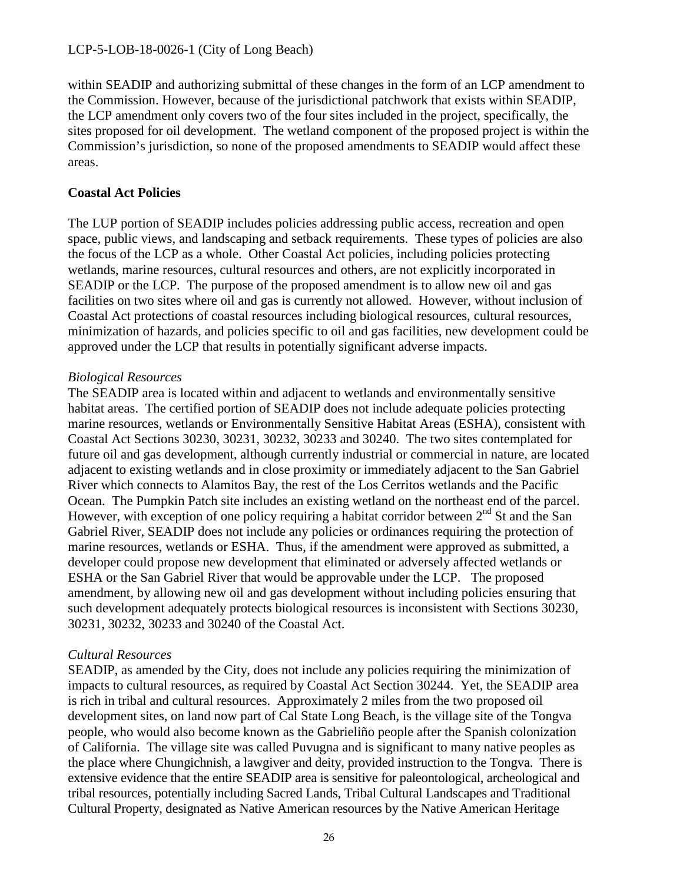within SEADIP and authorizing submittal of these changes in the form of an LCP amendment to the Commission. However, because of the jurisdictional patchwork that exists within SEADIP, the LCP amendment only covers two of the four sites included in the project, specifically, the sites proposed for oil development. The wetland component of the proposed project is within the Commission's jurisdiction, so none of the proposed amendments to SEADIP would affect these areas.

**Coastal Act Policies**

The LUP portion of SEADIP includes policies addressing public access, recreation and open space, public views, and landscaping and setback requirements. These types of policies are also the focus of the LCP as a whole. Other Coastal Act policies, including policies protecting wetlands, marine resources, cultural resources and others, are not explicitly incorporated in SEADIP or the LCP. The purpose of the proposed amendment is to allow new oil and gas facilities on two sites where oil and gas is currently not allowed. However, without inclusion of Coastal Act protections of coastal resources including biological resources, cultural resources, minimization of hazards, and policies specific to oil and gas facilities, new development could be approved under the LCP that results in potentially significant adverse impacts.

*Biological Resources*

The SEADIP area is located within and adjacent to wetlands and environmentally sensitive habitat areas. The certified portion of SEADIP does not include adequate policies protecting marine resources, wetlands or Environmentally Sensitive Habitat Areas (ESHA), consistent with Coastal Act Sections 30230, 30231, 30232, 30233 and 30240. The two sites contemplated for future oil and gas development, although currently industrial or commercial in nature, are located adjacent to existing wetlands and in close proximity or immediately adjacent to the San Gabriel River which connects to Alamitos Bay, the rest of the Los Cerritos wetlands and the Pacific Ocean. The Pumpkin Patch site includes an existing wetland on the northeast end of the parcel. However, with exception of one policy requiring a habitat corridor between 2nd St and the San Gabriel River, SEADIP does not include any policies or ordinances requiring the protection of marine resources, wetlands or ESHA. Thus, if the amendment were approved as submitted, a developer could propose new development that eliminated or adversely affected wetlands or ESHA or the San Gabriel River that would be approvable under the LCP. The proposed amendment, by allowing new oil and gas development without including policies ensuring that such development adequately protects biological resources is inconsistent with Sections 30230, 30231, 30232, 30233 and 30240 of the Coastal Act.

*Cultural Resources*

SEADIP, as amended by the City, does not include any policies requiring the minimization of impacts to cultural resources, as required by Coastal Act Section 30244. Yet, the SEADIP area is rich in tribal and cultural resources. Approximately 2 miles from the two proposed oil development sites, on land now part of Cal State Long Beach, is the village site of the Tongva people, who would also become known as the Gabrieliño people after the Spanish colonization of California. The village site was called Puvugna and is significant to many native peoples as the place where Chungichnish, a lawgiver and deity, provided instruction to the Tongva. There is extensive evidence that the entire SEADIP area is sensitive for paleontological, archeological and tribal resources, potentially including Sacred Lands, Tribal Cultural Landscapes and Traditional Cultural Property, designated as Native American resources by the Native American Heritage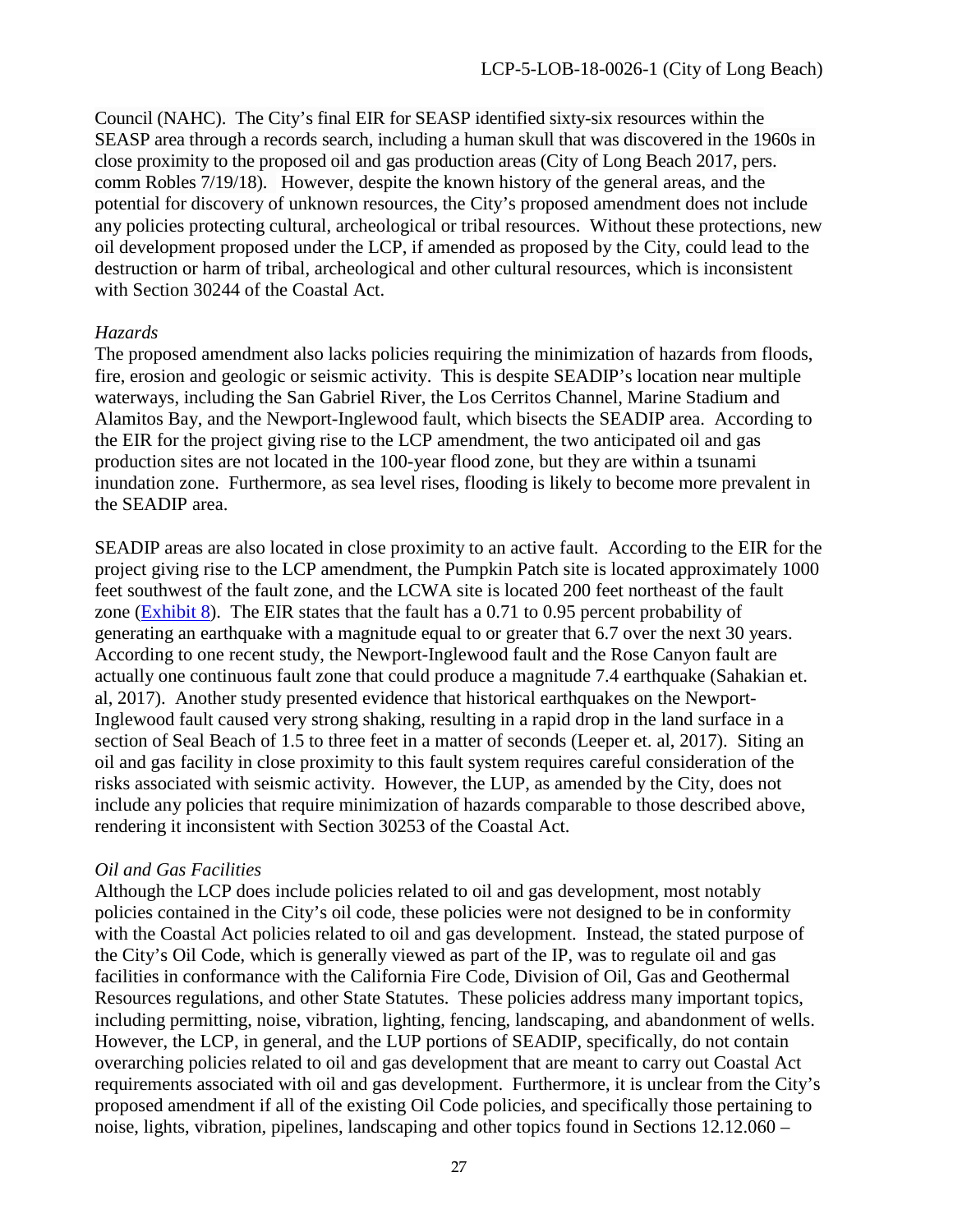Council (NAHC). The City's final EIR for SEASP identified sixty-six resources within the SEASP area through a records search, including a human skull that was discovered in the 1960s in close proximity to the proposed oil and gas production areas (City of Long Beach 2017, pers. comm Robles 7/19/18). However, despite the known history of the general areas, and the potential for discovery of unknown resources, the City's proposed amendment does not include any policies protecting cultural, archeological or tribal resources. Without these protections, new oil development proposed under the LCP, if amended as proposed by the City, could lead to the destruction or harm of tribal, archeological and other cultural resources, which is inconsistent with Section 30244 of the Coastal Act.

*Hazards*

The proposed amendment also lacks policies requiring the minimization of hazards from floods, fire, erosion and geologic or seismic activity. This is despite SEADIP's location near multiple waterways, including the San Gabriel River, the Los Cerritos Channel, Marine Stadium and Alamitos Bay, and the Newport-Inglewood fault, which bisects the SEADIP area. According to the EIR for the project giving rise to the LCP amendment, the two anticipated oil and gas production sites are not located in the 100-year flood zone, but they are within a tsunami inundation zone. Furthermore, as sea level rises, flooding is likely to become more prevalent in the SEADIP area.

SEADIP areas are also located in close proximity to an active fault. According to the EIR for the project giving rise to the LCP amendment, the Pumpkin Patch site is located approximately 1000 feet southwest of the fault zone, and the LCWA site is located 200 feet northeast of the fault zone (Exhibit 8). The EIR states that the fault has a 0.71 to 0.95 percent probability of generating an earthquake with a magnitude equal to or greater that 6.7 over the next 30 years. According to one recent study, the Newport-Inglewood fault and the Rose Canyon fault are actually one continuous fault zone that could produce a magnitude 7.4 earthquake (Sahakian et. al, 2017). Another study presented evidence that historical earthquakes on the Newport-Inglewood fault caused very strong shaking, resulting in a rapid drop in the land surface in a section of Seal Beach of 1.5 to three feet in a matter of seconds (Leeper et. al, 2017). Siting an oil and gas facility in close proximity to this fault system requires careful consideration of the risks associated with seismic activity. However, the LUP, as amended by the City, does not include any policies that require minimization of hazards comparable to those described above, rendering it inconsistent with Section 30253 of the Coastal Act.

*Oil and Gas Facilities*

Although the LCP does include policies related to oil and gas development, most notably policies contained in the City's oil code, these policies were not designed to be in conformity with the Coastal Act policies related to oil and gas development. Instead, the stated purpose of the City's Oil Code, which is generally viewed as part of the IP, was to regulate oil and gas facilities in conformance with the California Fire Code, Division of Oil, Gas and Geothermal Resources regulations, and other State Statutes. These policies address many important topics, including permitting, noise, vibration, lighting, fencing, landscaping, and abandonment of wells. However, the LCP, in general, and the LUP portions of SEADIP, specifically, do not contain overarching policies related to oil and gas development that are meant to carry out Coastal Act requirements associated with oil and gas development. Furthermore, it is unclear from the City's proposed amendment if all of the existing Oil Code policies, and specifically those pertaining to noise, lights, vibration, pipelines, landscaping and other topics found in Sections 12.12.060 –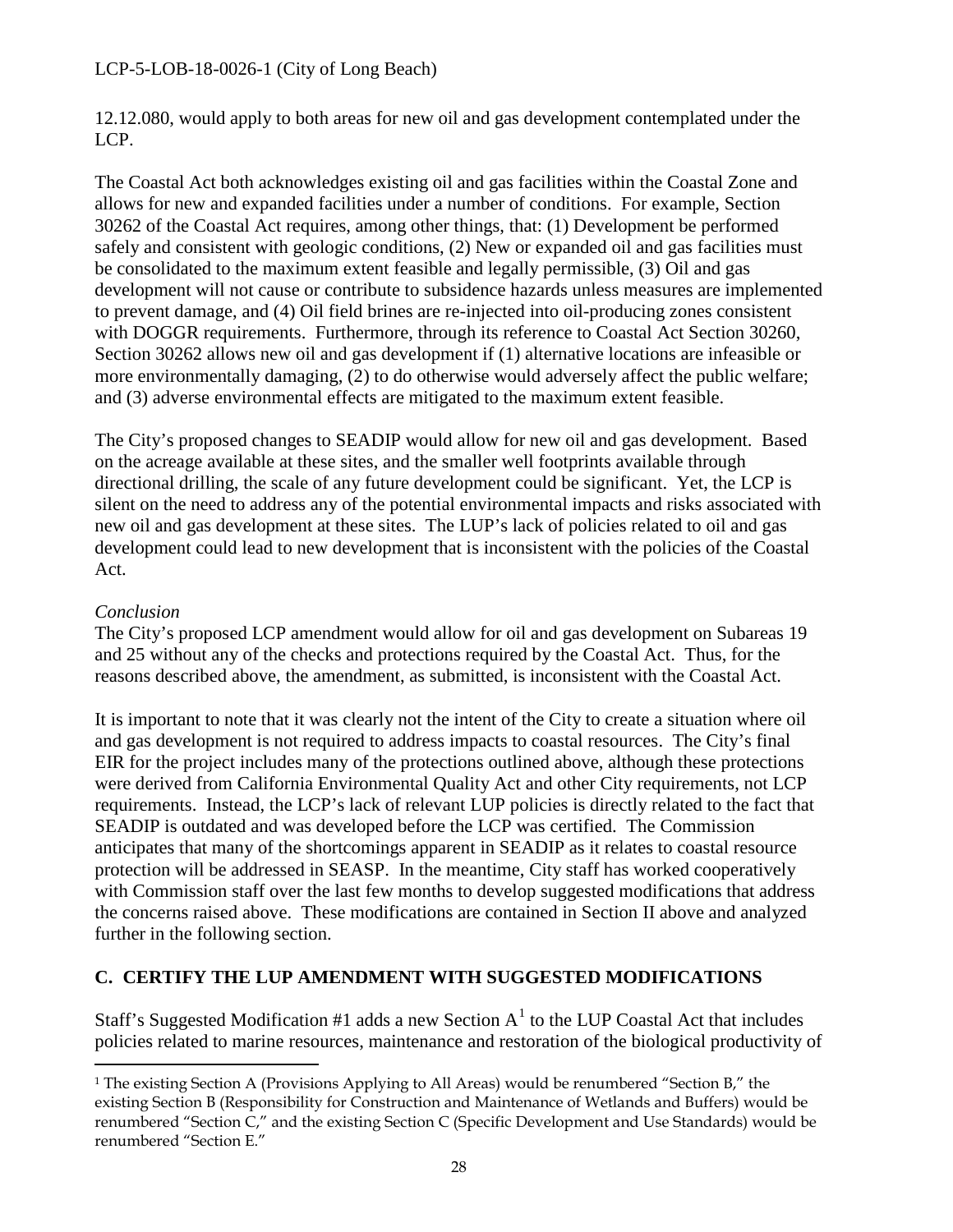12.12.080, would apply to both areas for new oil and gas development contemplated under the LCP.

The Coastal Act both acknowledges existing oil and gas facilities within the Coastal Zone and allows for new and expanded facilities under a number of conditions. For example, Section 30262 of the Coastal Act requires, among other things, that: (1) Development be performed safely and consistent with geologic conditions, (2) New or expanded oil and gas facilities must be consolidated to the maximum extent feasible and legally permissible, (3) Oil and gas development will not cause or contribute to subsidence hazards unless measures are implemented to prevent damage, and (4) Oil field brines are re-injected into oil-producing zones consistent with DOGGR requirements. Furthermore, through its reference to Coastal Act Section 30260, Section 30262 allows new oil and gas development if (1) alternative locations are infeasible or more environmentally damaging, (2) to do otherwise would adversely affect the public welfare; and (3) adverse environmental effects are mitigated to the maximum extent feasible.

The City's proposed changes to SEADIP would allow for new oil and gas development. Based on the acreage available at these sites, and the smaller well footprints available through directional drilling, the scale of any future development could be significant. Yet, the LCP is silent on the need to address any of the potential environmental impacts and risks associated with new oil and gas development at these sites. The LUP's lack of policies related to oil and gas development could lead to new development that is inconsistent with the policies of the Coastal Act.

*Conclusion*

The City's proposed LCP amendment would allow for oil and gas development on Subareas 19 and 25 without any of the checks and protections required by the Coastal Act. Thus, for the reasons described above, the amendment, as submitted, is inconsistent with the Coastal Act.

It is important to note that it was clearly not the intent of the City to create a situation where oil and gas development is not required to address impacts to coastal resources. The City's final EIR for the project includes many of the protections outlined above, although these protections were derived from California Environmental Quality Act and other City requirements, not LCP requirements. Instead, the LCP's lack of relevant LUP policies is directly related to the fact that SEADIP is outdated and was developed before the LCP was certified. The Commission anticipates that many of the shortcomings apparent in SEADIP as it relates to coastal resource protection will be addressed in SEASP. In the meantime, City staff has worked cooperatively with Commission staff over the last few months to develop suggested modifications that address the concerns raised above. These modifications are contained in Section II above and analyzed further in the following section.

## C. CERTIFY THE LUP AMENDMENT WITH SUGGESTED MODIFICATIONS

Staff's Suggested Modification #1 adds a new Section A[1] to the LUP Coastal Act that includes policies related to marine resources, maintenance and restoration of the biological productivity of

---

[1] The existing Section A (Provisions Applying to All Areas) would be renumbered "Section B," the existing Section B (Responsibility for Construction and Maintenance of Wetlands and Buffers) would be renumbered "Section C," and the existing Section C (Specific Development and Use Standards) would be renumbered "Section E."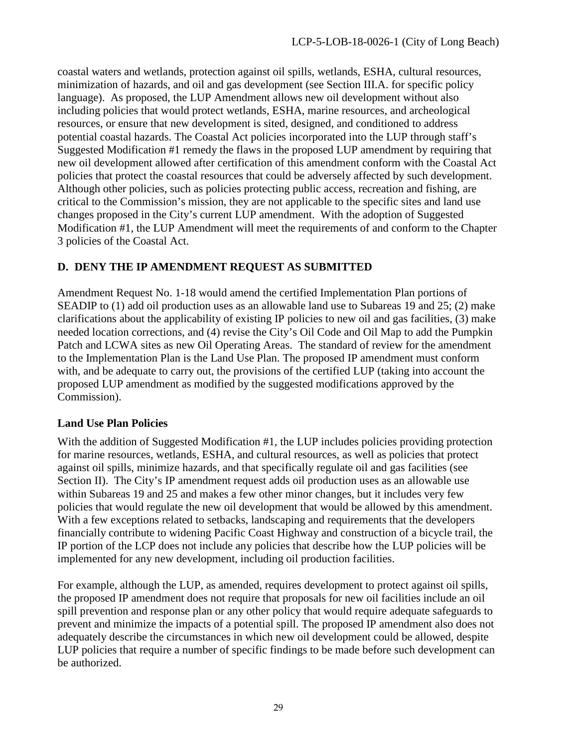coastal waters and wetlands, protection against oil spills, wetlands, ESHA, cultural resources, minimization of hazards, and oil and gas development (see Section III.A. for specific policy language). As proposed, the LUP Amendment allows new oil development without also including policies that would protect wetlands, ESHA, marine resources, and archeological resources, or ensure that new development is sited, designed, and conditioned to address potential coastal hazards. The Coastal Act policies incorporated into the LUP through staff's Suggested Modification #1 remedy the flaws in the proposed LUP amendment by requiring that new oil development allowed after certification of this amendment conform with the Coastal Act policies that protect the coastal resources that could be adversely affected by such development. Although other policies, such as policies protecting public access, recreation and fishing, are critical to the Commission's mission, they are not applicable to the specific sites and land use changes proposed in the City's current LUP amendment. With the adoption of Suggested Modification #1, the LUP Amendment will meet the requirements of and conform to the Chapter 3 policies of the Coastal Act.

## D. DENY THE IP AMENDMENT REQUEST AS SUBMITTED

Amendment Request No. 1-18 would amend the certified Implementation Plan portions of SEADIP to (1) add oil production uses as an allowable land use to Subareas 19 and 25; (2) make clarifications about the applicability of existing IP policies to new oil and gas facilities, (3) make needed location corrections, and (4) revise the City's Oil Code and Oil Map to add the Pumpkin Patch and LCWA sites as new Oil Operating Areas. The standard of review for the amendment to the Implementation Plan is the Land Use Plan. The proposed IP amendment must conform with, and be adequate to carry out, the provisions of the certified LUP (taking into account the proposed LUP amendment as modified by the suggested modifications approved by the Commission).

### Land Use Plan Policies

With the addition of Suggested Modification #1, the LUP includes policies providing protection for marine resources, wetlands, ESHA, and cultural resources, as well as policies that protect against oil spills, minimize hazards, and that specifically regulate oil and gas facilities (see Section II). The City's IP amendment request adds oil production uses as an allowable use within Subareas 19 and 25 and makes a few other minor changes, but it includes very few policies that would regulate the new oil development that would be allowed by this amendment. With a few exceptions related to setbacks, landscaping and requirements that the developers financially contribute to widening Pacific Coast Highway and construction of a bicycle trail, the IP portion of the LCP does not include any policies that describe how the LUP policies will be implemented for any new development, including oil production facilities.

For example, although the LUP, as amended, requires development to protect against oil spills, the proposed IP amendment does not require that proposals for new oil facilities include an oil spill prevention and response plan or any other policy that would require adequate safeguards to prevent and minimize the impacts of a potential spill. The proposed IP amendment also does not adequately describe the circumstances in which new oil development could be allowed, despite LUP policies that require a number of specific findings to be made before such development can be authorized.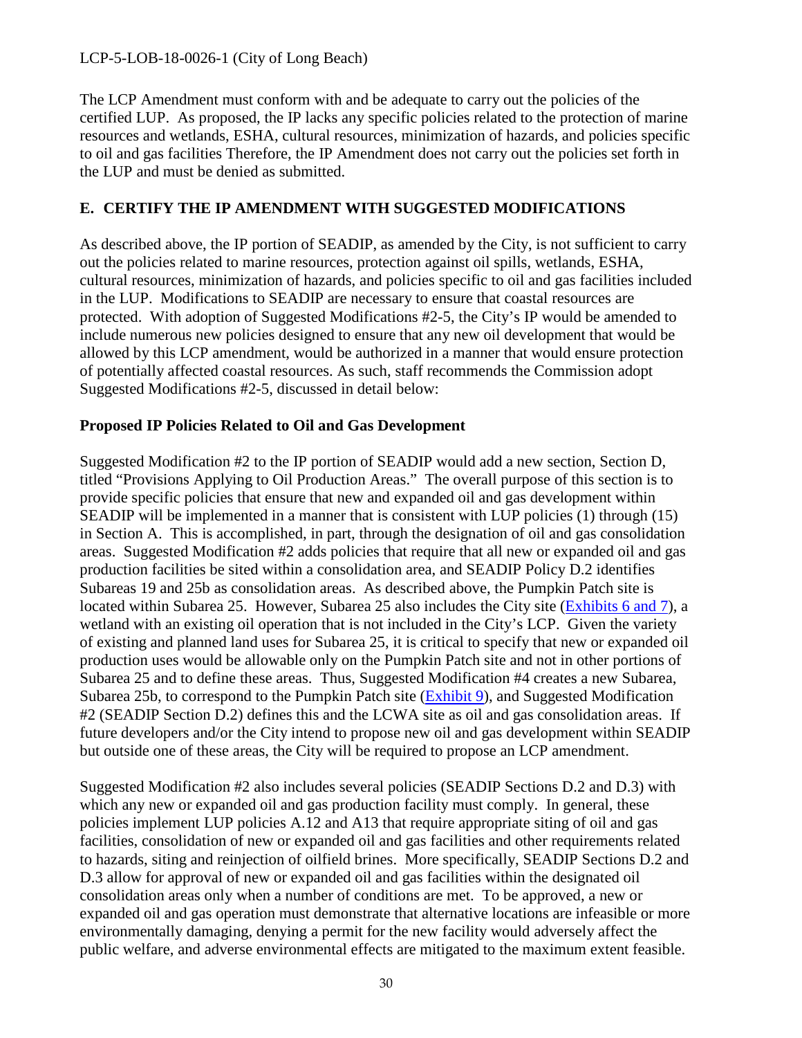The LCP Amendment must conform with and be adequate to carry out the policies of the certified LUP. As proposed, the IP lacks any specific policies related to the protection of marine resources and wetlands, ESHA, cultural resources, minimization of hazards, and policies specific to oil and gas facilities Therefore, the IP Amendment does not carry out the policies set forth in the LUP and must be denied as submitted.

## E. CERTIFY THE IP AMENDMENT WITH SUGGESTED MODIFICATIONS

As described above, the IP portion of SEADIP, as amended by the City, is not sufficient to carry out the policies related to marine resources, protection against oil spills, wetlands, ESHA, cultural resources, minimization of hazards, and policies specific to oil and gas facilities included in the LUP. Modifications to SEADIP are necessary to ensure that coastal resources are protected. With adoption of Suggested Modifications #2-5, the City's IP would be amended to include numerous new policies designed to ensure that any new oil development that would be allowed by this LCP amendment, would be authorized in a manner that would ensure protection of potentially affected coastal resources. As such, staff recommends the Commission adopt Suggested Modifications #2-5, discussed in detail below:

### Proposed IP Policies Related to Oil and Gas Development

Suggested Modification #2 to the IP portion of SEADIP would add a new section, Section D, titled "Provisions Applying to Oil Production Areas." The overall purpose of this section is to provide specific policies that ensure that new and expanded oil and gas development within SEADIP will be implemented in a manner that is consistent with LUP policies (1) through (15) in Section A. This is accomplished, in part, through the designation of oil and gas consolidation areas. Suggested Modification #2 adds policies that require that all new or expanded oil and gas production facilities be sited within a consolidation area, and SEADIP Policy D.2 identifies Subareas 19 and 25b as consolidation areas. As described above, the Pumpkin Patch site is located within Subarea 25. However, Subarea 25 also includes the City site (Exhibits 6 and 7), a wetland with an existing oil operation that is not included in the City's LCP. Given the variety of existing and planned land uses for Subarea 25, it is critical to specify that new or expanded oil production uses would be allowable only on the Pumpkin Patch site and not in other portions of Subarea 25 and to define these areas. Thus, Suggested Modification #4 creates a new Subarea, Subarea 25b, to correspond to the Pumpkin Patch site (Exhibit 9), and Suggested Modification #2 (SEADIP Section D.2) defines this and the LCWA site as oil and gas consolidation areas. If future developers and/or the City intend to propose new oil and gas development within SEADIP but outside one of these areas, the City will be required to propose an LCP amendment.

Suggested Modification #2 also includes several policies (SEADIP Sections D.2 and D.3) with which any new or expanded oil and gas production facility must comply. In general, these policies implement LUP policies A.12 and A13 that require appropriate siting of oil and gas facilities, consolidation of new or expanded oil and gas facilities and other requirements related to hazards, siting and reinjection of oilfield brines. More specifically, SEADIP Sections D.2 and D.3 allow for approval of new or expanded oil and gas facilities within the designated oil consolidation areas only when a number of conditions are met. To be approved, a new or expanded oil and gas operation must demonstrate that alternative locations are infeasible or more environmentally damaging, denying a permit for the new facility would adversely affect the public welfare, and adverse environmental effects are mitigated to the maximum extent feasible.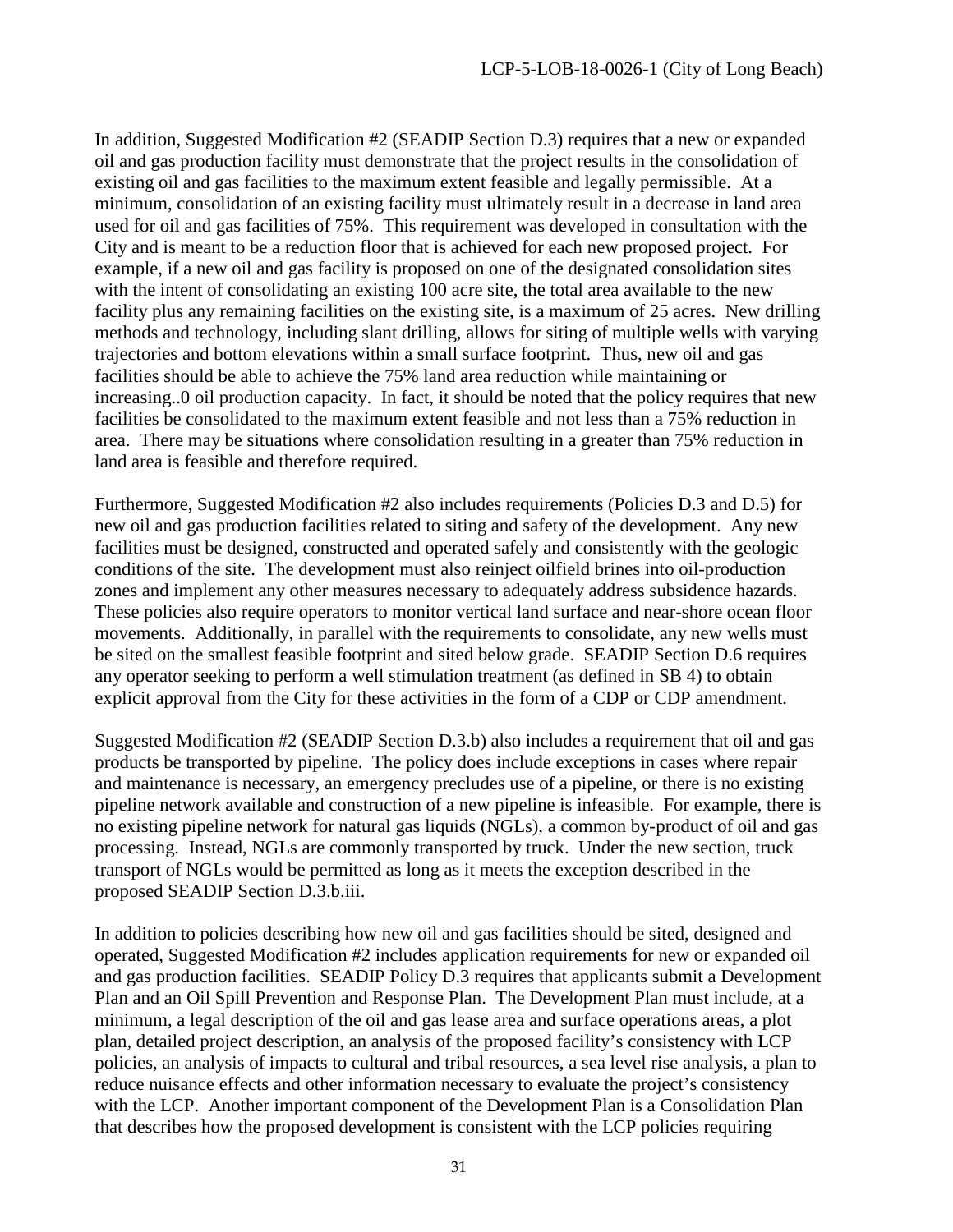In addition, Suggested Modification #2 (SEADIP Section D.3) requires that a new or expanded oil and gas production facility must demonstrate that the project results in the consolidation of existing oil and gas facilities to the maximum extent feasible and legally permissible. At a minimum, consolidation of an existing facility must ultimately result in a decrease in land area used for oil and gas facilities of 75%. This requirement was developed in consultation with the City and is meant to be a reduction floor that is achieved for each new proposed project. For example, if a new oil and gas facility is proposed on one of the designated consolidation sites with the intent of consolidating an existing 100 acre site, the total area available to the new facility plus any remaining facilities on the existing site, is a maximum of 25 acres. New drilling methods and technology, including slant drilling, allows for siting of multiple wells with varying trajectories and bottom elevations within a small surface footprint. Thus, new oil and gas facilities should be able to achieve the 75% land area reduction while maintaining or increasing..0 oil production capacity. In fact, it should be noted that the policy requires that new facilities be consolidated to the maximum extent feasible and not less than a 75% reduction in area. There may be situations where consolidation resulting in a greater than 75% reduction in land area is feasible and therefore required.

Furthermore, Suggested Modification #2 also includes requirements (Policies D.3 and D.5) for new oil and gas production facilities related to siting and safety of the development. Any new facilities must be designed, constructed and operated safely and consistently with the geologic conditions of the site. The development must also reinject oilfield brines into oil-production zones and implement any other measures necessary to adequately address subsidence hazards. These policies also require operators to monitor vertical land surface and near-shore ocean floor movements. Additionally, in parallel with the requirements to consolidate, any new wells must be sited on the smallest feasible footprint and sited below grade. SEADIP Section D.6 requires any operator seeking to perform a well stimulation treatment (as defined in SB 4) to obtain explicit approval from the City for these activities in the form of a CDP or CDP amendment.

Suggested Modification #2 (SEADIP Section D.3.b) also includes a requirement that oil and gas products be transported by pipeline. The policy does include exceptions in cases where repair and maintenance is necessary, an emergency precludes use of a pipeline, or there is no existing pipeline network available and construction of a new pipeline is infeasible. For example, there is no existing pipeline network for natural gas liquids (NGLs), a common by-product of oil and gas processing. Instead, NGLs are commonly transported by truck. Under the new section, truck transport of NGLs would be permitted as long as it meets the exception described in the proposed SEADIP Section D.3.b.iii.

In addition to policies describing how new oil and gas facilities should be sited, designed and operated, Suggested Modification #2 includes application requirements for new or expanded oil and gas production facilities. SEADIP Policy D.3 requires that applicants submit a Development Plan and an Oil Spill Prevention and Response Plan. The Development Plan must include, at a minimum, a legal description of the oil and gas lease area and surface operations areas, a plot plan, detailed project description, an analysis of the proposed facility's consistency with LCP policies, an analysis of impacts to cultural and tribal resources, a sea level rise analysis, a plan to reduce nuisance effects and other information necessary to evaluate the project's consistency with the LCP. Another important component of the Development Plan is a Consolidation Plan that describes how the proposed development is consistent with the LCP policies requiring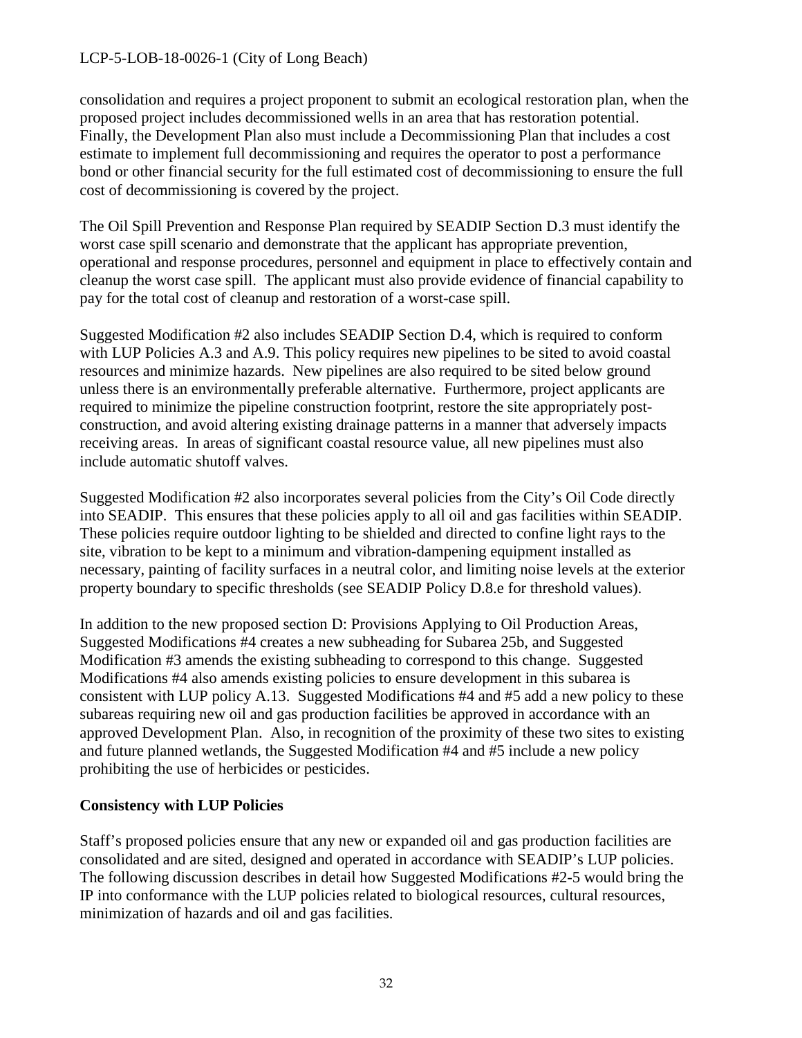consolidation and requires a project proponent to submit an ecological restoration plan, when the proposed project includes decommissioned wells in an area that has restoration potential. Finally, the Development Plan also must include a Decommissioning Plan that includes a cost estimate to implement full decommissioning and requires the operator to post a performance bond or other financial security for the full estimated cost of decommissioning to ensure the full cost of decommissioning is covered by the project.

The Oil Spill Prevention and Response Plan required by SEADIP Section D.3 must identify the worst case spill scenario and demonstrate that the applicant has appropriate prevention, operational and response procedures, personnel and equipment in place to effectively contain and cleanup the worst case spill. The applicant must also provide evidence of financial capability to pay for the total cost of cleanup and restoration of a worst-case spill.

Suggested Modification #2 also includes SEADIP Section D.4, which is required to conform with LUP Policies A.3 and A.9. This policy requires new pipelines to be sited to avoid coastal resources and minimize hazards. New pipelines are also required to be sited below ground unless there is an environmentally preferable alternative. Furthermore, project applicants are required to minimize the pipeline construction footprint, restore the site appropriately post-construction, and avoid altering existing drainage patterns in a manner that adversely impacts receiving areas. In areas of significant coastal resource value, all new pipelines must also include automatic shutoff valves.

Suggested Modification #2 also incorporates several policies from the City's Oil Code directly into SEADIP. This ensures that these policies apply to all oil and gas facilities within SEADIP. These policies require outdoor lighting to be shielded and directed to confine light rays to the site, vibration to be kept to a minimum and vibration-dampening equipment installed as necessary, painting of facility surfaces in a neutral color, and limiting noise levels at the exterior property boundary to specific thresholds (see SEADIP Policy D.8.e for threshold values).

In addition to the new proposed section D: Provisions Applying to Oil Production Areas, Suggested Modifications #4 creates a new subheading for Subarea 25b, and Suggested Modification #3 amends the existing subheading to correspond to this change. Suggested Modifications #4 also amends existing policies to ensure development in this subarea is consistent with LUP policy A.13. Suggested Modifications #4 and #5 add a new policy to these subareas requiring new oil and gas production facilities be approved in accordance with an approved Development Plan. Also, in recognition of the proximity of these two sites to existing and future planned wetlands, the Suggested Modification #4 and #5 include a new policy prohibiting the use of herbicides or pesticides.

**Consistency with LUP Policies**

Staff's proposed policies ensure that any new or expanded oil and gas production facilities are consolidated and are sited, designed and operated in accordance with SEADIP's LUP policies. The following discussion describes in detail how Suggested Modifications #2-5 would bring the IP into conformance with the LUP policies related to biological resources, cultural resources, minimization of hazards and oil and gas facilities.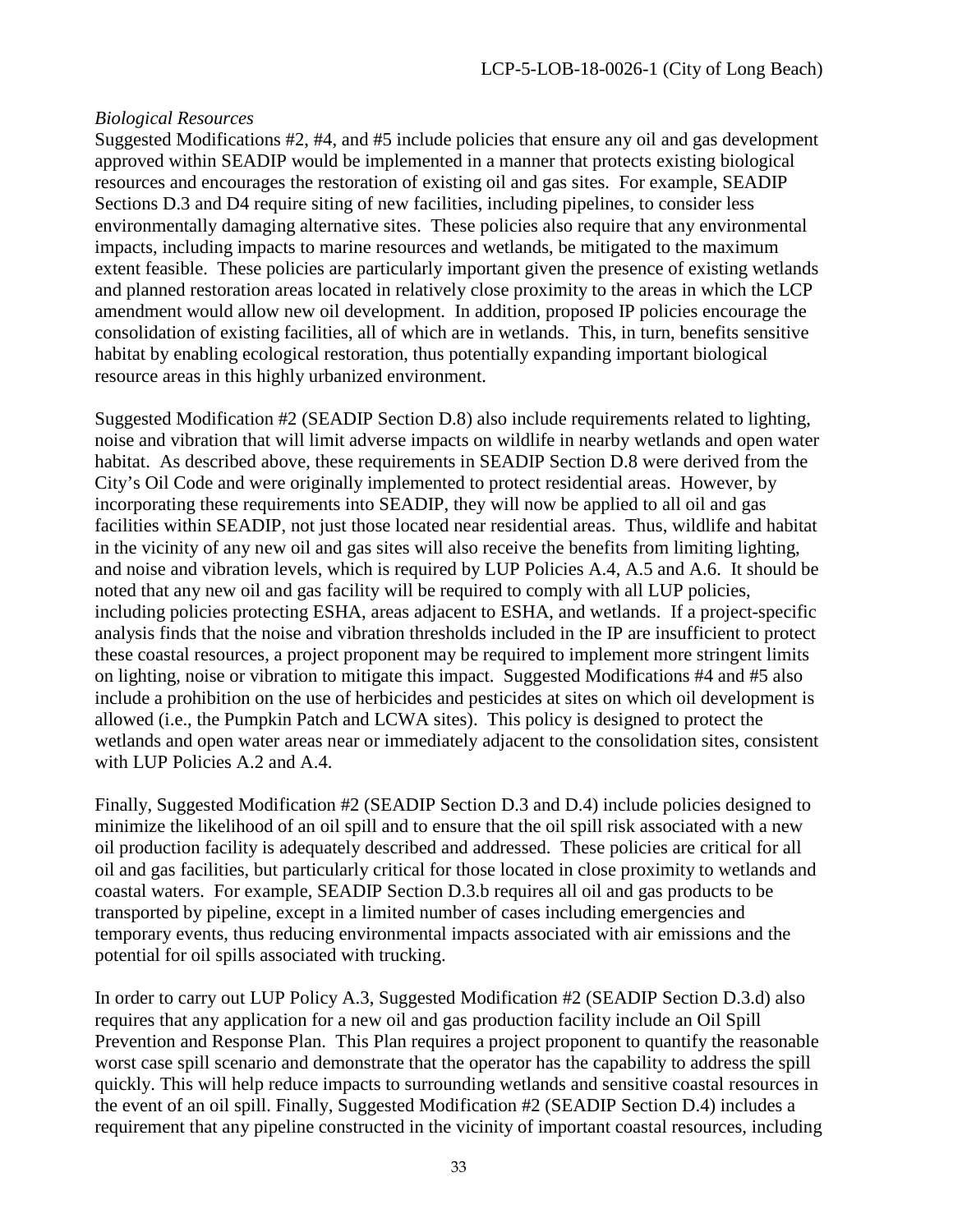*Biological Resources*

Suggested Modifications #2, #4, and #5 include policies that ensure any oil and gas development approved within SEADIP would be implemented in a manner that protects existing biological resources and encourages the restoration of existing oil and gas sites. For example, SEADIP Sections D.3 and D4 require siting of new facilities, including pipelines, to consider less environmentally damaging alternative sites. These policies also require that any environmental impacts, including impacts to marine resources and wetlands, be mitigated to the maximum extent feasible. These policies are particularly important given the presence of existing wetlands and planned restoration areas located in relatively close proximity to the areas in which the LCP amendment would allow new oil development. In addition, proposed IP policies encourage the consolidation of existing facilities, all of which are in wetlands. This, in turn, benefits sensitive habitat by enabling ecological restoration, thus potentially expanding important biological resource areas in this highly urbanized environment.

Suggested Modification #2 (SEADIP Section D.8) also include requirements related to lighting, noise and vibration that will limit adverse impacts on wildlife in nearby wetlands and open water habitat. As described above, these requirements in SEADIP Section D.8 were derived from the City's Oil Code and were originally implemented to protect residential areas. However, by incorporating these requirements into SEADIP, they will now be applied to all oil and gas facilities within SEADIP, not just those located near residential areas. Thus, wildlife and habitat in the vicinity of any new oil and gas sites will also receive the benefits from limiting lighting, and noise and vibration levels, which is required by LUP Policies A.4, A.5 and A.6. It should be noted that any new oil and gas facility will be required to comply with all LUP policies, including policies protecting ESHA, areas adjacent to ESHA, and wetlands. If a project-specific analysis finds that the noise and vibration thresholds included in the IP are insufficient to protect these coastal resources, a project proponent may be required to implement more stringent limits on lighting, noise or vibration to mitigate this impact. Suggested Modifications #4 and #5 also include a prohibition on the use of herbicides and pesticides at sites on which oil development is allowed (i.e., the Pumpkin Patch and LCWA sites). This policy is designed to protect the wetlands and open water areas near or immediately adjacent to the consolidation sites, consistent with LUP Policies A.2 and A.4.

Finally, Suggested Modification #2 (SEADIP Section D.3 and D.4) include policies designed to minimize the likelihood of an oil spill and to ensure that the oil spill risk associated with a new oil production facility is adequately described and addressed. These policies are critical for all oil and gas facilities, but particularly critical for those located in close proximity to wetlands and coastal waters. For example, SEADIP Section D.3.b requires all oil and gas products to be transported by pipeline, except in a limited number of cases including emergencies and temporary events, thus reducing environmental impacts associated with air emissions and the potential for oil spills associated with trucking.

In order to carry out LUP Policy A.3, Suggested Modification #2 (SEADIP Section D.3.d) also requires that any application for a new oil and gas production facility include an Oil Spill Prevention and Response Plan. This Plan requires a project proponent to quantify the reasonable worst case spill scenario and demonstrate that the operator has the capability to address the spill quickly. This will help reduce impacts to surrounding wetlands and sensitive coastal resources in the event of an oil spill. Finally, Suggested Modification #2 (SEADIP Section D.4) includes a requirement that any pipeline constructed in the vicinity of important coastal resources, including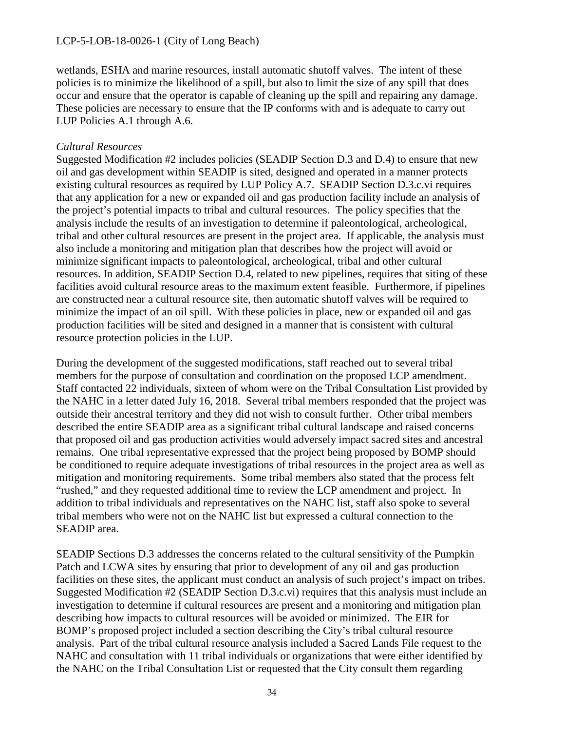wetlands, ESHA and marine resources, install automatic shutoff valves. The intent of these policies is to minimize the likelihood of a spill, but also to limit the size of any spill that does occur and ensure that the operator is capable of cleaning up the spill and repairing any damage. These policies are necessary to ensure that the IP conforms with and is adequate to carry out LUP Policies A.1 through A.6.

*Cultural Resources*

Suggested Modification #2 includes policies (SEADIP Section D.3 and D.4) to ensure that new oil and gas development within SEADIP is sited, designed and operated in a manner protects existing cultural resources as required by LUP Policy A.7. SEADIP Section D.3.c.vi requires that any application for a new or expanded oil and gas production facility include an analysis of the project's potential impacts to tribal and cultural resources. The policy specifies that the analysis include the results of an investigation to determine if paleontological, archeological, tribal and other cultural resources are present in the project area. If applicable, the analysis must also include a monitoring and mitigation plan that describes how the project will avoid or minimize significant impacts to paleontological, archeological, tribal and other cultural resources. In addition, SEADIP Section D.4, related to new pipelines, requires that siting of these facilities avoid cultural resource areas to the maximum extent feasible. Furthermore, if pipelines are constructed near a cultural resource site, then automatic shutoff valves will be required to minimize the impact of an oil spill. With these policies in place, new or expanded oil and gas production facilities will be sited and designed in a manner that is consistent with cultural resource protection policies in the LUP.

During the development of the suggested modifications, staff reached out to several tribal members for the purpose of consultation and coordination on the proposed LCP amendment. Staff contacted 22 individuals, sixteen of whom were on the Tribal Consultation List provided by the NAHC in a letter dated July 16, 2018. Several tribal members responded that the project was outside their ancestral territory and they did not wish to consult further. Other tribal members described the entire SEADIP area as a significant tribal cultural landscape and raised concerns that proposed oil and gas production activities would adversely impact sacred sites and ancestral remains. One tribal representative expressed that the project being proposed by BOMP should be conditioned to require adequate investigations of tribal resources in the project area as well as mitigation and monitoring requirements. Some tribal members also stated that the process felt "rushed," and they requested additional time to review the LCP amendment and project. In addition to tribal individuals and representatives on the NAHC list, staff also spoke to several tribal members who were not on the NAHC list but expressed a cultural connection to the SEADIP area.

SEADIP Sections D.3 addresses the concerns related to the cultural sensitivity of the Pumpkin Patch and LCWA sites by ensuring that prior to development of any oil and gas production facilities on these sites, the applicant must conduct an analysis of such project's impact on tribes. Suggested Modification #2 (SEADIP Section D.3.c.vi) requires that this analysis must include an investigation to determine if cultural resources are present and a monitoring and mitigation plan describing how impacts to cultural resources will be avoided or minimized. The EIR for BOMP's proposed project included a section describing the City's tribal cultural resource analysis. Part of the tribal cultural resource analysis included a Sacred Lands File request to the NAHC and consultation with 11 tribal individuals or organizations that were either identified by the NAHC on the Tribal Consultation List or requested that the City consult them regarding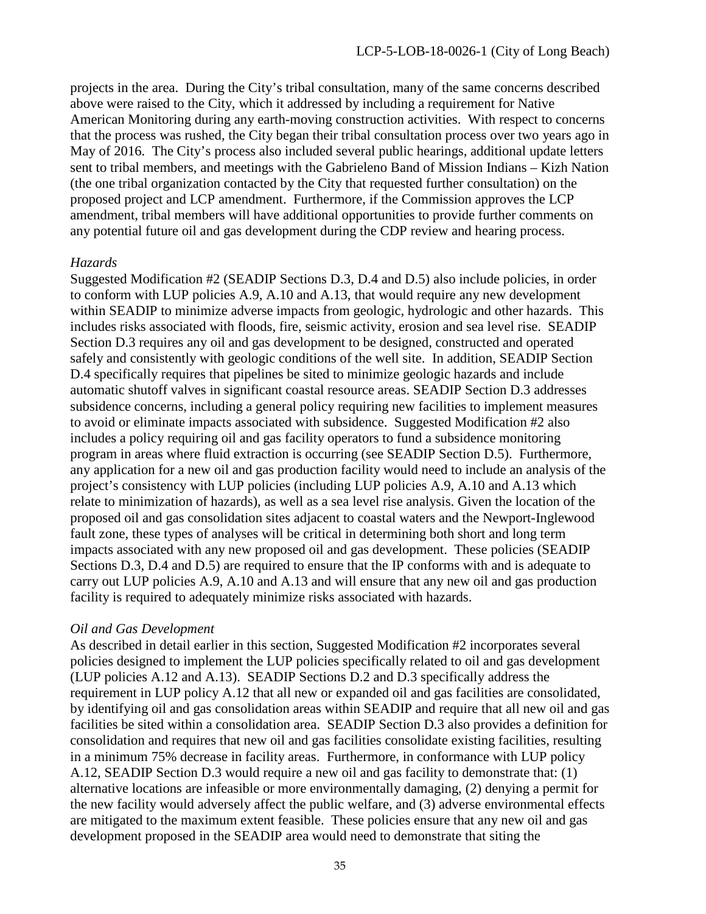projects in the area. During the City's tribal consultation, many of the same concerns described above were raised to the City, which it addressed by including a requirement for Native American Monitoring during any earth-moving construction activities. With respect to concerns that the process was rushed, the City began their tribal consultation process over two years ago in May of 2016. The City's process also included several public hearings, additional update letters sent to tribal members, and meetings with the Gabrieleno Band of Mission Indians – Kizh Nation (the one tribal organization contacted by the City that requested further consultation) on the proposed project and LCP amendment. Furthermore, if the Commission approves the LCP amendment, tribal members will have additional opportunities to provide further comments on any potential future oil and gas development during the CDP review and hearing process.

*Hazards*

Suggested Modification #2 (SEADIP Sections D.3, D.4 and D.5) also include policies, in order to conform with LUP policies A.9, A.10 and A.13, that would require any new development within SEADIP to minimize adverse impacts from geologic, hydrologic and other hazards. This includes risks associated with floods, fire, seismic activity, erosion and sea level rise. SEADIP Section D.3 requires any oil and gas development to be designed, constructed and operated safely and consistently with geologic conditions of the well site. In addition, SEADIP Section D.4 specifically requires that pipelines be sited to minimize geologic hazards and include automatic shutoff valves in significant coastal resource areas. SEADIP Section D.3 addresses subsidence concerns, including a general policy requiring new facilities to implement measures to avoid or eliminate impacts associated with subsidence. Suggested Modification #2 also includes a policy requiring oil and gas facility operators to fund a subsidence monitoring program in areas where fluid extraction is occurring (see SEADIP Section D.5). Furthermore, any application for a new oil and gas production facility would need to include an analysis of the project's consistency with LUP policies (including LUP policies A.9, A.10 and A.13 which relate to minimization of hazards), as well as a sea level rise analysis. Given the location of the proposed oil and gas consolidation sites adjacent to coastal waters and the Newport-Inglewood fault zone, these types of analyses will be critical in determining both short and long term impacts associated with any new proposed oil and gas development. These policies (SEADIP Sections D.3, D.4 and D.5) are required to ensure that the IP conforms with and is adequate to carry out LUP policies A.9, A.10 and A.13 and will ensure that any new oil and gas production facility is required to adequately minimize risks associated with hazards.

*Oil and Gas Development*

As described in detail earlier in this section, Suggested Modification #2 incorporates several policies designed to implement the LUP policies specifically related to oil and gas development (LUP policies A.12 and A.13). SEADIP Sections D.2 and D.3 specifically address the requirement in LUP policy A.12 that all new or expanded oil and gas facilities are consolidated, by identifying oil and gas consolidation areas within SEADIP and require that all new oil and gas facilities be sited within a consolidation area. SEADIP Section D.3 also provides a definition for consolidation and requires that new oil and gas facilities consolidate existing facilities, resulting in a minimum 75% decrease in facility areas. Furthermore, in conformance with LUP policy A.12, SEADIP Section D.3 would require a new oil and gas facility to demonstrate that: (1) alternative locations are infeasible or more environmentally damaging, (2) denying a permit for the new facility would adversely affect the public welfare, and (3) adverse environmental effects are mitigated to the maximum extent feasible. These policies ensure that any new oil and gas development proposed in the SEADIP area would need to demonstrate that siting the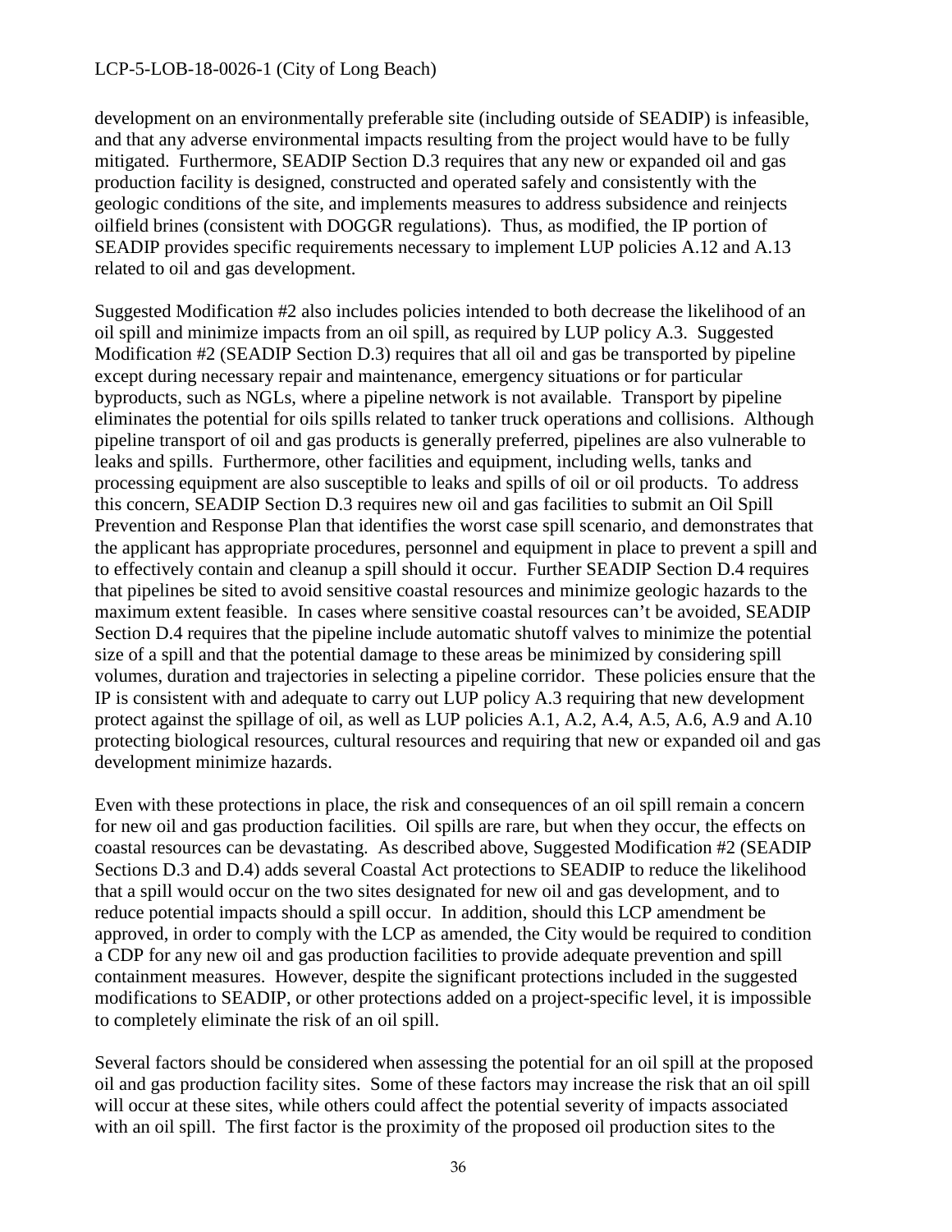development on an environmentally preferable site (including outside of SEADIP) is infeasible, and that any adverse environmental impacts resulting from the project would have to be fully mitigated. Furthermore, SEADIP Section D.3 requires that any new or expanded oil and gas production facility is designed, constructed and operated safely and consistently with the geologic conditions of the site, and implements measures to address subsidence and reinjects oilfield brines (consistent with DOGGR regulations). Thus, as modified, the IP portion of SEADIP provides specific requirements necessary to implement LUP policies A.12 and A.13 related to oil and gas development.

Suggested Modification #2 also includes policies intended to both decrease the likelihood of an oil spill and minimize impacts from an oil spill, as required by LUP policy A.3. Suggested Modification #2 (SEADIP Section D.3) requires that all oil and gas be transported by pipeline except during necessary repair and maintenance, emergency situations or for particular byproducts, such as NGLs, where a pipeline network is not available. Transport by pipeline eliminates the potential for oils spills related to tanker truck operations and collisions. Although pipeline transport of oil and gas products is generally preferred, pipelines are also vulnerable to leaks and spills. Furthermore, other facilities and equipment, including wells, tanks and processing equipment are also susceptible to leaks and spills of oil or oil products. To address this concern, SEADIP Section D.3 requires new oil and gas facilities to submit an Oil Spill Prevention and Response Plan that identifies the worst case spill scenario, and demonstrates that the applicant has appropriate procedures, personnel and equipment in place to prevent a spill and to effectively contain and cleanup a spill should it occur. Further SEADIP Section D.4 requires that pipelines be sited to avoid sensitive coastal resources and minimize geologic hazards to the maximum extent feasible. In cases where sensitive coastal resources can't be avoided, SEADIP Section D.4 requires that the pipeline include automatic shutoff valves to minimize the potential size of a spill and that the potential damage to these areas be minimized by considering spill volumes, duration and trajectories in selecting a pipeline corridor. These policies ensure that the IP is consistent with and adequate to carry out LUP policy A.3 requiring that new development protect against the spillage of oil, as well as LUP policies A.1, A.2, A.4, A.5, A.6, A.9 and A.10 protecting biological resources, cultural resources and requiring that new or expanded oil and gas development minimize hazards.

Even with these protections in place, the risk and consequences of an oil spill remain a concern for new oil and gas production facilities. Oil spills are rare, but when they occur, the effects on coastal resources can be devastating. As described above, Suggested Modification #2 (SEADIP Sections D.3 and D.4) adds several Coastal Act protections to SEADIP to reduce the likelihood that a spill would occur on the two sites designated for new oil and gas development, and to reduce potential impacts should a spill occur. In addition, should this LCP amendment be approved, in order to comply with the LCP as amended, the City would be required to condition a CDP for any new oil and gas production facilities to provide adequate prevention and spill containment measures. However, despite the significant protections included in the suggested modifications to SEADIP, or other protections added on a project-specific level, it is impossible to completely eliminate the risk of an oil spill.

Several factors should be considered when assessing the potential for an oil spill at the proposed oil and gas production facility sites. Some of these factors may increase the risk that an oil spill will occur at these sites, while others could affect the potential severity of impacts associated with an oil spill. The first factor is the proximity of the proposed oil production sites to the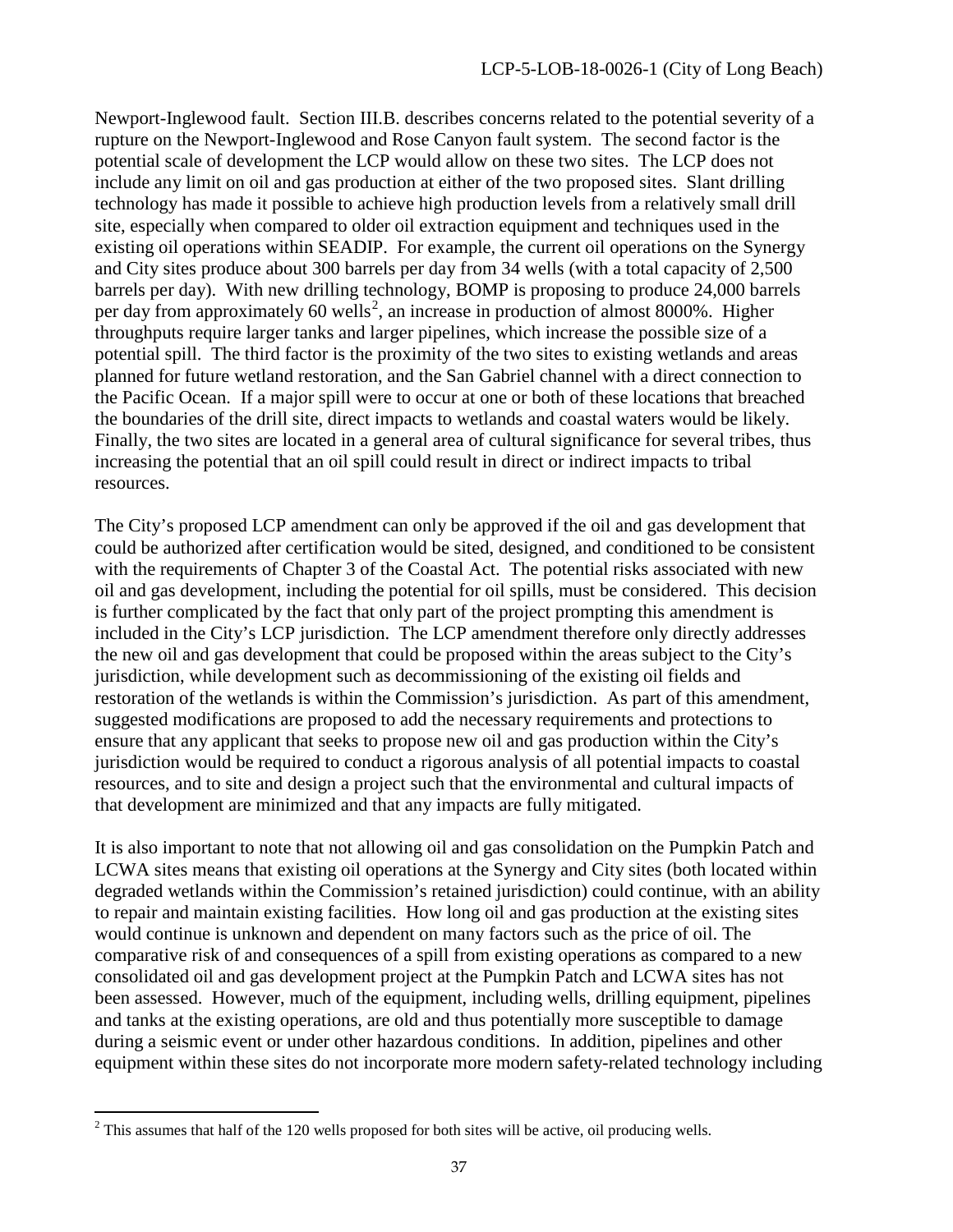Newport-Inglewood fault. Section III.B. describes concerns related to the potential severity of a rupture on the Newport-Inglewood and Rose Canyon fault system. The second factor is the potential scale of development the LCP would allow on these two sites. The LCP does not include any limit on oil and gas production at either of the two proposed sites. Slant drilling technology has made it possible to achieve high production levels from a relatively small drill site, especially when compared to older oil extraction equipment and techniques used in the existing oil operations within SEADIP. For example, the current oil operations on the Synergy and City sites produce about 300 barrels per day from 34 wells (with a total capacity of 2,500 barrels per day). With new drilling technology, BOMP is proposing to produce 24,000 barrels per day from approximately 60 wells[2], an increase in production of almost 8000%. Higher throughputs require larger tanks and larger pipelines, which increase the possible size of a potential spill. The third factor is the proximity of the two sites to existing wetlands and areas planned for future wetland restoration, and the San Gabriel channel with a direct connection to the Pacific Ocean. If a major spill were to occur at one or both of these locations that breached the boundaries of the drill site, direct impacts to wetlands and coastal waters would be likely. Finally, the two sites are located in a general area of cultural significance for several tribes, thus increasing the potential that an oil spill could result in direct or indirect impacts to tribal resources.

The City's proposed LCP amendment can only be approved if the oil and gas development that could be authorized after certification would be sited, designed, and conditioned to be consistent with the requirements of Chapter 3 of the Coastal Act. The potential risks associated with new oil and gas development, including the potential for oil spills, must be considered. This decision is further complicated by the fact that only part of the project prompting this amendment is included in the City's LCP jurisdiction. The LCP amendment therefore only directly addresses the new oil and gas development that could be proposed within the areas subject to the City's jurisdiction, while development such as decommissioning of the existing oil fields and restoration of the wetlands is within the Commission's jurisdiction. As part of this amendment, suggested modifications are proposed to add the necessary requirements and protections to ensure that any applicant that seeks to propose new oil and gas production within the City's jurisdiction would be required to conduct a rigorous analysis of all potential impacts to coastal resources, and to site and design a project such that the environmental and cultural impacts of that development are minimized and that any impacts are fully mitigated.

It is also important to note that not allowing oil and gas consolidation on the Pumpkin Patch and LCWA sites means that existing oil operations at the Synergy and City sites (both located within degraded wetlands within the Commission's retained jurisdiction) could continue, with an ability to repair and maintain existing facilities. How long oil and gas production at the existing sites would continue is unknown and dependent on many factors such as the price of oil. The comparative risk of and consequences of a spill from existing operations as compared to a new consolidated oil and gas development project at the Pumpkin Patch and LCWA sites has not been assessed. However, much of the equipment, including wells, drilling equipment, pipelines and tanks at the existing operations, are old and thus potentially more susceptible to damage during a seismic event or under other hazardous conditions. In addition, pipelines and other equipment within these sites do not incorporate more modern safety-related technology including

[2] This assumes that half of the 120 wells proposed for both sites will be active, oil producing wells.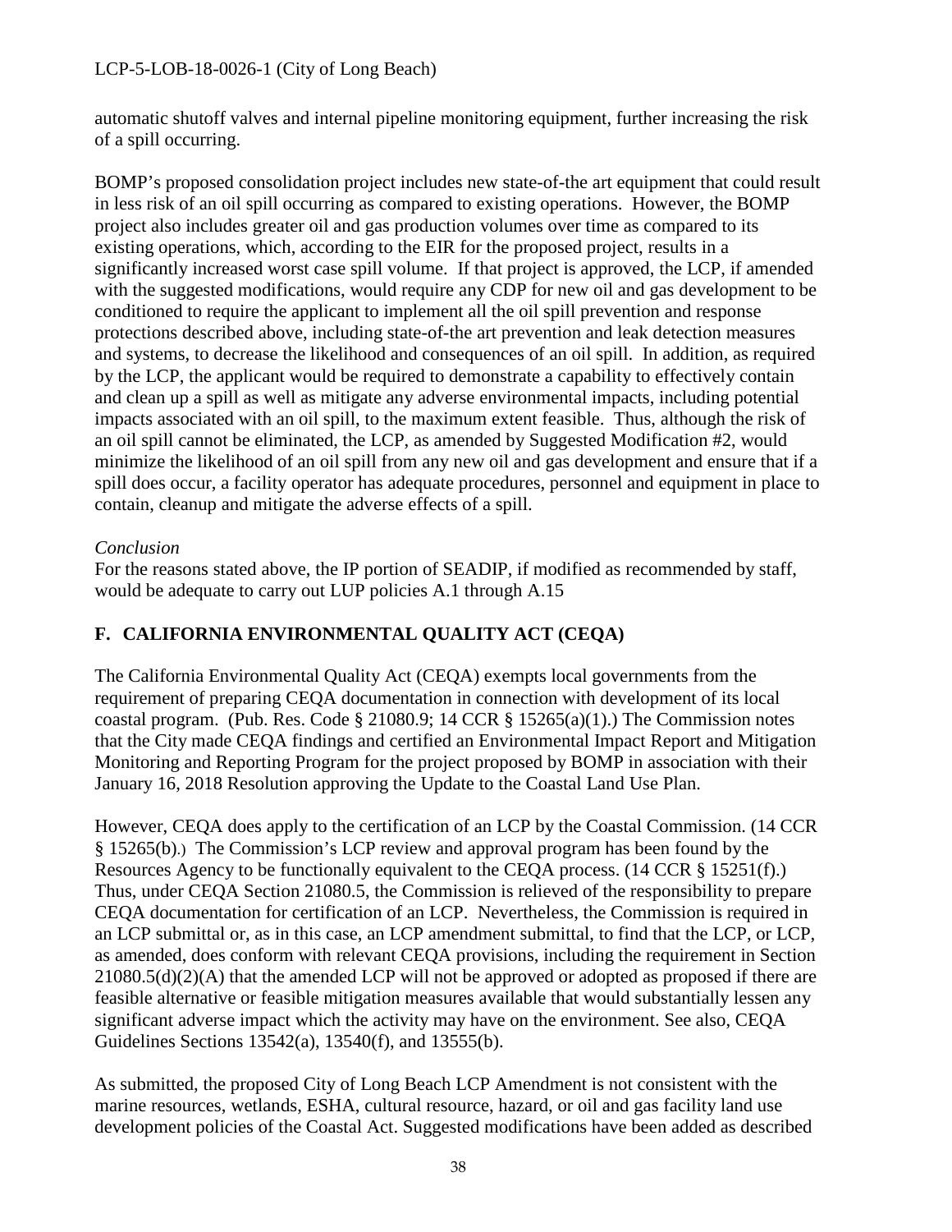automatic shutoff valves and internal pipeline monitoring equipment, further increasing the risk of a spill occurring.

BOMP's proposed consolidation project includes new state-of-the art equipment that could result in less risk of an oil spill occurring as compared to existing operations. However, the BOMP project also includes greater oil and gas production volumes over time as compared to its existing operations, which, according to the EIR for the proposed project, results in a significantly increased worst case spill volume. If that project is approved, the LCP, if amended with the suggested modifications, would require any CDP for new oil and gas development to be conditioned to require the applicant to implement all the oil spill prevention and response protections described above, including state-of-the art prevention and leak detection measures and systems, to decrease the likelihood and consequences of an oil spill. In addition, as required by the LCP, the applicant would be required to demonstrate a capability to effectively contain and clean up a spill as well as mitigate any adverse environmental impacts, including potential impacts associated with an oil spill, to the maximum extent feasible. Thus, although the risk of an oil spill cannot be eliminated, the LCP, as amended by Suggested Modification #2, would minimize the likelihood of an oil spill from any new oil and gas development and ensure that if a spill does occur, a facility operator has adequate procedures, personnel and equipment in place to contain, cleanup and mitigate the adverse effects of a spill.

*Conclusion*

For the reasons stated above, the IP portion of SEADIP, if modified as recommended by staff, would be adequate to carry out LUP policies A.1 through A.15

## F. CALIFORNIA ENVIRONMENTAL QUALITY ACT (CEQA)

The California Environmental Quality Act (CEQA) exempts local governments from the requirement of preparing CEQA documentation in connection with development of its local coastal program. (Pub. Res. Code § 21080.9; 14 CCR § 15265(a)(1).) The Commission notes that the City made CEQA findings and certified an Environmental Impact Report and Mitigation Monitoring and Reporting Program for the project proposed by BOMP in association with their January 16, 2018 Resolution approving the Update to the Coastal Land Use Plan.

However, CEQA does apply to the certification of an LCP by the Coastal Commission. (14 CCR § 15265(b).) The Commission's LCP review and approval program has been found by the Resources Agency to be functionally equivalent to the CEQA process. (14 CCR § 15251(f).) Thus, under CEQA Section 21080.5, the Commission is relieved of the responsibility to prepare CEQA documentation for certification of an LCP. Nevertheless, the Commission is required in an LCP submittal or, as in this case, an LCP amendment submittal, to find that the LCP, or LCP, as amended, does conform with relevant CEQA provisions, including the requirement in Section 21080.5(d)(2)(A) that the amended LCP will not be approved or adopted as proposed if there are feasible alternative or feasible mitigation measures available that would substantially lessen any significant adverse impact which the activity may have on the environment. See also, CEQA Guidelines Sections 13542(a), 13540(f), and 13555(b).

As submitted, the proposed City of Long Beach LCP Amendment is not consistent with the marine resources, wetlands, ESHA, cultural resource, hazard, or oil and gas facility land use development policies of the Coastal Act. Suggested modifications have been added as described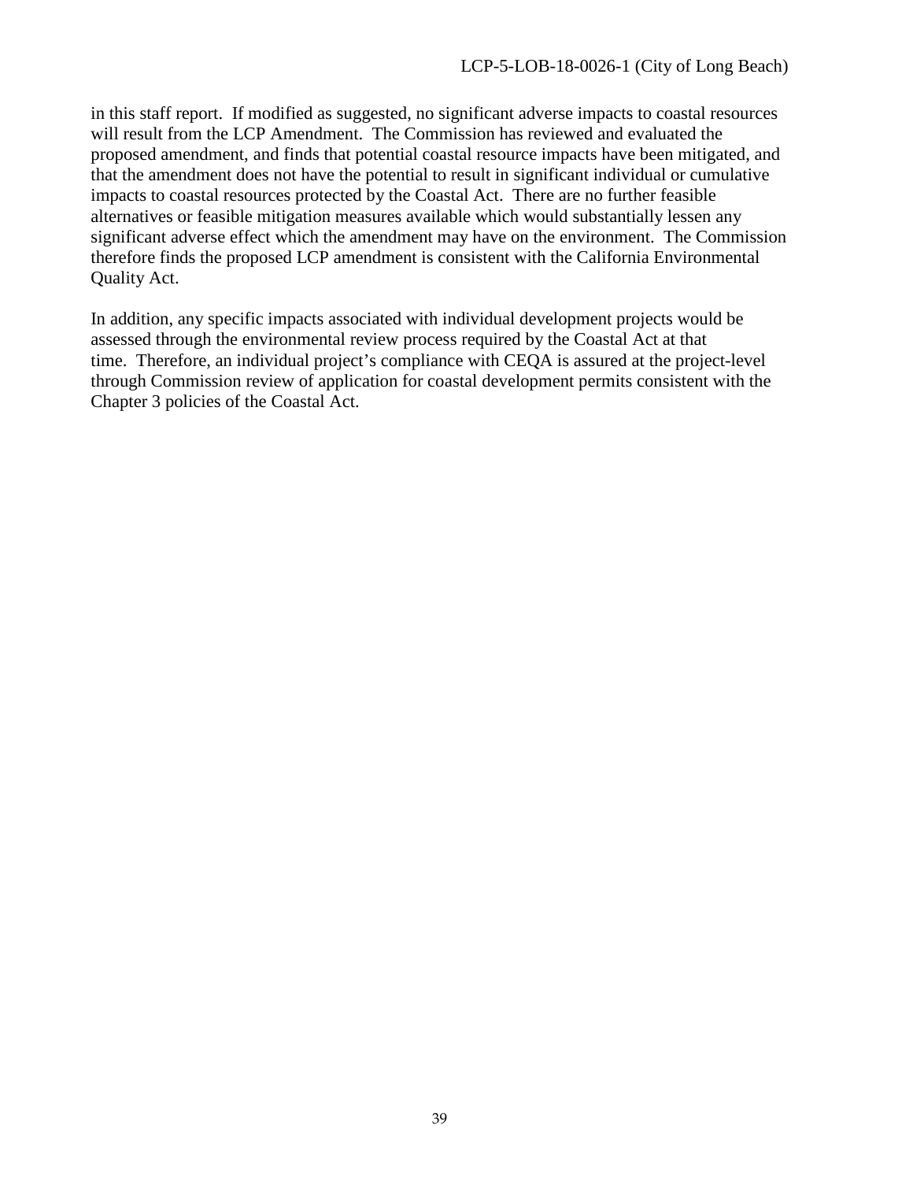in this staff report. If modified as suggested, no significant adverse impacts to coastal resources will result from the LCP Amendment. The Commission has reviewed and evaluated the proposed amendment, and finds that potential coastal resource impacts have been mitigated, and that the amendment does not have the potential to result in significant individual or cumulative impacts to coastal resources protected by the Coastal Act. There are no further feasible alternatives or feasible mitigation measures available which would substantially lessen any significant adverse effect which the amendment may have on the environment. The Commission therefore finds the proposed LCP amendment is consistent with the California Environmental Quality Act.

In addition, any specific impacts associated with individual development projects would be assessed through the environmental review process required by the Coastal Act at that time. Therefore, an individual project's compliance with CEQA is assured at the project-level through Commission review of application for coastal development permits consistent with the Chapter 3 policies of the Coastal Act.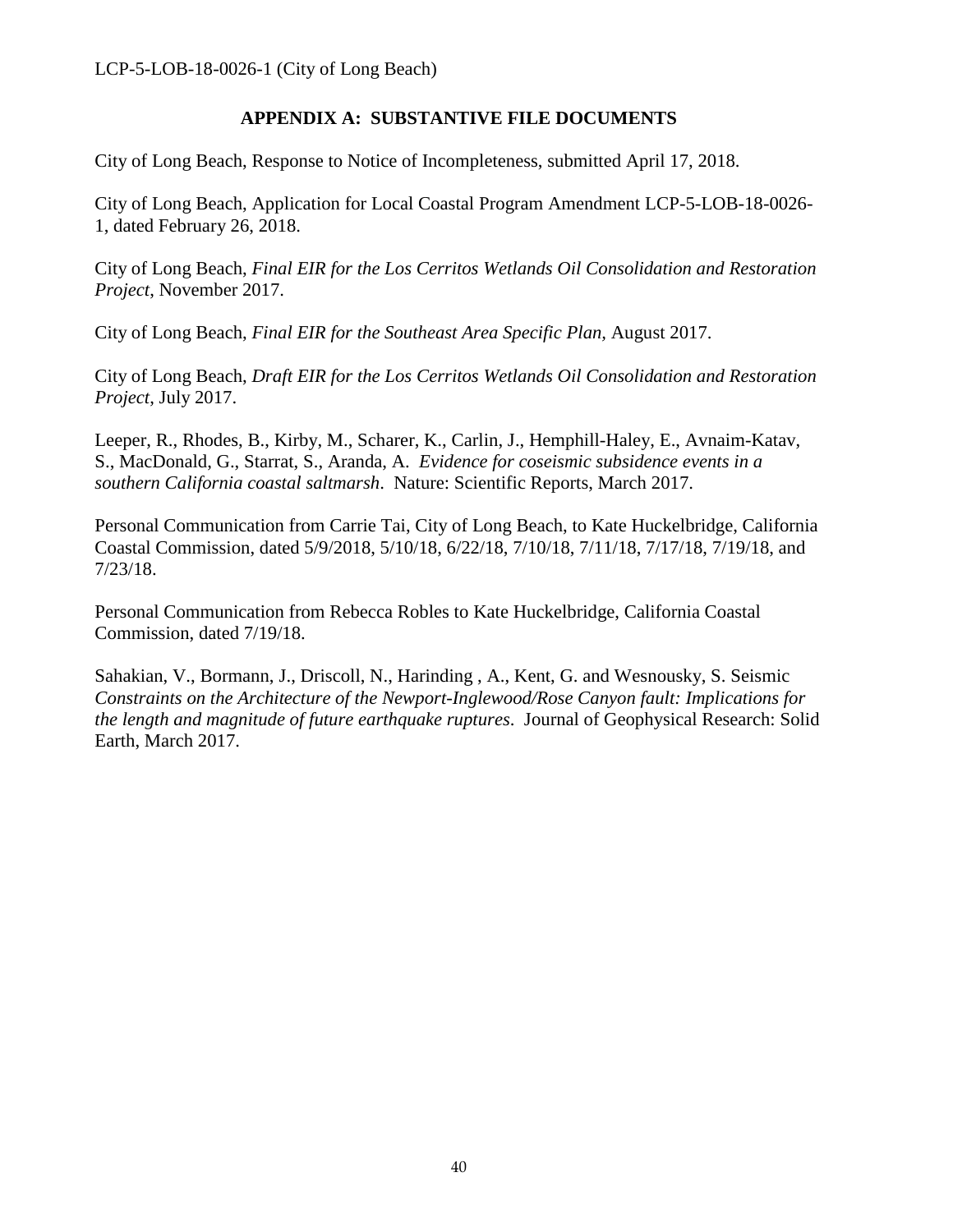## APPENDIX A: SUBSTANTIVE FILE DOCUMENTS

City of Long Beach, Response to Notice of Incompleteness, submitted April 17, 2018.

City of Long Beach, Application for Local Coastal Program Amendment LCP-5-LOB-18-0026-1, dated February 26, 2018.

City of Long Beach, *Final EIR for the Los Cerritos Wetlands Oil Consolidation and Restoration Project*, November 2017.

City of Long Beach, *Final EIR for the Southeast Area Specific Plan,* August 2017.

City of Long Beach, *Draft EIR for the Los Cerritos Wetlands Oil Consolidation and Restoration Project*, July 2017.

Leeper, R., Rhodes, B., Kirby, M., Scharer, K., Carlin, J., Hemphill-Haley, E., Avnaim-Katav, S., MacDonald, G., Starrat, S., Aranda, A. *Evidence for coseismic subsidence events in a southern California coastal saltmarsh*. Nature: Scientific Reports, March 2017.

Personal Communication from Carrie Tai, City of Long Beach, to Kate Huckelbridge, California Coastal Commission, dated 5/9/2018, 5/10/18, 6/22/18, 7/10/18, 7/11/18, 7/17/18, 7/19/18, and 7/23/18.

Personal Communication from Rebecca Robles to Kate Huckelbridge, California Coastal Commission, dated 7/19/18.

Sahakian, V., Bormann, J., Driscoll, N., Harinding , A., Kent, G. and Wesnousky, S. Seismic *Constraints on the Architecture of the Newport-Inglewood/Rose Canyon fault: Implications for the length and magnitude of future earthquake ruptures*. Journal of Geophysical Research: Solid Earth, March 2017.